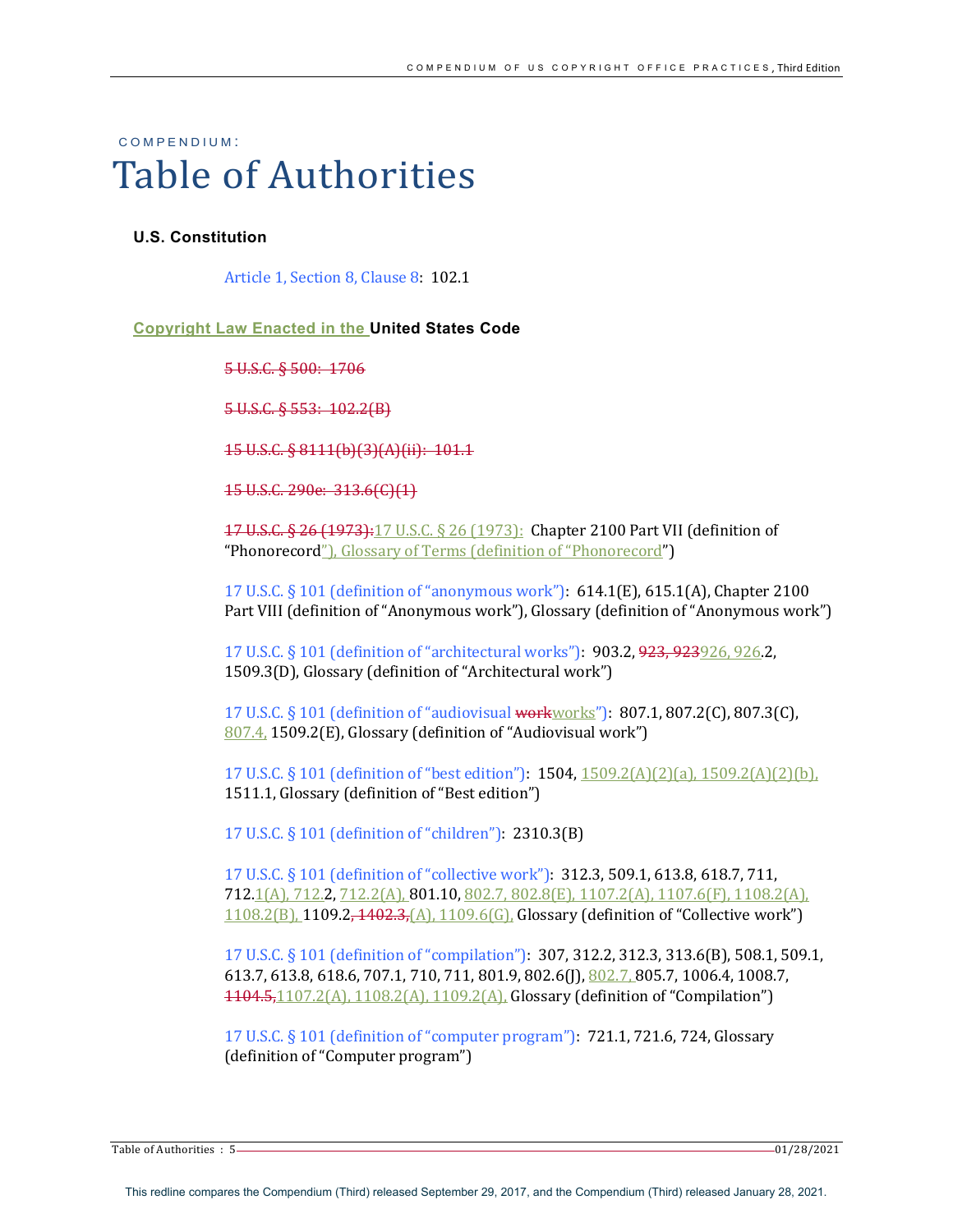COMPENDIUM:

# Table of Authorities

### U.S. Constitution

Article 1, Section 8, Clause 8: 102.1

### Copyright Law Enacted in the United States Code

~~5 U.S.C. § 500: 1706~~

~~5 U.S.C. § 553: 102.2(B)~~

~~15 U.S.C. § 8111(b)(3)(A)(ii): 101.1~~

~~15 U.S.C. 290e: 313.6(C)(1)~~

~~17 U.S.C. § 26 (1973):~~17 U.S.C. § 26 (1973): Chapter 2100 Part VII (definition of "Phonorecord"), Glossary of Terms (definition of "Phonorecord")

17 U.S.C. § 101 (definition of "anonymous work"): 614.1(E), 615.1(A), Chapter 2100 Part VIII (definition of "Anonymous work"), Glossary (definition of "Anonymous work")

17 U.S.C. § 101 (definition of "architectural works"): 903.2, ~~923, 923~~926, 926.2, 1509.3(D), Glossary (definition of "Architectural work")

17 U.S.C. § 101 (definition of "audiovisual ~~work~~works"): 807.1, 807.2(C), 807.3(C), 807.4, 1509.2(E), Glossary (definition of "Audiovisual work")

17 U.S.C. § 101 (definition of "best edition"): 1504, 1509.2(A)(2)(a), 1509.2(A)(2)(b), 1511.1, Glossary (definition of "Best edition")

17 U.S.C. § 101 (definition of "children"): 2310.3(B)

17 U.S.C. § 101 (definition of "collective work"): 312.3, 509.1, 613.8, 618.7, 711, 712.1(A), 712.2, 712.2(A), 801.10, 802.7, 802.8(E), 1107.2(A), 1107.6(F), 1108.2(A), 1108.2(B), 1109.2~~, 1402.3,~~(A), 1109.6(G), Glossary (definition of "Collective work")

17 U.S.C. § 101 (definition of "compilation"): 307, 312.2, 312.3, 313.6(B), 508.1, 509.1, 613.7, 613.8, 618.6, 707.1, 710, 711, 801.9, 802.6(J), 802.7, 805.7, 1006.4, 1008.7, ~~1104.5,~~1107.2(A), 1108.2(A), 1109.2(A), Glossary (definition of "Compilation")

17 U.S.C. § 101 (definition of "computer program"): 721.1, 721.6, 724, Glossary (definition of "Computer program")

This redline compares the Compendium (Third) released September 29, 2017, and the Compendium (Third) released January 28, 2021.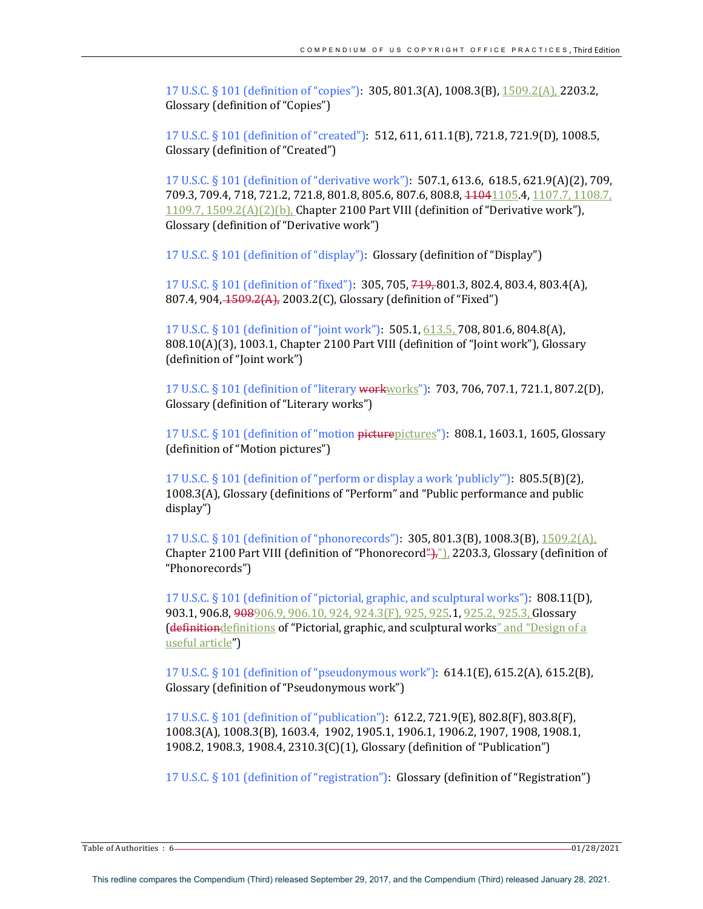17 U.S.C. § 101 (definition of "copies"): 305, 801.3(A), 1008.3(B), 1509.2(A), 2203.2, Glossary (definition of "Copies")

17 U.S.C. § 101 (definition of "created"): 512, 611, 611.1(B), 721.8, 721.9(D), 1008.5, Glossary (definition of "Created")

17 U.S.C. § 101 (definition of "derivative work"): 507.1, 613.6, 618.5, 621.9(A)(2), 709, 709.3, 709.4, 718, 721.2, 721.8, 801.8, 805.6, 807.6, 808.8, ~~1104~~1105.4, 1107.7, 1108.7, 1109.7, 1509.2(A)(2)(b), Chapter 2100 Part VIII (definition of "Derivative work"), Glossary (definition of "Derivative work")

17 U.S.C. § 101 (definition of "display"): Glossary (definition of "Display")

17 U.S.C. § 101 (definition of "fixed"): 305, 705, ~~719,~~ 801.3, 802.4, 803.4, 803.4(A), 807.4, 904, ~~1509.2(A),~~ 2003.2(C), Glossary (definition of "Fixed")

17 U.S.C. § 101 (definition of "joint work"): 505.1, 613.5, 708, 801.6, 804.8(A), 808.10(A)(3), 1003.1, Chapter 2100 Part VIII (definition of "Joint work"), Glossary (definition of "Joint work")

17 U.S.C. § 101 (definition of "literary ~~work~~works"): 703, 706, 707.1, 721.1, 807.2(D), Glossary (definition of "Literary works")

17 U.S.C. § 101 (definition of "motion ~~picture~~pictures"): 808.1, 1603.1, 1605, Glossary (definition of "Motion pictures")

17 U.S.C. § 101 (definition of "perform or display a work 'publicly'"): 805.5(B)(2), 1008.3(A), Glossary (definitions of "Perform" and "Public performance and public display")

17 U.S.C. § 101 (definition of "phonorecords"): 305, 801.3(B), 1008.3(B), 1509.2(A), Chapter 2100 Part VIII (definition of "Phonorecord~~"),~~"), 2203.3, Glossary (definition of "Phonorecords")

17 U.S.C. § 101 (definition of "pictorial, graphic, and sculptural works"): 808.11(D), 903.1, 906.8, ~~908~~906.9, 906.10, 924, 924.3(F), 925, 925.1, 925.2, 925.3, Glossary (~~definition~~definitions of "Pictorial, graphic, and sculptural works" and "Design of a useful article")

17 U.S.C. § 101 (definition of "pseudonymous work"): 614.1(E), 615.2(A), 615.2(B), Glossary (definition of "Pseudonymous work")

17 U.S.C. § 101 (definition of "publication"): 612.2, 721.9(E), 802.8(F), 803.8(F), 1008.3(A), 1008.3(B), 1603.4, 1902, 1905.1, 1906.1, 1906.2, 1907, 1908, 1908.1, 1908.2, 1908.3, 1908.4, 2310.3(C)(1), Glossary (definition of "Publication")

17 U.S.C. § 101 (definition of "registration"): Glossary (definition of "Registration")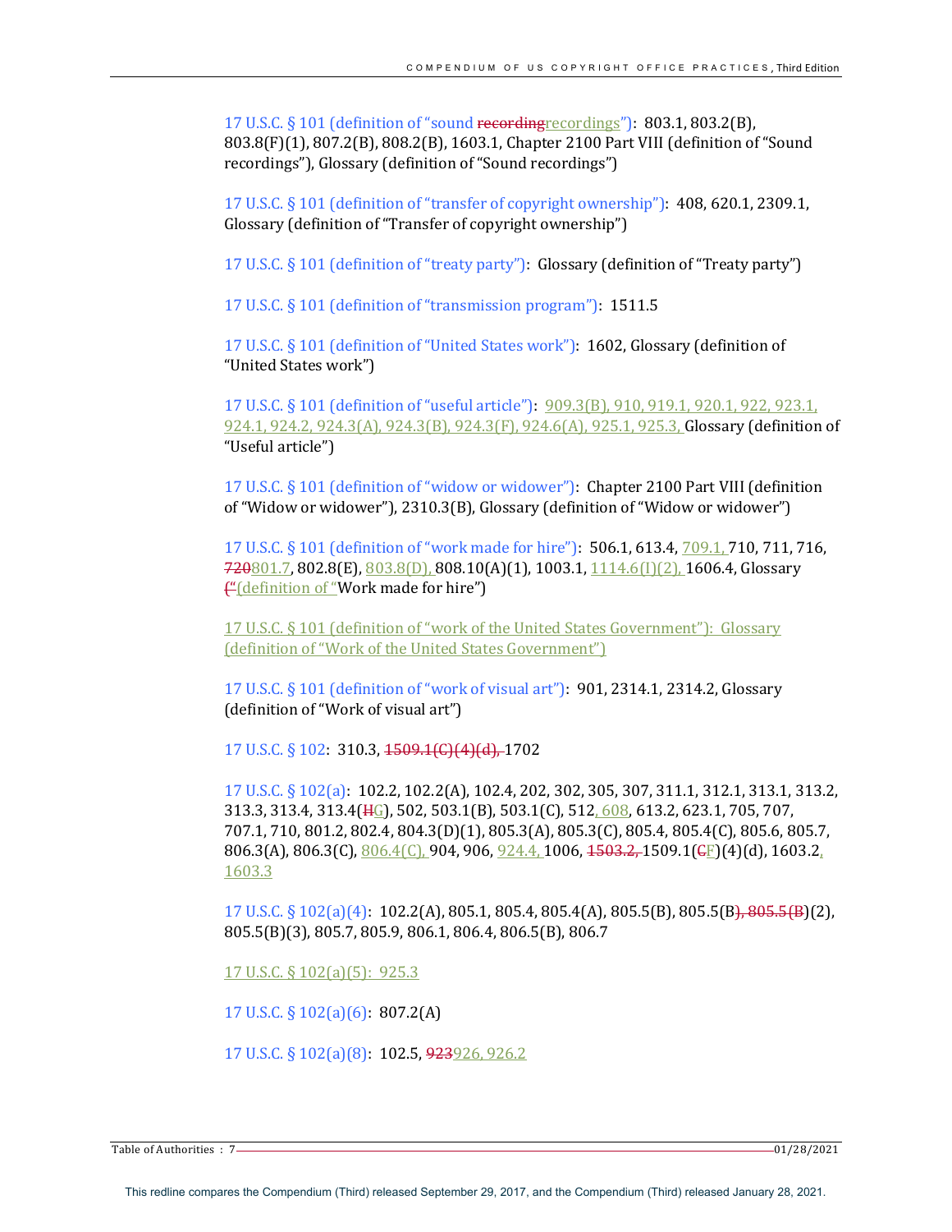17 U.S.C. § 101 (definition of “sound recordingrecordings”): 803.1, 803.2(B), 803.8(F)(1), 807.2(B), 808.2(B), 1603.1, Chapter 2100 Part VIII (definition of “Sound recordings”), Glossary (definition of “Sound recordings”)

17 U.S.C. § 101 (definition of “transfer of copyright ownership”): 408, 620.1, 2309.1, Glossary (definition of “Transfer of copyright ownership”)

17 U.S.C. § 101 (definition of “treaty party”): Glossary (definition of “Treaty party”)

17 U.S.C. § 101 (definition of “transmission program”): 1511.5

17 U.S.C. § 101 (definition of “United States work”): 1602, Glossary (definition of “United States work”)

17 U.S.C. § 101 (definition of “useful article”): 909.3(B), 910, 919.1, 920.1, 922, 923.1, 924.1, 924.2, 924.3(A), 924.3(B), 924.3(F), 924.6(A), 925.1, 925.3, Glossary (definition of “Useful article”)

17 U.S.C. § 101 (definition of “widow or widower”): Chapter 2100 Part VIII (definition of “Widow or widower”), 2310.3(B), Glossary (definition of “Widow or widower”)

17 U.S.C. § 101 (definition of “work made for hire”): 506.1, 613.4, 709.1, 710, 711, 716, 720801.7, 802.8(E), 803.8(D), 808.10(A)(1), 1003.1, 1114.6(I)(2), 1606.4, Glossary (“(definition of “Work made for hire”)

17 U.S.C. § 101 (definition of “work of the United States Government”): Glossary (definition of “Work of the United States Government”)

17 U.S.C. § 101 (definition of “work of visual art”): 901, 2314.1, 2314.2, Glossary (definition of “Work of visual art”)

17 U.S.C. § 102: 310.3, 1509.1(C)(4)(d), 1702

17 U.S.C. § 102(a): 102.2, 102.2(A), 102.4, 202, 302, 305, 307, 311.1, 312.1, 313.1, 313.2, 313.3, 313.4, 313.4(HG), 502, 503.1(B), 503.1(C), 512, 608, 613.2, 623.1, 705, 707, 707.1, 710, 801.2, 802.4, 804.3(D)(1), 805.3(A), 805.3(C), 805.4, 805.4(C), 805.6, 805.7, 806.3(A), 806.3(C), 806.4(C), 904, 906, 924.4, 1006, 1503.2, 1509.1(CF)(4)(d), 1603.2, 1603.3

17 U.S.C. § 102(a)(4): 102.2(A), 805.1, 805.4, 805.4(A), 805.5(B), 805.5(B), 805.5(B)(2), 805.5(B)(3), 805.7, 805.9, 806.1, 806.4, 806.5(B), 806.7

17 U.S.C. § 102(a)(5): 925.3

17 U.S.C. § 102(a)(6): 807.2(A)

17 U.S.C. § 102(a)(8): 102.5, 923926, 926.2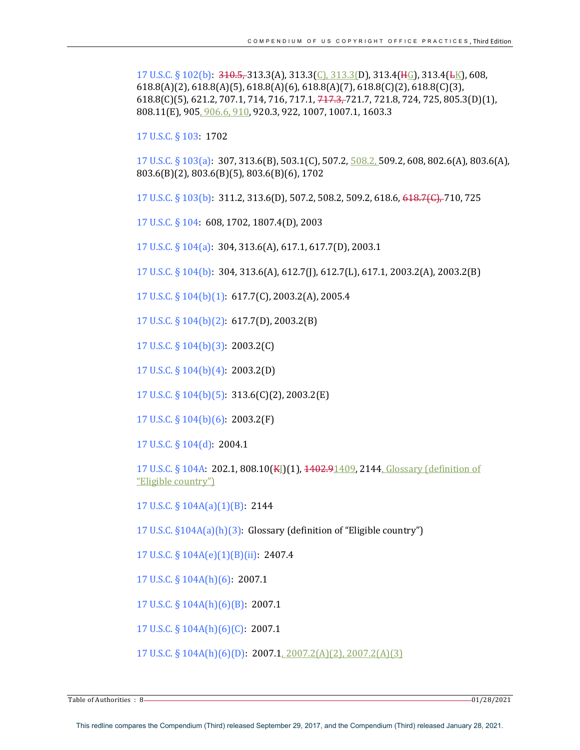17 U.S.C. § 102(b): ~~310.5,~~ 313.3(A), 313.3(C), 313.3(D), 313.4(~~H~~G), 313.4(~~L~~K), 608, 618.8(A)(2), 618.8(A)(5), 618.8(A)(6), 618.8(A)(7), 618.8(C)(2), 618.8(C)(3), 618.8(C)(5), 621.2, 707.1, 714, 716, 717.1, ~~717.3,~~ 721.7, 721.8, 724, 725, 805.3(D)(1), 808.11(E), 905, 906.6, 910, 920.3, 922, 1007, 1007.1, 1603.3

17 U.S.C. § 103: 1702

17 U.S.C. § 103(a): 307, 313.6(B), 503.1(C), 507.2, 508.2, 509.2, 608, 802.6(A), 803.6(A), 803.6(B)(2), 803.6(B)(5), 803.6(B)(6), 1702

17 U.S.C. § 103(b): 311.2, 313.6(D), 507.2, 508.2, 509.2, 618.6, ~~618.7(C),~~ 710, 725

17 U.S.C. § 104: 608, 1702, 1807.4(D), 2003

17 U.S.C. § 104(a): 304, 313.6(A), 617.1, 617.7(D), 2003.1

17 U.S.C. § 104(b): 304, 313.6(A), 612.7(J), 612.7(L), 617.1, 2003.2(A), 2003.2(B)

17 U.S.C. § 104(b)(1): 617.7(C), 2003.2(A), 2005.4

17 U.S.C. § 104(b)(2): 617.7(D), 2003.2(B)

17 U.S.C. § 104(b)(3): 2003.2(C)

17 U.S.C. § 104(b)(4): 2003.2(D)

17 U.S.C. § 104(b)(5): 313.6(C)(2), 2003.2(E)

17 U.S.C. § 104(b)(6): 2003.2(F)

17 U.S.C. § 104(d): 2004.1

17 U.S.C. § 104A: 202.1, 808.10(~~K~~J)(1), ~~1402.9~~1409, 2144, Glossary (definition of "Eligible country")

17 U.S.C. § 104A(a)(1)(B): 2144

17 U.S.C. §104A(a)(h)(3): Glossary (definition of "Eligible country")

17 U.S.C. § 104A(e)(1)(B)(ii): 2407.4

17 U.S.C. § 104A(h)(6): 2007.1

17 U.S.C. § 104A(h)(6)(B): 2007.1

17 U.S.C. § 104A(h)(6)(C): 2007.1

17 U.S.C. § 104A(h)(6)(D): 2007.1, 2007.2(A)(2), 2007.2(A)(3)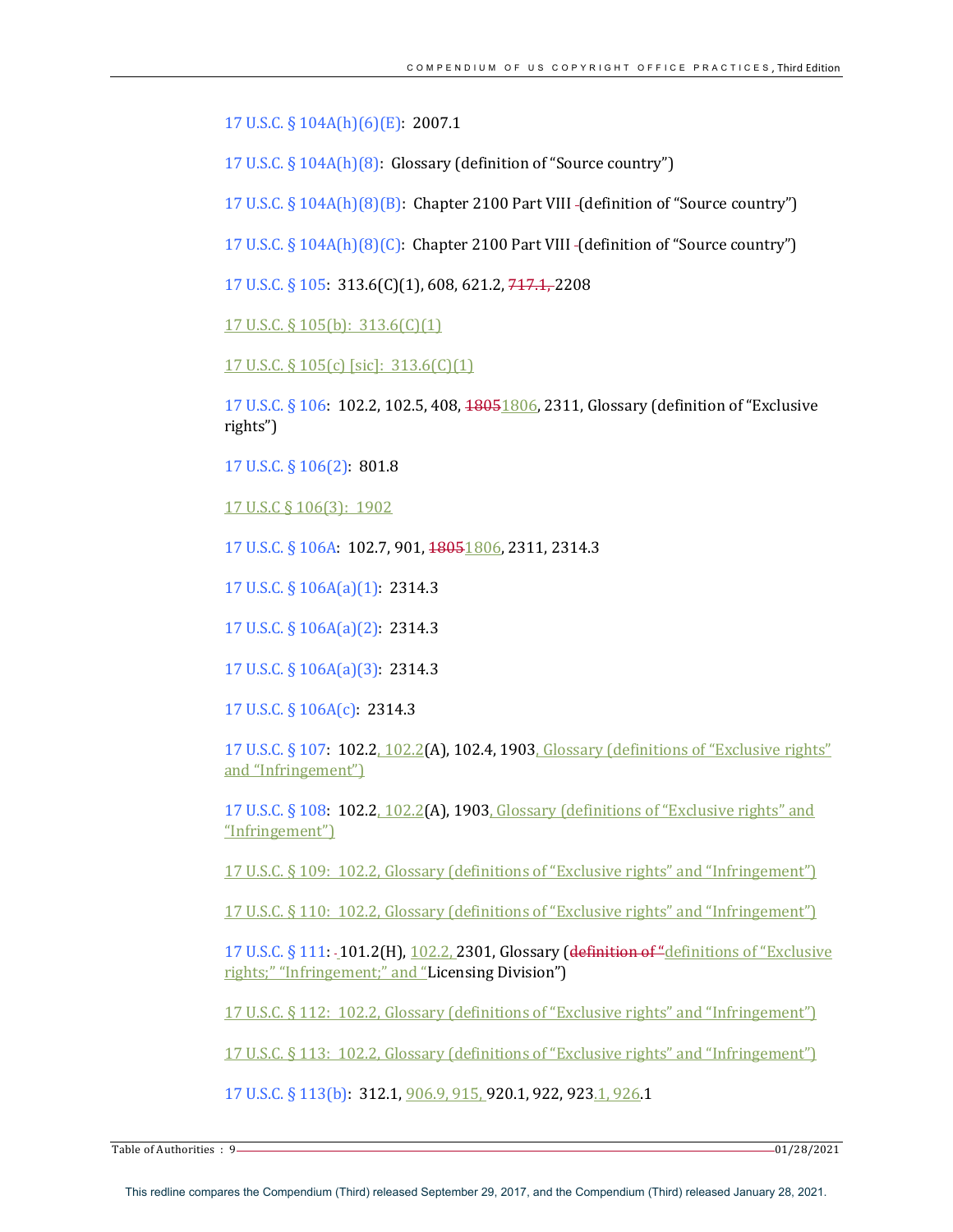17 U.S.C. § 104A(h)(6)(E):  2007.1

17 U.S.C. § 104A(h)(8):  Glossary (definition of "Source country")

17 U.S.C. § 104A(h)(8)(B):  Chapter 2100 Part VIII (definition of "Source country")

17 U.S.C. § 104A(h)(8)(C):  Chapter 2100 Part VIII (definition of "Source country")

17 U.S.C. § 105:  313.6(C)(1), 608, 621.2, ~~717.1,~~ 2208

17 U.S.C. § 105(b):  313.6(C)(1)

17 U.S.C. § 105(c) [sic]:  313.6(C)(1)

17 U.S.C. § 106:  102.2, 102.5, 408, ~~1805~~1806, 2311, Glossary (definition of "Exclusive rights")

17 U.S.C. § 106(2):  801.8

17 U.S.C § 106(3):  1902

17 U.S.C. § 106A:  102.7, 901, ~~1805~~1806, 2311, 2314.3

17 U.S.C. § 106A(a)(1):  2314.3

17 U.S.C. § 106A(a)(2):  2314.3

17 U.S.C. § 106A(a)(3):  2314.3

17 U.S.C. § 106A(c):  2314.3

17 U.S.C. § 107:  102.2, 102.2(A), 102.4, 1903, Glossary (definitions of "Exclusive rights" and "Infringement")

17 U.S.C. § 108:  102.2, 102.2(A), 1903, Glossary (definitions of "Exclusive rights" and "Infringement")

17 U.S.C. § 109:  102.2, Glossary (definitions of "Exclusive rights" and "Infringement")

17 U.S.C. § 110:  102.2, Glossary (definitions of "Exclusive rights" and "Infringement")

17 U.S.C. § 111:  101.2(H), 102.2, 2301, Glossary (~~definition of "~~definitions of "Exclusive rights;" "Infringement;" and "Licensing Division")

17 U.S.C. § 112:  102.2, Glossary (definitions of "Exclusive rights" and "Infringement")

17 U.S.C. § 113:  102.2, Glossary (definitions of "Exclusive rights" and "Infringement")

17 U.S.C. § 113(b):  312.1, 906.9, 915, 920.1, 922, 923.1, 926.1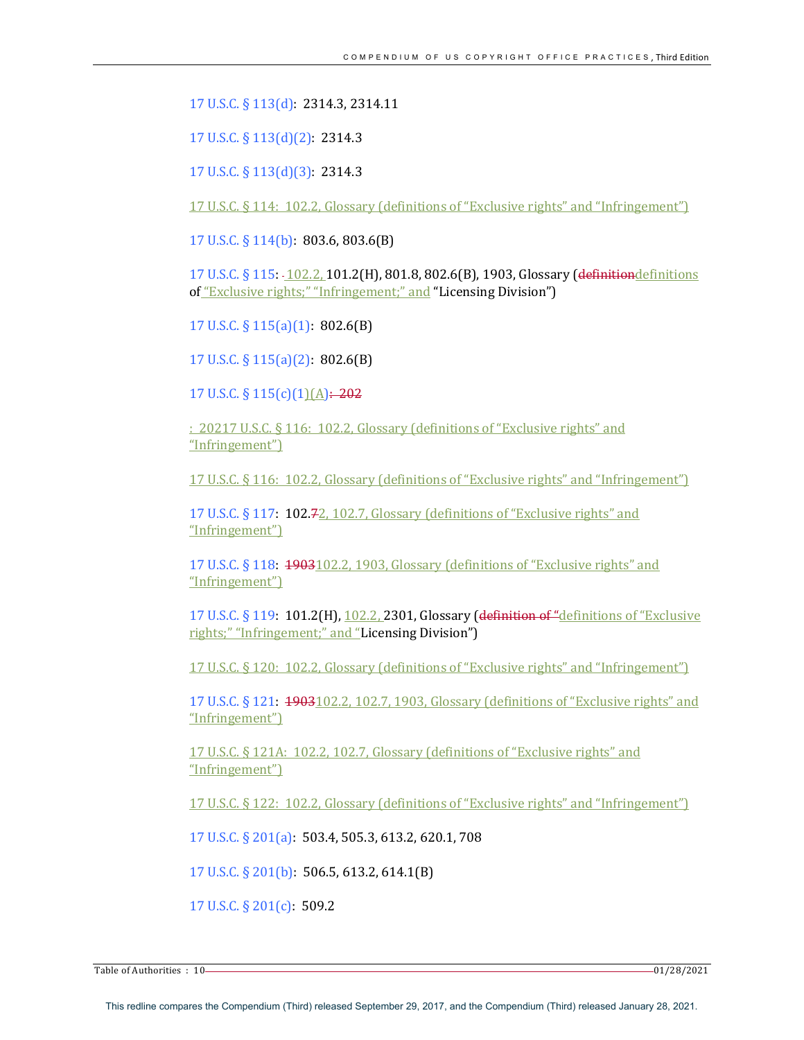17 U.S.C. § 113(d): 2314.3, 2314.11

17 U.S.C. § 113(d)(2): 2314.3

17 U.S.C. § 113(d)(3): 2314.3

17 U.S.C. § 114: 102.2, Glossary (definitions of "Exclusive rights" and "Infringement")

17 U.S.C. § 114(b): 803.6, 803.6(B)

17 U.S.C. § 115: - 102.2, 101.2(H), 801.8, 802.6(B), 1903, Glossary (definitiondefinitions of "Exclusive rights;" "Infringement;" and "Licensing Division")

17 U.S.C. § 115(a)(1): 802.6(B)

17 U.S.C. § 115(a)(2): 802.6(B)

17 U.S.C. § 115(c)(1)(A): 202

: 20217 U.S.C. § 116: 102.2, Glossary (definitions of "Exclusive rights" and "Infringement")

17 U.S.C. § 116: 102.2, Glossary (definitions of "Exclusive rights" and "Infringement")

17 U.S.C. § 117: 102.72, 102.7, Glossary (definitions of "Exclusive rights" and "Infringement")

17 U.S.C. § 118: 1903102.2, 1903, Glossary (definitions of "Exclusive rights" and "Infringement")

17 U.S.C. § 119: 101.2(H), 102.2, 2301, Glossary (definition of "definitions of "Exclusive rights;" "Infringement;" and "Licensing Division")

17 U.S.C. § 120: 102.2, Glossary (definitions of "Exclusive rights" and "Infringement")

17 U.S.C. § 121: 1903102.2, 102.7, 1903, Glossary (definitions of "Exclusive rights" and "Infringement")

17 U.S.C. § 121A: 102.2, 102.7, Glossary (definitions of "Exclusive rights" and "Infringement")

17 U.S.C. § 122: 102.2, Glossary (definitions of "Exclusive rights" and "Infringement")

17 U.S.C. § 201(a): 503.4, 505.3, 613.2, 620.1, 708

17 U.S.C. § 201(b): 506.5, 613.2, 614.1(B)

17 U.S.C. § 201(c): 509.2

This redline compares the Compendium (Third) released September 29, 2017, and the Compendium (Third) released January 28, 2021.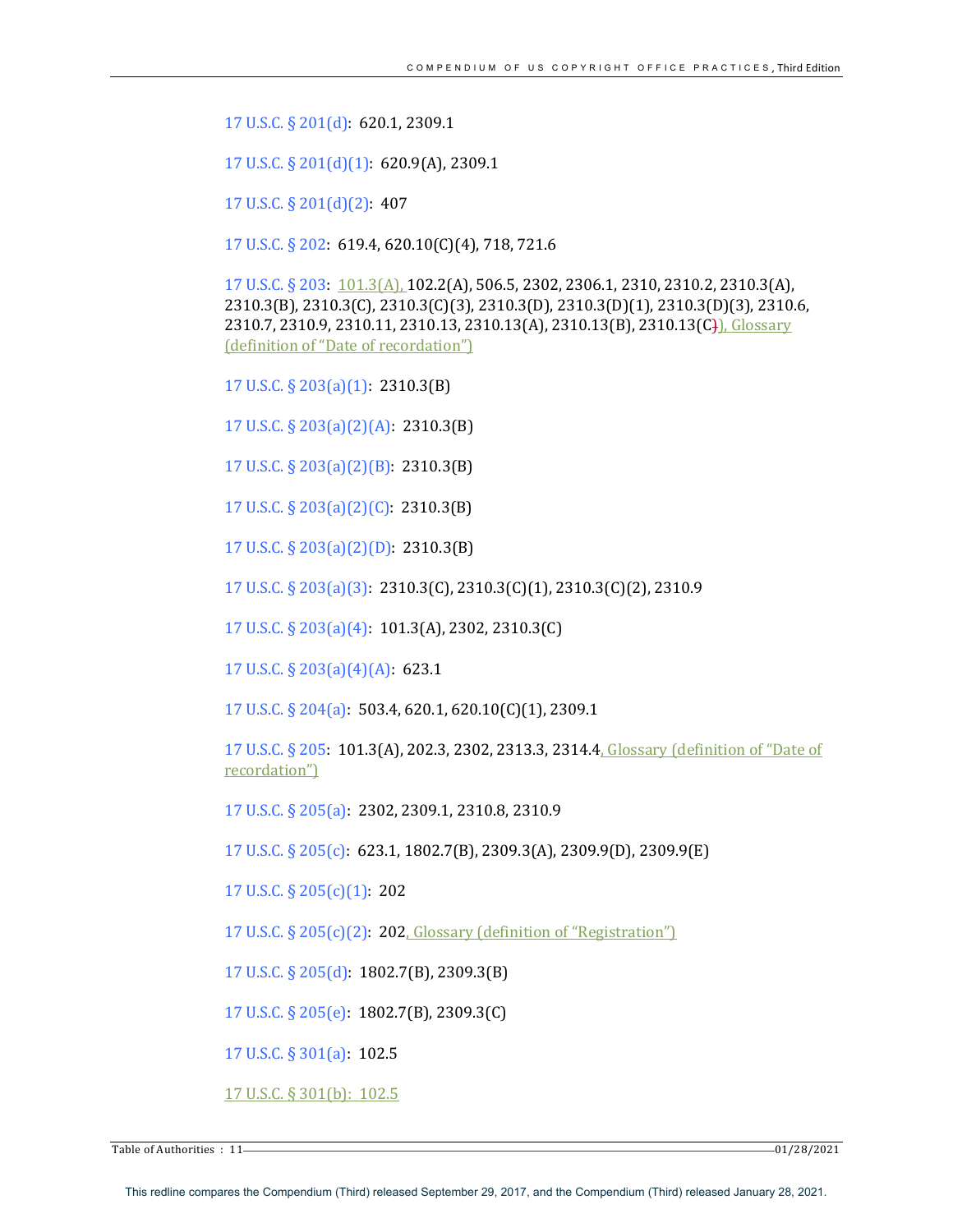17 U.S.C. § 201(d): 620.1, 2309.1

17 U.S.C. § 201(d)(1): 620.9(A), 2309.1

17 U.S.C. § 201(d)(2): 407

17 U.S.C. § 202: 619.4, 620.10(C)(4), 718, 721.6

17 U.S.C. § 203: 101.3(A), 102.2(A), 506.5, 2302, 2306.1, 2310, 2310.2, 2310.3(A), 2310.3(B), 2310.3(C), 2310.3(C)(3), 2310.3(D), 2310.3(D)(1), 2310.3(D)(3), 2310.6, 2310.7, 2310.9, 2310.11, 2310.13, 2310.13(A), 2310.13(B), 2310.13(C), Glossary (definition of "Date of recordation")

17 U.S.C. § 203(a)(1): 2310.3(B)

17 U.S.C. § 203(a)(2)(A): 2310.3(B)

17 U.S.C. § 203(a)(2)(B): 2310.3(B)

17 U.S.C. § 203(a)(2)(C): 2310.3(B)

17 U.S.C. § 203(a)(2)(D): 2310.3(B)

17 U.S.C. § 203(a)(3): 2310.3(C), 2310.3(C)(1), 2310.3(C)(2), 2310.9

17 U.S.C. § 203(a)(4): 101.3(A), 2302, 2310.3(C)

17 U.S.C. § 203(a)(4)(A): 623.1

17 U.S.C. § 204(a): 503.4, 620.1, 620.10(C)(1), 2309.1

17 U.S.C. § 205: 101.3(A), 202.3, 2302, 2313.3, 2314.4, Glossary (definition of "Date of recordation")

17 U.S.C. § 205(a): 2302, 2309.1, 2310.8, 2310.9

17 U.S.C. § 205(c): 623.1, 1802.7(B), 2309.3(A), 2309.9(D), 2309.9(E)

17 U.S.C. § 205(c)(1): 202

17 U.S.C. § 205(c)(2): 202, Glossary (definition of "Registration")

17 U.S.C. § 205(d): 1802.7(B), 2309.3(B)

17 U.S.C. § 205(e): 1802.7(B), 2309.3(C)

17 U.S.C. § 301(a): 102.5

17 U.S.C. § 301(b): 102.5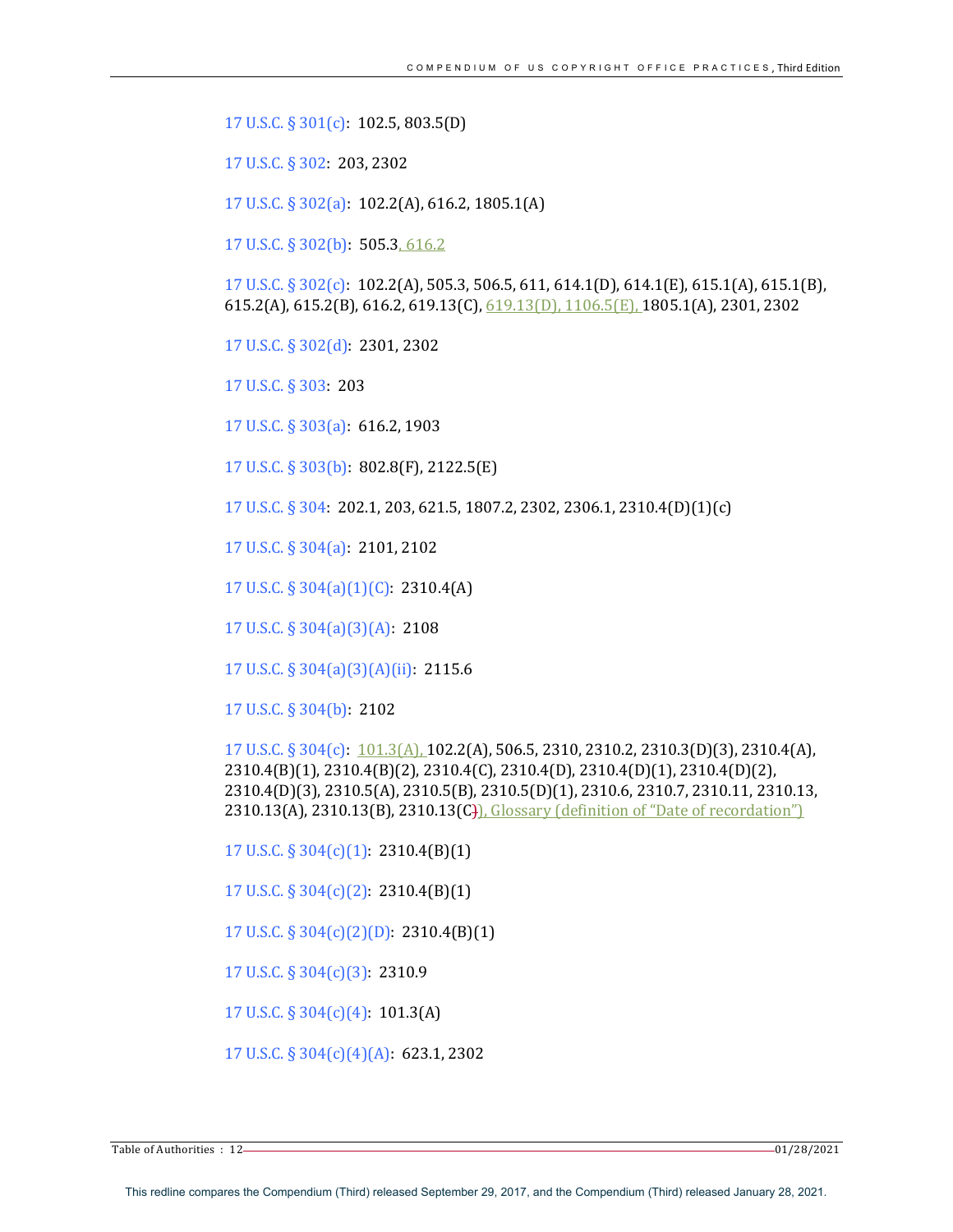17 U.S.C. § 301(c): 102.5, 803.5(D)

17 U.S.C. § 302: 203, 2302

17 U.S.C. § 302(a): 102.2(A), 616.2, 1805.1(A)

17 U.S.C. § 302(b): 505.3, 616.2

17 U.S.C. § 302(c): 102.2(A), 505.3, 506.5, 611, 614.1(D), 614.1(E), 615.1(A), 615.1(B), 615.2(A), 615.2(B), 616.2, 619.13(C), 619.13(D), 1106.5(E), 1805.1(A), 2301, 2302

17 U.S.C. § 302(d): 2301, 2302

17 U.S.C. § 303: 203

17 U.S.C. § 303(a): 616.2, 1903

17 U.S.C. § 303(b): 802.8(F), 2122.5(E)

17 U.S.C. § 304: 202.1, 203, 621.5, 1807.2, 2302, 2306.1, 2310.4(D)(1)(c)

17 U.S.C. § 304(a): 2101, 2102

17 U.S.C. § 304(a)(1)(C): 2310.4(A)

17 U.S.C. § 304(a)(3)(A): 2108

17 U.S.C. § 304(a)(3)(A)(ii): 2115.6

17 U.S.C. § 304(b): 2102

17 U.S.C. § 304(c): 101.3(A), 102.2(A), 506.5, 2310, 2310.2, 2310.3(D)(3), 2310.4(A), 2310.4(B)(1), 2310.4(B)(2), 2310.4(C), 2310.4(D), 2310.4(D)(1), 2310.4(D)(2), 2310.4(D)(3), 2310.5(A), 2310.5(B), 2310.5(D)(1), 2310.6, 2310.7, 2310.11, 2310.13, 2310.13(A), 2310.13(B), 2310.13(C), Glossary (definition of "Date of recordation")

17 U.S.C. § 304(c)(1): 2310.4(B)(1)

17 U.S.C. § 304(c)(2): 2310.4(B)(1)

17 U.S.C. § 304(c)(2)(D): 2310.4(B)(1)

17 U.S.C. § 304(c)(3): 2310.9

17 U.S.C. § 304(c)(4): 101.3(A)

17 U.S.C. § 304(c)(4)(A): 623.1, 2302

This redline compares the Compendium (Third) released September 29, 2017, and the Compendium (Third) released January 28, 2021.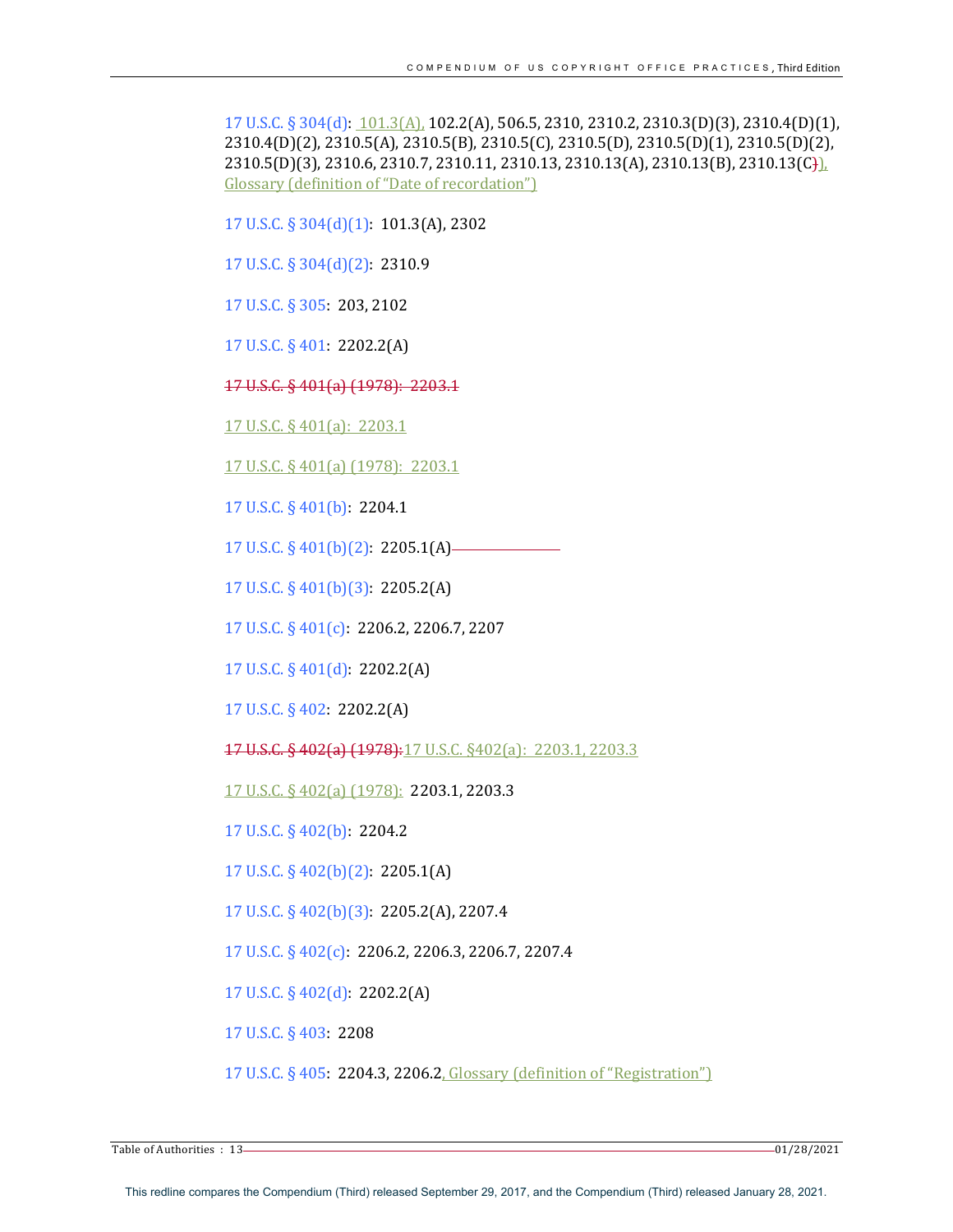17 U.S.C. § 304(d): 101.3(A), 102.2(A), 506.5, 2310, 2310.2, 2310.3(D)(3), 2310.4(D)(1), 2310.4(D)(2), 2310.5(A), 2310.5(B), 2310.5(C), 2310.5(D), 2310.5(D)(1), 2310.5(D)(2), 2310.5(D)(3), 2310.6, 2310.7, 2310.11, 2310.13, 2310.13(A), 2310.13(B), 2310.13(C)), Glossary (definition of "Date of recordation")

17 U.S.C. § 304(d)(1): 101.3(A), 2302

17 U.S.C. § 304(d)(2): 2310.9

17 U.S.C. § 305: 203, 2102

17 U.S.C. § 401: 2202.2(A)

~~17 U.S.C. § 401(a) (1978): 2203.1~~

17 U.S.C. § 401(a): 2203.1

17 U.S.C. § 401(a) (1978): 2203.1

17 U.S.C. § 401(b): 2204.1

17 U.S.C. § 401(b)(2): 2205.1(A)

17 U.S.C. § 401(b)(3): 2205.2(A)

17 U.S.C. § 401(c): 2206.2, 2206.7, 2207

17 U.S.C. § 401(d): 2202.2(A)

17 U.S.C. § 402: 2202.2(A)

~~17 U.S.C. § 402(a) (1978):~~ 17 U.S.C. §402(a): 2203.1, 2203.3

17 U.S.C. § 402(a) (1978): 2203.1, 2203.3

17 U.S.C. § 402(b): 2204.2

17 U.S.C. § 402(b)(2): 2205.1(A)

17 U.S.C. § 402(b)(3): 2205.2(A), 2207.4

17 U.S.C. § 402(c): 2206.2, 2206.3, 2206.7, 2207.4

17 U.S.C. § 402(d): 2202.2(A)

17 U.S.C. § 403: 2208

17 U.S.C. § 405: 2204.3, 2206.2, Glossary (definition of "Registration")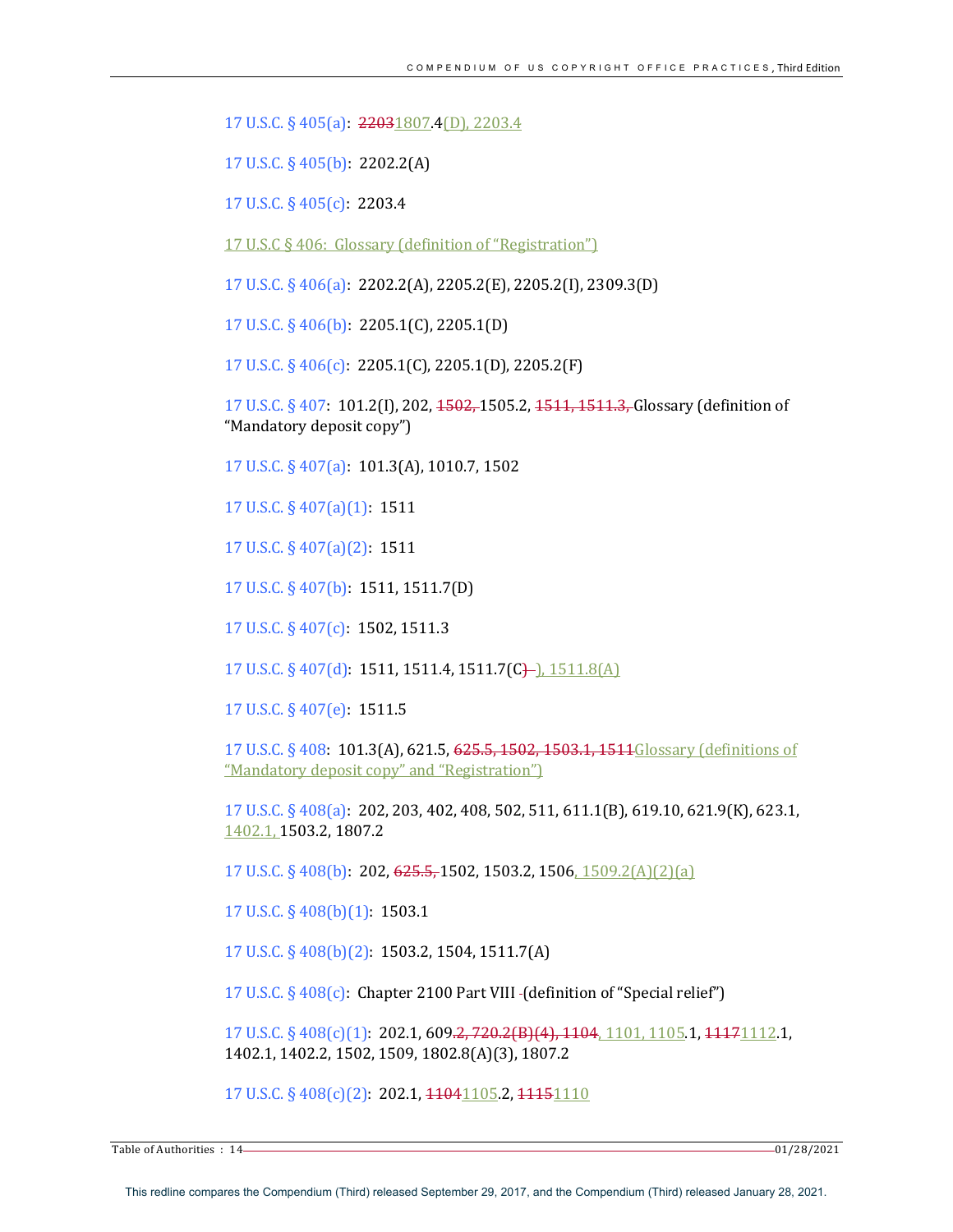17 U.S.C. § 405(a): ~~2203~~1807.4(D), 2203.4

17 U.S.C. § 405(b): 2202.2(A)

17 U.S.C. § 405(c): 2203.4

17 U.S.C § 406: Glossary (definition of "Registration")

17 U.S.C. § 406(a): 2202.2(A), 2205.2(E), 2205.2(I), 2309.3(D)

17 U.S.C. § 406(b): 2205.1(C), 2205.1(D)

17 U.S.C. § 406(c): 2205.1(C), 2205.1(D), 2205.2(F)

17 U.S.C. § 407: 101.2(I), 202, ~~1502,~~ 1505.2, ~~1511, 1511.3,~~ Glossary (definition of "Mandatory deposit copy")

17 U.S.C. § 407(a): 101.3(A), 1010.7, 1502

17 U.S.C. § 407(a)(1): 1511

17 U.S.C. § 407(a)(2): 1511

17 U.S.C. § 407(b): 1511, 1511.7(D)

17 U.S.C. § 407(c): 1502, 1511.3

17 U.S.C. § 407(d): 1511, 1511.4, 1511.7(C~~)~~), 1511.8(A)

17 U.S.C. § 407(e): 1511.5

17 U.S.C. § 408: 101.3(A), 621.5, ~~625.5, 1502, 1503.1, 1511~~Glossary (definitions of "Mandatory deposit copy" and "Registration")

17 U.S.C. § 408(a): 202, 203, 402, 408, 502, 511, 611.1(B), 619.10, 621.9(K), 623.1, 1402.1, 1503.2, 1807.2

17 U.S.C. § 408(b): 202, ~~625.5,~~ 1502, 1503.2, 1506, 1509.2(A)(2)(a)

17 U.S.C. § 408(b)(1): 1503.1

17 U.S.C. § 408(b)(2): 1503.2, 1504, 1511.7(A)

17 U.S.C. § 408(c): Chapter 2100 Part VIII ~~-~~(definition of "Special relief")

17 U.S.C. § 408(c)(1): 202.1, 609~~.2, 720.2(B)(4), 1104~~, 1101, 1105.1, ~~1117~~1112.1, 1402.1, 1402.2, 1502, 1509, 1802.8(A)(3), 1807.2

17 U.S.C. § 408(c)(2): 202.1, ~~1104~~1105.2, ~~1115~~1110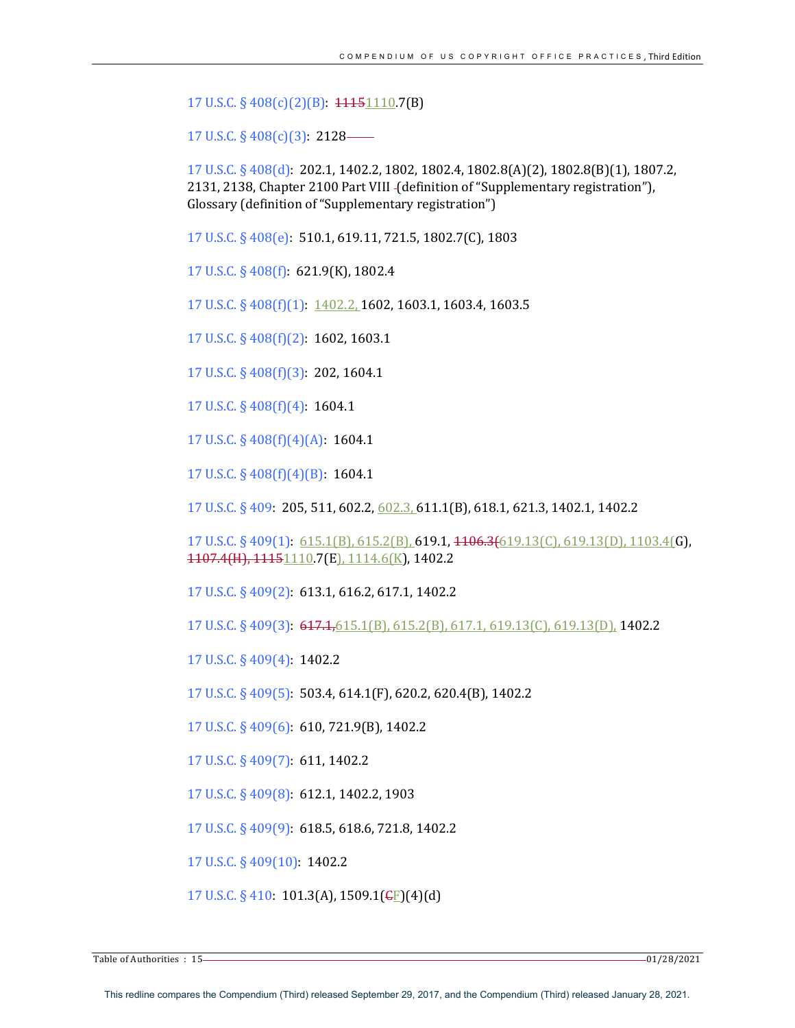17 U.S.C. § 408(c)(2)(B): ~~1115~~1110.7(B)

17 U.S.C. § 408(c)(3): 2128

17 U.S.C. § 408(d): 202.1, 1402.2, 1802, 1802.4, 1802.8(A)(2), 1802.8(B)(1), 1807.2, 2131, 2138, Chapter 2100 Part VIII (definition of "Supplementary registration"), Glossary (definition of "Supplementary registration")

17 U.S.C. § 408(e): 510.1, 619.11, 721.5, 1802.7(C), 1803

17 U.S.C. § 408(f): 621.9(K), 1802.4

17 U.S.C. § 408(f)(1): 1402.2, 1602, 1603.1, 1603.4, 1603.5

17 U.S.C. § 408(f)(2): 1602, 1603.1

17 U.S.C. § 408(f)(3): 202, 1604.1

17 U.S.C. § 408(f)(4): 1604.1

17 U.S.C. § 408(f)(4)(A): 1604.1

17 U.S.C. § 408(f)(4)(B): 1604.1

17 U.S.C. § 409: 205, 511, 602.2, 602.3, 611.1(B), 618.1, 621.3, 1402.1, 1402.2

17 U.S.C. § 409(1): 615.1(B), 615.2(B), 619.1, ~~1106.3(~~619.13(C), 619.13(D), 1103.4(G), ~~1107.4(H), 1115~~1110.7(E), 1114.6(K), 1402.2

17 U.S.C. § 409(2): 613.1, 616.2, 617.1, 1402.2

17 U.S.C. § 409(3): ~~617.1,~~615.1(B), 615.2(B), 617.1, 619.13(C), 619.13(D), 1402.2

17 U.S.C. § 409(4): 1402.2

17 U.S.C. § 409(5): 503.4, 614.1(F), 620.2, 620.4(B), 1402.2

17 U.S.C. § 409(6): 610, 721.9(B), 1402.2

17 U.S.C. § 409(7): 611, 1402.2

17 U.S.C. § 409(8): 612.1, 1402.2, 1903

17 U.S.C. § 409(9): 618.5, 618.6, 721.8, 1402.2

17 U.S.C. § 409(10): 1402.2

17 U.S.C. § 410: 101.3(A), 1509.1(~~C~~F)(4)(d)

This redline compares the Compendium (Third) released September 29, 2017, and the Compendium (Third) released January 28, 2021.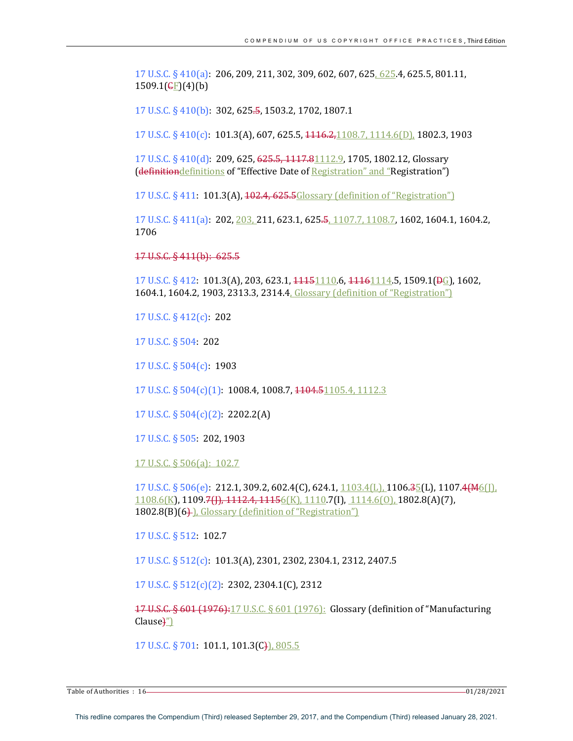17 U.S.C. § 410(a): 206, 209, 211, 302, 309, 602, 607, 625, 625.4, 625.5, 801.11, 1509.1(~~C~~F)(4)(b)

17 U.S.C. § 410(b): 302, 625~~.5~~, 1503.2, 1702, 1807.1

17 U.S.C. § 410(c): 101.3(A), 607, 625.5, ~~1116.2,~~1108.7, 1114.6(D), 1802.3, 1903

17 U.S.C. § 410(d): 209, 625, ~~625.5, 1117.8~~1112.9, 1705, 1802.12, Glossary (~~definition~~definitions of "Effective Date of Registration" and "Registration")

17 U.S.C. § 411: 101.3(A), ~~102.4, 625.5~~Glossary (definition of "Registration")

17 U.S.C. § 411(a): 202, 203, 211, 623.1, 625~~.5~~, 1107.7, 1108.7, 1602, 1604.1, 1604.2, 1706

~~17 U.S.C. § 411(b): 625.5~~

17 U.S.C. § 412: 101.3(A), 203, 623.1, ~~1115~~1110.6, ~~1116~~1114.5, 1509.1(~~D~~G), 1602, 1604.1, 1604.2, 1903, 2313.3, 2314.4, Glossary (definition of "Registration")

17 U.S.C. § 412(c): 202

17 U.S.C. § 504: 202

17 U.S.C. § 504(c): 1903

17 U.S.C. § 504(c)(1): 1008.4, 1008.7, ~~1104.5~~1105.4, 1112.3

17 U.S.C. § 504(c)(2): 2202.2(A)

17 U.S.C. § 505: 202, 1903

17 U.S.C. § 506(a): 102.7

17 U.S.C. § 506(e): 212.1, 309.2, 602.4(C), 624.1, 1103.4(L), 1106.~~3~~5(L), 1107.~~4(M~~6(J), 1108.6(K), 1109.~~7(J), 1112.4, 1115~~6(K), 1110.7(I), 1114.6(O), 1802.8(A)(7), 1802.8(B)(6~~)~~), Glossary (definition of "Registration")

17 U.S.C. § 512: 102.7

17 U.S.C. § 512(c): 101.3(A), 2301, 2302, 2304.1, 2312, 2407.5

17 U.S.C. § 512(c)(2): 2302, 2304.1(C), 2312

~~17 U.S.C. § 601 (1976):~~17 U.S.C. § 601 (1976): Glossary (definition of "Manufacturing Clause~~)~~")

17 U.S.C. § 701: 101.1, 101.3(C~~)~~), 805.5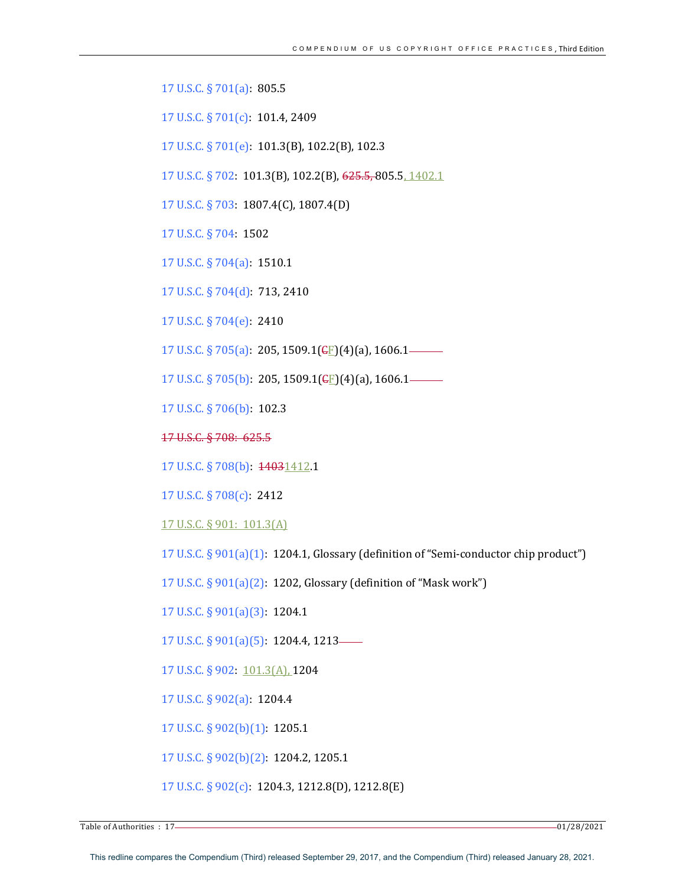17 U.S.C. § 701(a): 805.5

17 U.S.C. § 701(c): 101.4, 2409

17 U.S.C. § 701(e): 101.3(B), 102.2(B), 102.3

17 U.S.C. § 702: 101.3(B), 102.2(B), ~~625.5,~~ 805.5, 1402.1

17 U.S.C. § 703: 1807.4(C), 1807.4(D)

17 U.S.C. § 704: 1502

17 U.S.C. § 704(a): 1510.1

17 U.S.C. § 704(d): 713, 2410

17 U.S.C. § 704(e): 2410

17 U.S.C. § 705(a): 205, 1509.1(~~C~~F)(4)(a), 1606.1

17 U.S.C. § 705(b): 205, 1509.1(~~C~~F)(4)(a), 1606.1

17 U.S.C. § 706(b): 102.3

~~17 U.S.C. § 708: 625.5~~

17 U.S.C. § 708(b): ~~1403~~1412.1

17 U.S.C. § 708(c): 2412

17 U.S.C. § 901: 101.3(A)

17 U.S.C. § 901(a)(1): 1204.1, Glossary (definition of "Semi-conductor chip product")

17 U.S.C. § 901(a)(2): 1202, Glossary (definition of "Mask work")

17 U.S.C. § 901(a)(3): 1204.1

17 U.S.C. § 901(a)(5): 1204.4, 1213

17 U.S.C. § 902: 101.3(A), 1204

17 U.S.C. § 902(a): 1204.4

17 U.S.C. § 902(b)(1): 1205.1

17 U.S.C. § 902(b)(2): 1204.2, 1205.1

17 U.S.C. § 902(c): 1204.3, 1212.8(D), 1212.8(E)

This redline compares the Compendium (Third) released September 29, 2017, and the Compendium (Third) released January 28, 2021.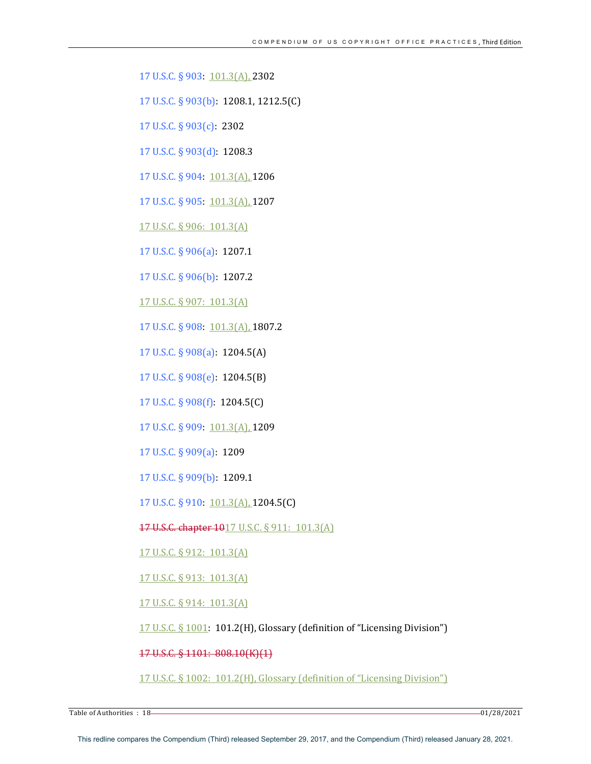17 U.S.C. § 903: 101.3(A), 2302

17 U.S.C. § 903(b): 1208.1, 1212.5(C)

17 U.S.C. § 903(c): 2302

17 U.S.C. § 903(d): 1208.3

17 U.S.C. § 904: 101.3(A), 1206

17 U.S.C. § 905: 101.3(A), 1207

17 U.S.C. § 906: 101.3(A)

17 U.S.C. § 906(a): 1207.1

17 U.S.C. § 906(b): 1207.2

17 U.S.C. § 907: 101.3(A)

17 U.S.C. § 908: 101.3(A), 1807.2

17 U.S.C. § 908(a): 1204.5(A)

17 U.S.C. § 908(e): 1204.5(B)

17 U.S.C. § 908(f): 1204.5(C)

17 U.S.C. § 909: 101.3(A), 1209

17 U.S.C. § 909(a): 1209

17 U.S.C. § 909(b): 1209.1

17 U.S.C. § 910: 101.3(A), 1204.5(C)

~~17 U.S.C. chapter 10~~17 U.S.C. § 911: 101.3(A)

17 U.S.C. § 912: 101.3(A)

17 U.S.C. § 913: 101.3(A)

17 U.S.C. § 914: 101.3(A)

17 U.S.C. § 1001: 101.2(H), Glossary (definition of "Licensing Division")

~~17 U.S.C. § 1101: 808.10(K)(1)~~

17 U.S.C. § 1002: 101.2(H), Glossary (definition of "Licensing Division")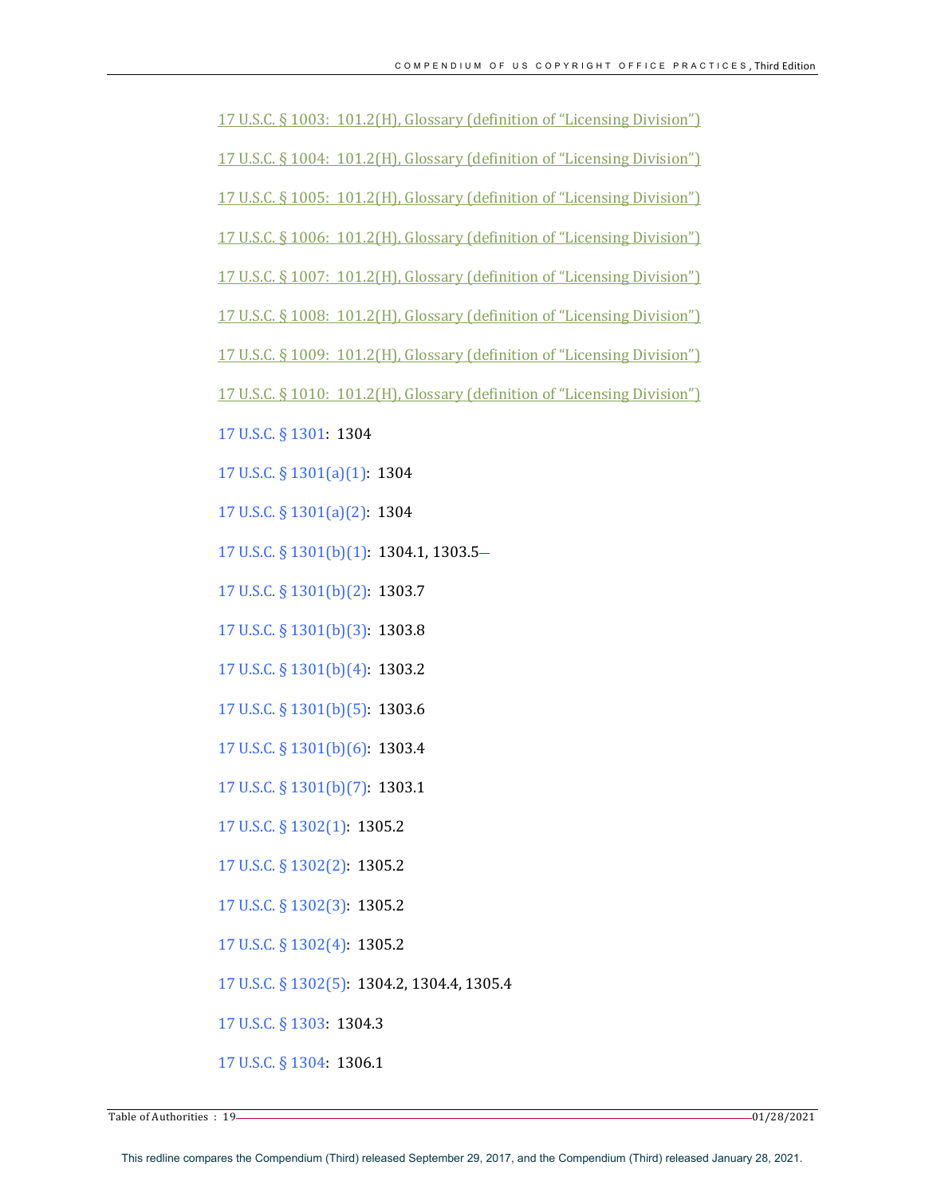17 U.S.C. § 1003: 101.2(H), Glossary (definition of "Licensing Division")

17 U.S.C. § 1004: 101.2(H), Glossary (definition of "Licensing Division")

17 U.S.C. § 1005: 101.2(H), Glossary (definition of "Licensing Division")

17 U.S.C. § 1006: 101.2(H), Glossary (definition of "Licensing Division")

17 U.S.C. § 1007: 101.2(H), Glossary (definition of "Licensing Division")

17 U.S.C. § 1008: 101.2(H), Glossary (definition of "Licensing Division")

17 U.S.C. § 1009: 101.2(H), Glossary (definition of "Licensing Division")

17 U.S.C. § 1010: 101.2(H), Glossary (definition of "Licensing Division")

17 U.S.C. § 1301: 1304

17 U.S.C. § 1301(a)(1): 1304

17 U.S.C. § 1301(a)(2): 1304

17 U.S.C. § 1301(b)(1): 1304.1, 1303.5

17 U.S.C. § 1301(b)(2): 1303.7

17 U.S.C. § 1301(b)(3): 1303.8

17 U.S.C. § 1301(b)(4): 1303.2

17 U.S.C. § 1301(b)(5): 1303.6

17 U.S.C. § 1301(b)(6): 1303.4

17 U.S.C. § 1301(b)(7): 1303.1

17 U.S.C. § 1302(1): 1305.2

17 U.S.C. § 1302(2): 1305.2

17 U.S.C. § 1302(3): 1305.2

17 U.S.C. § 1302(4): 1305.2

17 U.S.C. § 1302(5): 1304.2, 1304.4, 1305.4

17 U.S.C. § 1303: 1304.3

17 U.S.C. § 1304: 1306.1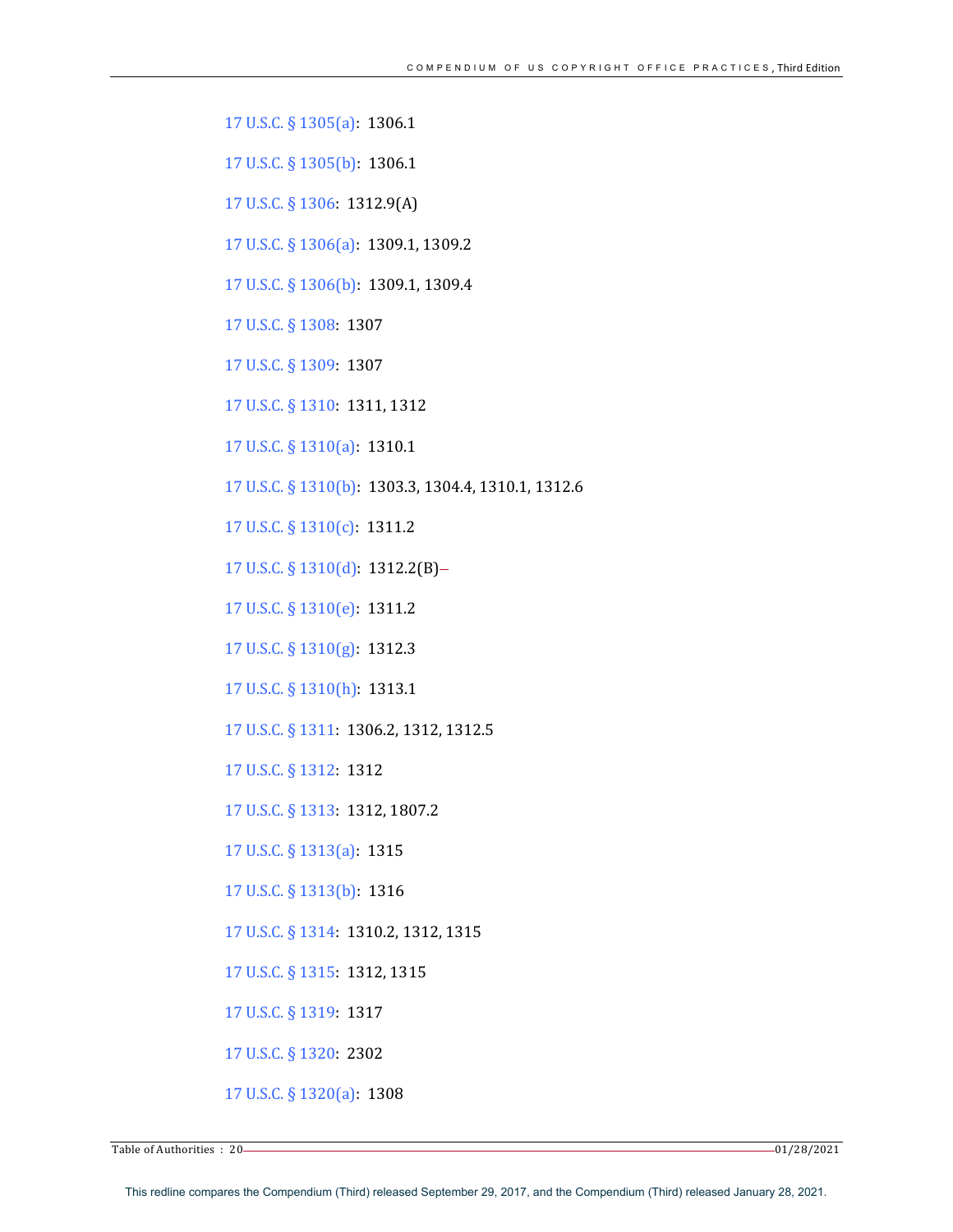17 U.S.C. § 1305(a): 1306.1

17 U.S.C. § 1305(b): 1306.1

17 U.S.C. § 1306: 1312.9(A)

17 U.S.C. § 1306(a): 1309.1, 1309.2

17 U.S.C. § 1306(b): 1309.1, 1309.4

17 U.S.C. § 1308: 1307

17 U.S.C. § 1309: 1307

17 U.S.C. § 1310: 1311, 1312

17 U.S.C. § 1310(a): 1310.1

17 U.S.C. § 1310(b): 1303.3, 1304.4, 1310.1, 1312.6

17 U.S.C. § 1310(c): 1311.2

17 U.S.C. § 1310(d): 1312.2(B)–

17 U.S.C. § 1310(e): 1311.2

17 U.S.C. § 1310(g): 1312.3

17 U.S.C. § 1310(h): 1313.1

17 U.S.C. § 1311: 1306.2, 1312, 1312.5

17 U.S.C. § 1312: 1312

17 U.S.C. § 1313: 1312, 1807.2

17 U.S.C. § 1313(a): 1315

17 U.S.C. § 1313(b): 1316

17 U.S.C. § 1314: 1310.2, 1312, 1315

17 U.S.C. § 1315: 1312, 1315

17 U.S.C. § 1319: 1317

17 U.S.C. § 1320: 2302

17 U.S.C. § 1320(a): 1308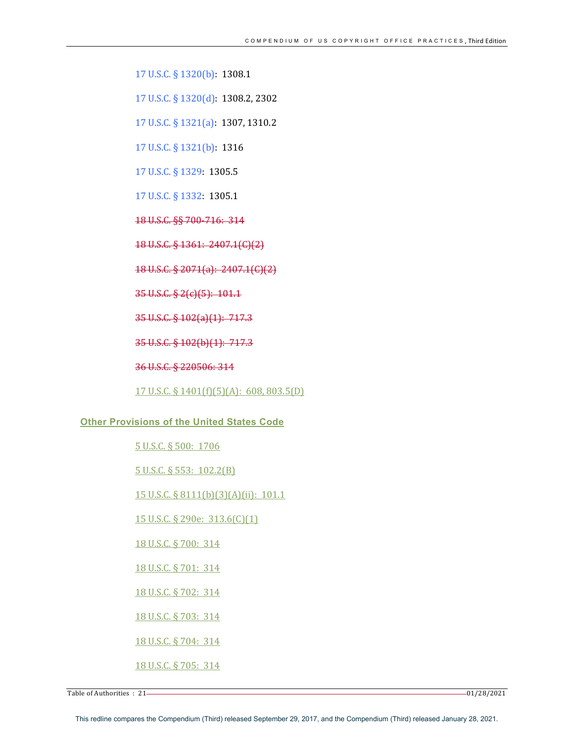17 U.S.C. § 1320(b): 1308.1

17 U.S.C. § 1320(d): 1308.2, 2302

17 U.S.C. § 1321(a): 1307, 1310.2

17 U.S.C. § 1321(b): 1316

17 U.S.C. § 1329: 1305.5

17 U.S.C. § 1332: 1305.1

~~18 U.S.C. §§ 700-716: 314~~

~~18 U.S.C. § 1361: 2407.1(C)(2)~~

~~18 U.S.C. § 2071(a): 2407.1(C)(2)~~

~~35 U.S.C. § 2(c)(5): 101.1~~

~~35 U.S.C. § 102(a)(1): 717.3~~

~~35 U.S.C. § 102(b)(1): 717.3~~

~~36 U.S.C. § 220506: 314~~

17 U.S.C. § 1401(f)(5)(A): 608, 803.5(D)

**Other Provisions of the United States Code**

5 U.S.C. § 500: 1706

5 U.S.C. § 553: 102.2(B)

15 U.S.C. § 8111(b)(3)(A)(ii): 101.1

15 U.S.C. § 290e: 313.6(C)(1)

18 U.S.C. § 700: 314

18 U.S.C. § 701: 314

18 U.S.C. § 702: 314

18 U.S.C. § 703: 314

18 U.S.C. § 704: 314

18 U.S.C. § 705: 314

This redline compares the Compendium (Third) released September 29, 2017, and the Compendium (Third) released January 28, 2021.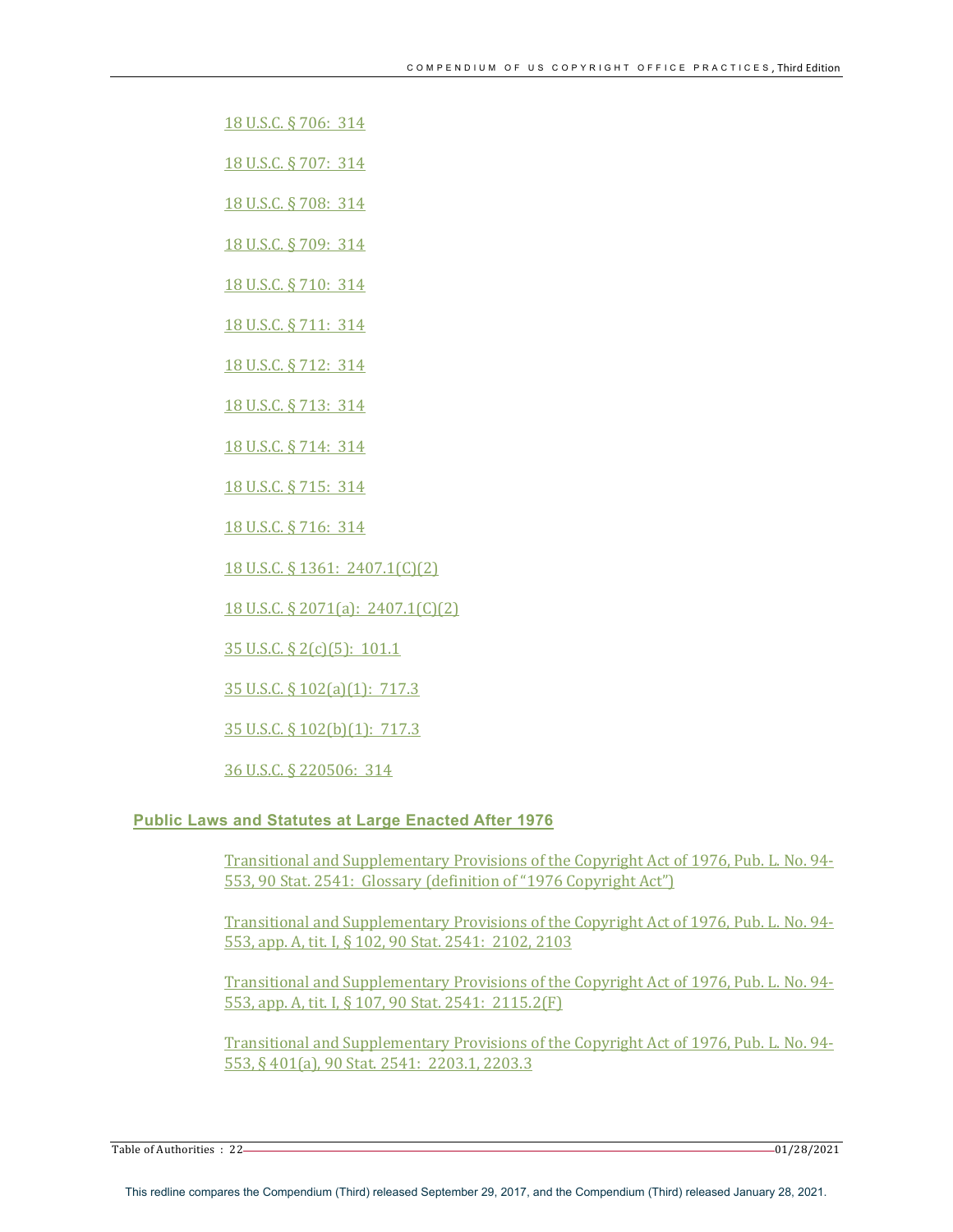18 U.S.C. § 706: 314

18 U.S.C. § 707: 314

18 U.S.C. § 708: 314

18 U.S.C. § 709: 314

18 U.S.C. § 710: 314

18 U.S.C. § 711: 314

18 U.S.C. § 712: 314

18 U.S.C. § 713: 314

18 U.S.C. § 714: 314

18 U.S.C. § 715: 314

18 U.S.C. § 716: 314

18 U.S.C. § 1361: 2407.1(C)(2)

18 U.S.C. § 2071(a): 2407.1(C)(2)

35 U.S.C. § 2(c)(5): 101.1

35 U.S.C. § 102(a)(1): 717.3

35 U.S.C. § 102(b)(1): 717.3

36 U.S.C. § 220506: 314

## Public Laws and Statutes at Large Enacted After 1976

Transitional and Supplementary Provisions of the Copyright Act of 1976, Pub. L. No. 94-553, 90 Stat. 2541: Glossary (definition of "1976 Copyright Act")

Transitional and Supplementary Provisions of the Copyright Act of 1976, Pub. L. No. 94-553, app. A, tit. I, § 102, 90 Stat. 2541: 2102, 2103

Transitional and Supplementary Provisions of the Copyright Act of 1976, Pub. L. No. 94-553, app. A, tit. I, § 107, 90 Stat. 2541: 2115.2(F)

Transitional and Supplementary Provisions of the Copyright Act of 1976, Pub. L. No. 94-553, § 401(a), 90 Stat. 2541: 2203.1, 2203.3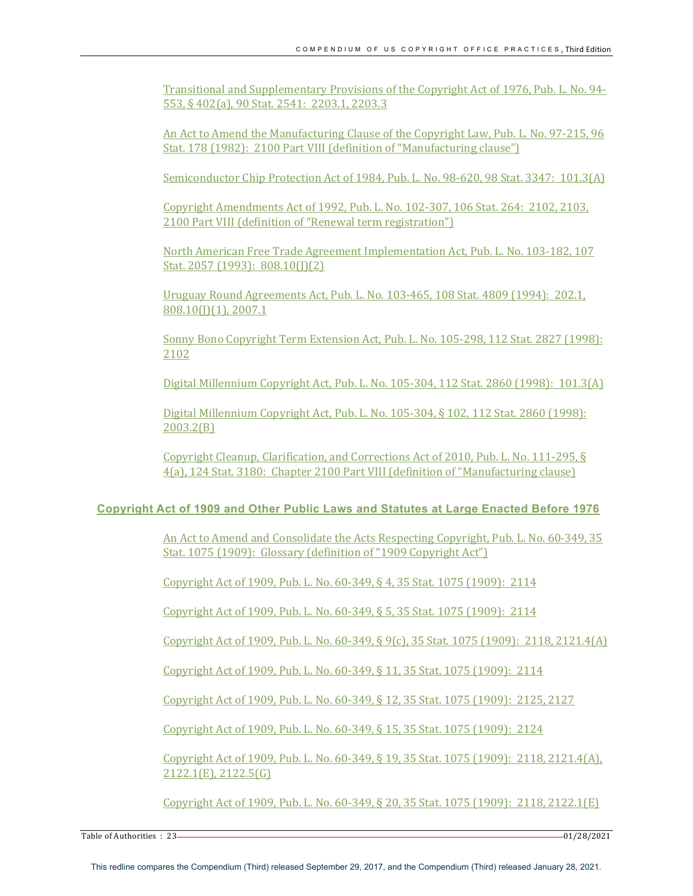Transitional and Supplementary Provisions of the Copyright Act of 1976, Pub. L. No. 94-553, § 402(a), 90 Stat. 2541: 2203.1, 2203.3

An Act to Amend the Manufacturing Clause of the Copyright Law, Pub. L. No. 97-215, 96 Stat. 178 (1982): 2100 Part VIII (definition of "Manufacturing clause")

Semiconductor Chip Protection Act of 1984, Pub. L. No. 98-620, 98 Stat. 3347: 101.3(A)

Copyright Amendments Act of 1992, Pub. L. No. 102-307, 106 Stat. 264: 2102, 2103, 2100 Part VIII (definition of "Renewal term registration")

North American Free Trade Agreement Implementation Act, Pub. L. No. 103-182, 107 Stat. 2057 (1993): 808.10(J)(2)

Uruguay Round Agreements Act, Pub. L. No. 103-465, 108 Stat. 4809 (1994): 202.1, 808.10(J)(1), 2007.1

Sonny Bono Copyright Term Extension Act, Pub. L. No. 105-298, 112 Stat. 2827 (1998): 2102

Digital Millennium Copyright Act, Pub. L. No. 105-304, 112 Stat. 2860 (1998): 101.3(A)

Digital Millennium Copyright Act, Pub. L. No. 105-304, § 102, 112 Stat. 2860 (1998): 2003.2(B)

Copyright Cleanup, Clarification, and Corrections Act of 2010, Pub. L. No. 111-295, § 4(a), 124 Stat. 3180: Chapter 2100 Part VIII (definition of "Manufacturing clause)

## Copyright Act of 1909 and Other Public Laws and Statutes at Large Enacted Before 1976

An Act to Amend and Consolidate the Acts Respecting Copyright, Pub. L. No. 60-349, 35 Stat. 1075 (1909): Glossary (definition of "1909 Copyright Act")

Copyright Act of 1909, Pub. L. No. 60-349, § 4, 35 Stat. 1075 (1909): 2114

Copyright Act of 1909, Pub. L. No. 60-349, § 5, 35 Stat. 1075 (1909): 2114

Copyright Act of 1909, Pub. L. No. 60-349, § 9(c), 35 Stat. 1075 (1909): 2118, 2121.4(A)

Copyright Act of 1909, Pub. L. No. 60-349, § 11, 35 Stat. 1075 (1909): 2114

Copyright Act of 1909, Pub. L. No. 60-349, § 12, 35 Stat. 1075 (1909): 2125, 2127

Copyright Act of 1909, Pub. L. No. 60-349, § 15, 35 Stat. 1075 (1909): 2124

Copyright Act of 1909, Pub. L. No. 60-349, § 19, 35 Stat. 1075 (1909): 2118, 2121.4(A), 2122.1(E), 2122.5(G)

Copyright Act of 1909, Pub. L. No. 60-349, § 20, 35 Stat. 1075 (1909): 2118, 2122.1(E)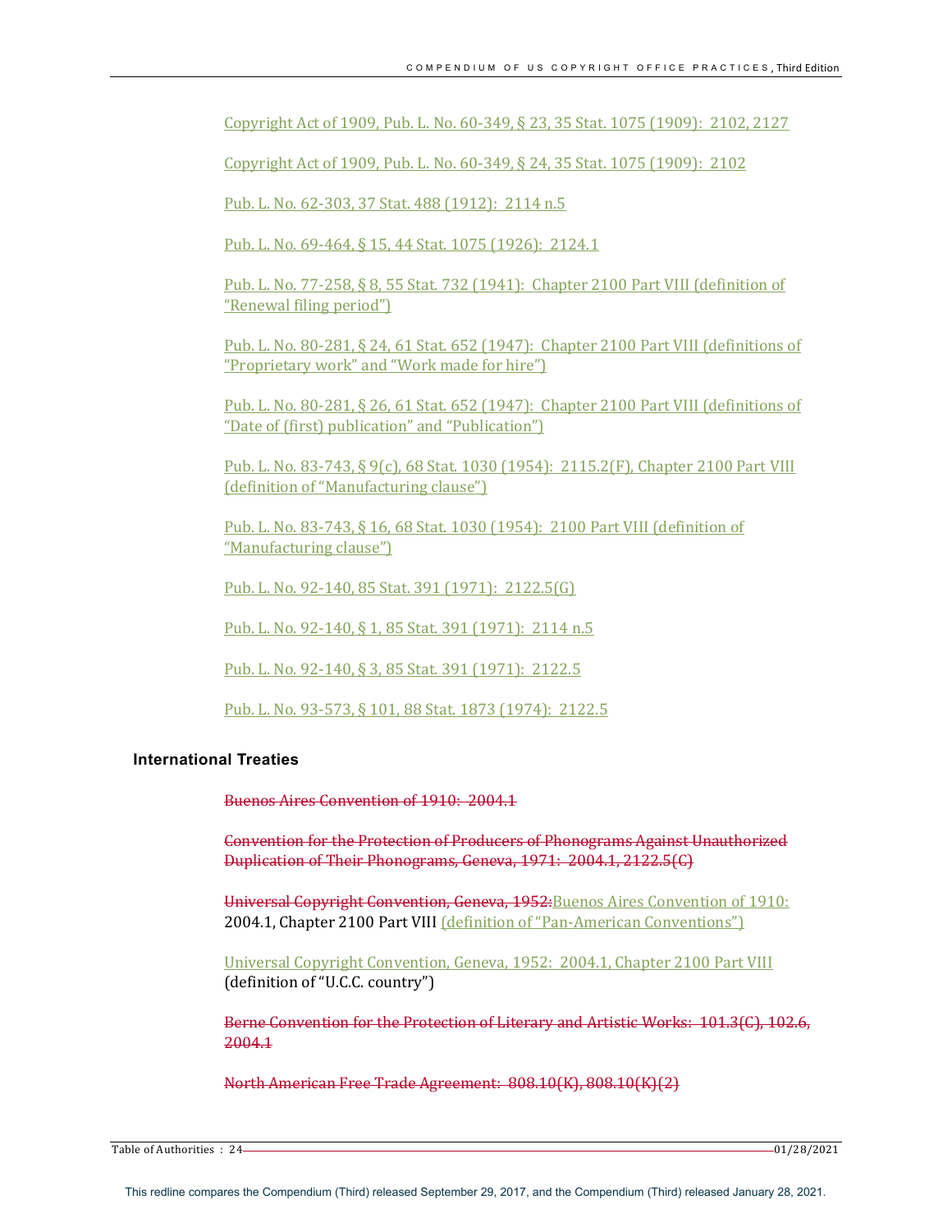Copyright Act of 1909, Pub. L. No. 60-349, § 23, 35 Stat. 1075 (1909): 2102, 2127

Copyright Act of 1909, Pub. L. No. 60-349, § 24, 35 Stat. 1075 (1909): 2102

Pub. L. No. 62-303, 37 Stat. 488 (1912): 2114 n.5

Pub. L. No. 69-464, § 15, 44 Stat. 1075 (1926): 2124.1

Pub. L. No. 77-258, § 8, 55 Stat. 732 (1941): Chapter 2100 Part VIII (definition of "Renewal filing period")

Pub. L. No. 80-281, § 24, 61 Stat. 652 (1947): Chapter 2100 Part VIII (definitions of "Proprietary work" and "Work made for hire")

Pub. L. No. 80-281, § 26, 61 Stat. 652 (1947): Chapter 2100 Part VIII (definitions of "Date of (first) publication" and "Publication")

Pub. L. No. 83-743, § 9(c), 68 Stat. 1030 (1954): 2115.2(F), Chapter 2100 Part VIII (definition of "Manufacturing clause")

Pub. L. No. 83-743, § 16, 68 Stat. 1030 (1954): 2100 Part VIII (definition of "Manufacturing clause")

Pub. L. No. 92-140, 85 Stat. 391 (1971): 2122.5(G)

Pub. L. No. 92-140, § 1, 85 Stat. 391 (1971): 2114 n.5

Pub. L. No. 92-140, § 3, 85 Stat. 391 (1971): 2122.5

Pub. L. No. 93-573, § 101, 88 Stat. 1873 (1974): 2122.5

### International Treaties

~~Buenos Aires Convention of 1910: 2004.1~~

~~Convention for the Protection of Producers of Phonograms Against Unauthorized Duplication of Their Phonograms, Geneva, 1971: 2004.1, 2122.5(C)~~

~~Universal Copyright Convention, Geneva, 1952:~~Buenos Aires Convention of 1910: 2004.1, Chapter 2100 Part VIII (definition of "Pan-American Conventions")

Universal Copyright Convention, Geneva, 1952: 2004.1, Chapter 2100 Part VIII (definition of "U.C.C. country")

~~Berne Convention for the Protection of Literary and Artistic Works: 101.3(C), 102.6, 2004.1~~

~~North American Free Trade Agreement: 808.10(K), 808.10(K)(2)~~

This redline compares the Compendium (Third) released September 29, 2017, and the Compendium (Third) released January 28, 2021.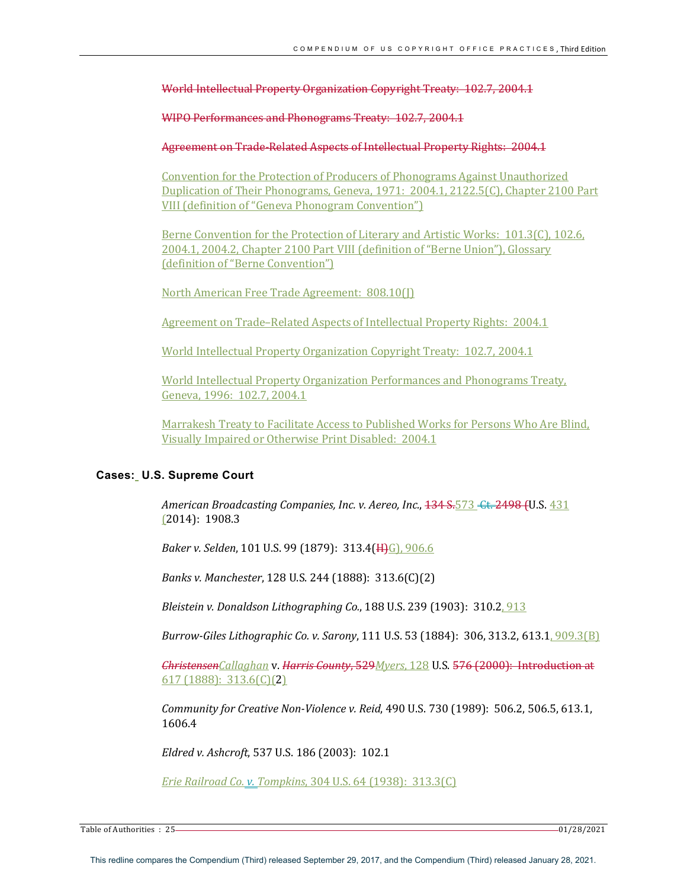World Intellectual Property Organization Copyright Treaty: 102.7, 2004.1

WIPO Performances and Phonograms Treaty: 102.7, 2004.1

Agreement on Trade-Related Aspects of Intellectual Property Rights: 2004.1

Convention for the Protection of Producers of Phonograms Against Unauthorized Duplication of Their Phonograms, Geneva, 1971: 2004.1, 2122.5(C), Chapter 2100 Part VIII (definition of "Geneva Phonogram Convention")

Berne Convention for the Protection of Literary and Artistic Works: 101.3(C), 102.6, 2004.1, 2004.2, Chapter 2100 Part VIII (definition of "Berne Union"), Glossary (definition of "Berne Convention")

North American Free Trade Agreement: 808.10(J)

Agreement on Trade–Related Aspects of Intellectual Property Rights: 2004.1

World Intellectual Property Organization Copyright Treaty: 102.7, 2004.1

World Intellectual Property Organization Performances and Phonograms Treaty, Geneva, 1996: 102.7, 2004.1

Marrakesh Treaty to Facilitate Access to Published Works for Persons Who Are Blind, Visually Impaired or Otherwise Print Disabled: 2004.1

### Cases: U.S. Supreme Court

*American Broadcasting Companies, Inc. v. Aereo, Inc.*, 134 S.573 Ct. 2498 (U.S. 431 (2014): 1908.3

*Baker v. Selden*, 101 U.S. 99 (1879): 313.4(H)G), 906.6

*Banks v. Manchester*, 128 U.S. 244 (1888): 313.6(C)(2)

*Bleistein v. Donaldson Lithographing Co.*, 188 U.S. 239 (1903): 310.2, 913

*Burrow-Giles Lithographic Co. v. Sarony*, 111 U.S. 53 (1884): 306, 313.2, 613.1, 909.3(B)

*ChristensenCallaghan* v. *Harris County*, 529*Myers*, 128 U.S. 576 (2000): Introduction at 617 (1888): 313.6(C)(2)

*Community for Creative Non-Violence v. Reid*, 490 U.S. 730 (1989): 506.2, 506.5, 613.1, 1606.4

*Eldred v. Ashcroft*, 537 U.S. 186 (2003): 102.1

*Erie Railroad Co. v. Tompkins*, 304 U.S. 64 (1938): 313.3(C)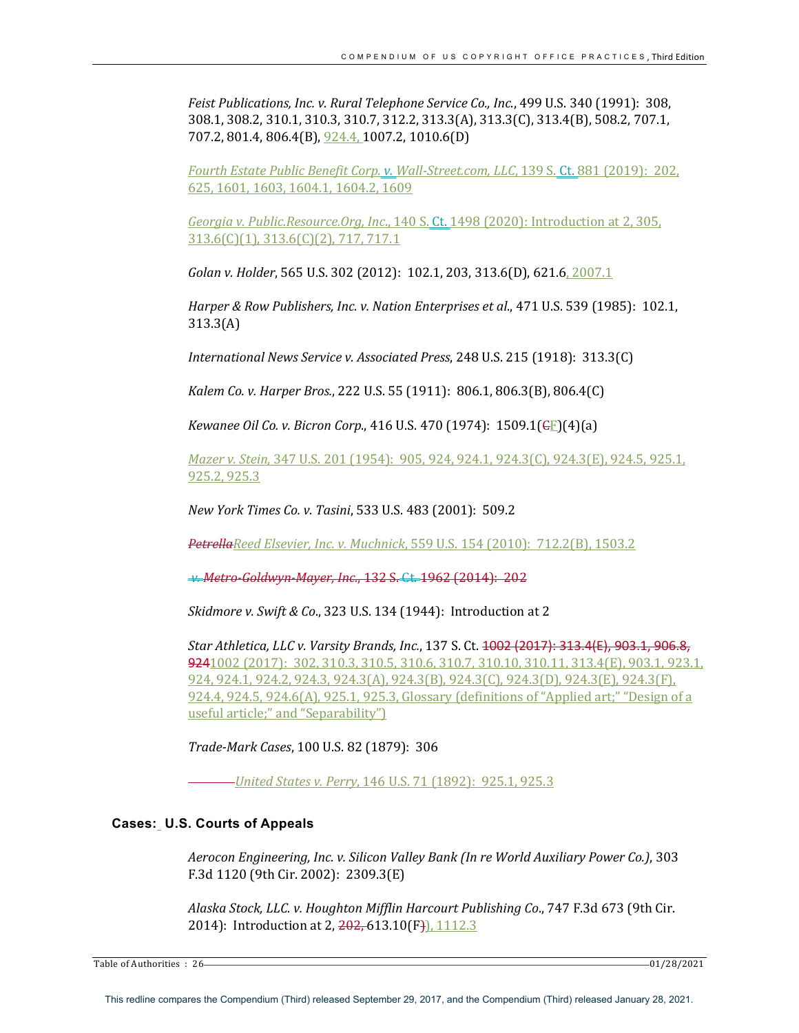*Feist Publications, Inc. v. Rural Telephone Service Co., Inc.*, 499 U.S. 340 (1991): 308, 308.1, 308.2, 310.1, 310.3, 310.7, 312.2, 313.3(A), 313.3(C), 313.4(B), 508.2, 707.1, 707.2, 801.4, 806.4(B), 924.4, 1007.2, 1010.6(D)

*Fourth Estate Public Benefit Corp. v. Wall-Street.com, LLC*, 139 S. Ct. 881 (2019): 202, 625, 1601, 1603, 1604.1, 1604.2, 1609

*Georgia v. Public.Resource.Org, Inc.*, 140 S. Ct. 1498 (2020): Introduction at 2, 305, 313.6(C)(1), 313.6(C)(2), 717, 717.1

*Golan v. Holder*, 565 U.S. 302 (2012): 102.1, 203, 313.6(D), 621.6, 2007.1

*Harper & Row Publishers, Inc. v. Nation Enterprises et al.*, 471 U.S. 539 (1985): 102.1, 313.3(A)

*International News Service v. Associated Press*, 248 U.S. 215 (1918): 313.3(C)

*Kalem Co. v. Harper Bros.*, 222 U.S. 55 (1911): 806.1, 806.3(B), 806.4(C)

*Kewanee Oil Co. v. Bicron Corp.*, 416 U.S. 470 (1974): 1509.1(CF)(4)(a)

*Mazer v. Stein*, 347 U.S. 201 (1954): 905, 924, 924.1, 924.3(C), 924.3(E), 924.5, 925.1, 925.2, 925.3

*New York Times Co. v. Tasini*, 533 U.S. 483 (2001): 509.2

~~*Petrella*~~*Reed Elsevier, Inc. v. Muchnick*, 559 U.S. 154 (2010): 712.2(B), 1503.2

~~*v. Metro-Goldwyn-Mayer, Inc.*, 132 S. Ct. 1962 (2014): 202~~

*Skidmore v. Swift & Co.*, 323 U.S. 134 (1944): Introduction at 2

*Star Athletica, LLC v. Varsity Brands, Inc.*, 137 S. Ct. ~~1002 (2017): 313.4(E), 903.1, 906.8, 924~~1002 (2017): 302, 310.3, 310.5, 310.6, 310.7, 310.10, 310.11, 313.4(E), 903.1, 923.1, 924, 924.1, 924.2, 924.3, 924.3(A), 924.3(B), 924.3(C), 924.3(D), 924.3(E), 924.3(F), 924.4, 924.5, 924.6(A), 925.1, 925.3, Glossary (definitions of "Applied art;" "Design of a useful article;" and "Separability")

*Trade-Mark Cases*, 100 U.S. 82 (1879): 306

*United States v. Perry*, 146 U.S. 71 (1892): 925.1, 925.3

## Cases: U.S. Courts of Appeals

*Aerocon Engineering, Inc. v. Silicon Valley Bank (In re World Auxiliary Power Co.)*, 303 F.3d 1120 (9th Cir. 2002): 2309.3(E)

*Alaska Stock, LLC. v. Houghton Mifflin Harcourt Publishing Co.*, 747 F.3d 673 (9th Cir. 2014): Introduction at 2, ~~202,~~ 613.10(F~~)~~), 1112.3

This redline compares the Compendium (Third) released September 29, 2017, and the Compendium (Third) released January 28, 2021.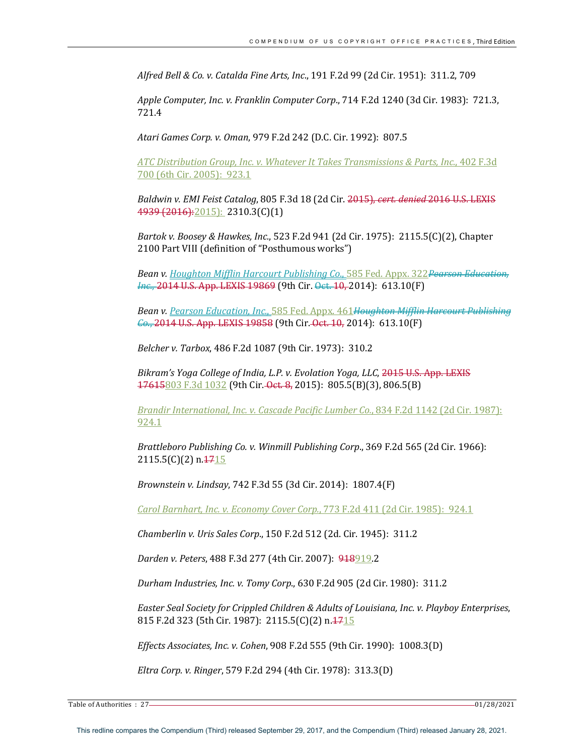*Alfred Bell & Co. v. Catalda Fine Arts, Inc.*, 191 F.2d 99 (2d Cir. 1951): 311.2, 709

*Apple Computer, Inc. v. Franklin Computer Corp.*, 714 F.2d 1240 (3d Cir. 1983): 721.3, 721.4

*Atari Games Corp. v. Oman*, 979 F.2d 242 (D.C. Cir. 1992): 807.5

*ATC Distribution Group, Inc. v. Whatever It Takes Transmissions & Parts, Inc.*, 402 F.3d 700 (6th Cir. 2005): 923.1

*Baldwin v. EMI Feist Catalog*, 805 F.3d 18 (2d Cir. ~~2015), *cert. denied* 2016 U.S. LEXIS 4939 (2016):~~ 2015): 2310.3(C)(1)

*Bartok v. Boosey & Hawkes, Inc.*, 523 F.2d 941 (2d Cir. 1975): 2115.5(C)(2), Chapter 2100 Part VIII (definition of "Posthumous works")

*Bean v. Houghton Mifflin Harcourt Publishing Co.*, 585 Fed. Appx. 322 ~~*Pearson Education, Inc.*, 2014 U.S. App. LEXIS 19869~~ (9th Cir. ~~Oct. 10,~~ 2014): 613.10(F)

*Bean v. Pearson Education, Inc.*, 585 Fed. Appx. 461 ~~*Houghton Mifflin Harcourt Publishing Co.*, 2014 U.S. App. LEXIS 19858~~ (9th Cir. ~~Oct. 10,~~ 2014): 613.10(F)

*Belcher v. Tarbox*, 486 F.2d 1087 (9th Cir. 1973): 310.2

*Bikram's Yoga College of India, L.P. v. Evolation Yoga, LLC*, ~~2015 U.S. App. LEXIS 17615~~ 803 F.3d 1032 (9th Cir. ~~Oct. 8,~~ 2015): 805.5(B)(3), 806.5(B)

*Brandir International, Inc. v. Cascade Pacific Lumber Co.*, 834 F.2d 1142 (2d Cir. 1987): 924.1

*Brattleboro Publishing Co. v. Winmill Publishing Corp.*, 369 F.2d 565 (2d Cir. 1966): 2115.5(C)(2) n.~~17~~15

*Brownstein v. Lindsay*, 742 F.3d 55 (3d Cir. 2014): 1807.4(F)

*Carol Barnhart, Inc. v. Economy Cover Corp.*, 773 F.2d 411 (2d Cir. 1985): 924.1

*Chamberlin v. Uris Sales Corp.*, 150 F.2d 512 (2d. Cir. 1945): 311.2

*Darden v. Peters*, 488 F.3d 277 (4th Cir. 2007): ~~918~~919.2

*Durham Industries, Inc. v. Tomy Corp.*, 630 F.2d 905 (2d Cir. 1980): 311.2

*Easter Seal Society for Crippled Children & Adults of Louisiana, Inc. v. Playboy Enterprises*, 815 F.2d 323 (5th Cir. 1987): 2115.5(C)(2) n.~~17~~15

*Effects Associates, Inc. v. Cohen*, 908 F.2d 555 (9th Cir. 1990): 1008.3(D)

*Eltra Corp. v. Ringer*, 579 F.2d 294 (4th Cir. 1978): 313.3(D)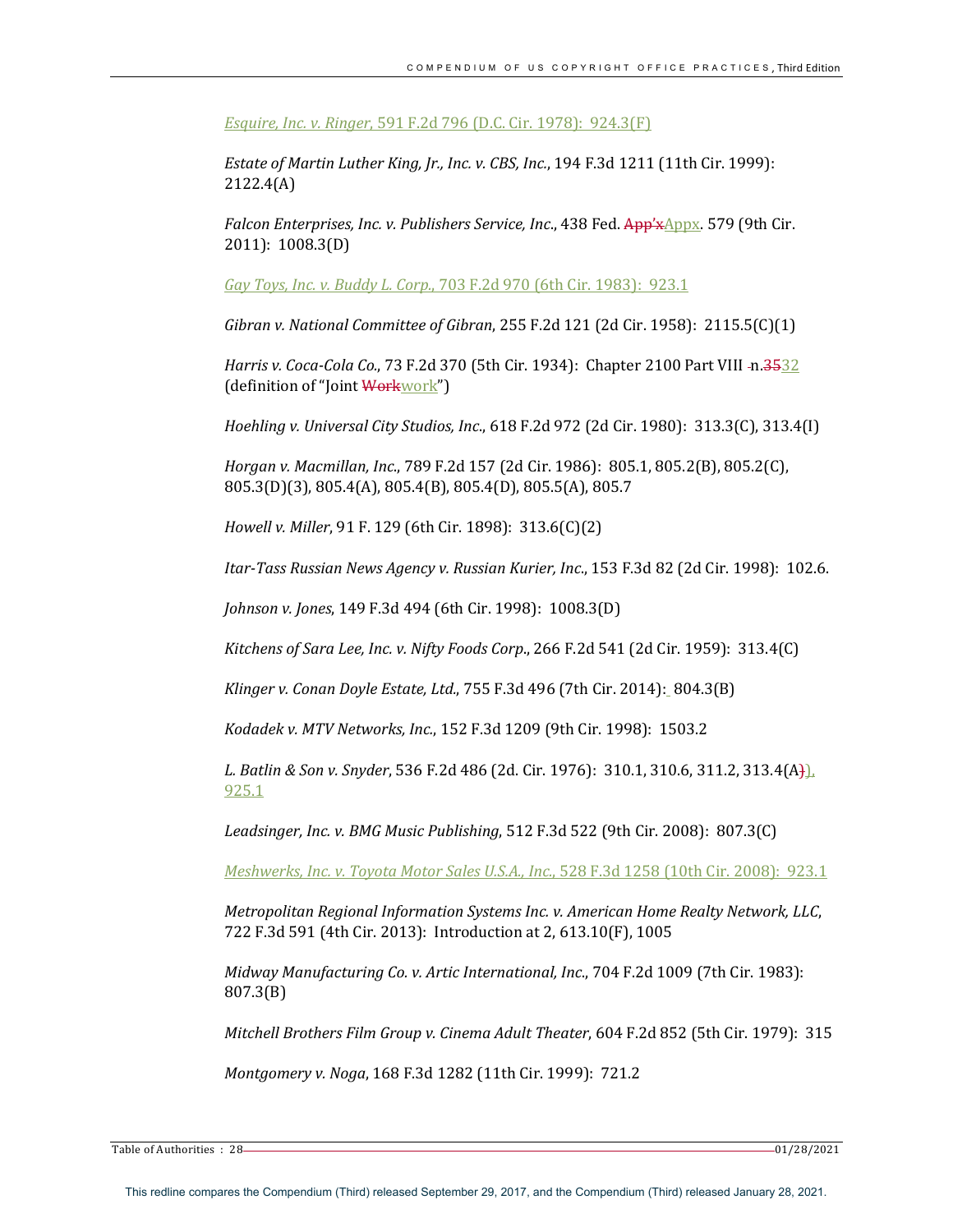*Esquire, Inc. v. Ringer*, 591 F.2d 796 (D.C. Cir. 1978): 924.3(F)

*Estate of Martin Luther King, Jr., Inc. v. CBS, Inc.*, 194 F.3d 1211 (11th Cir. 1999): 2122.4(A)

*Falcon Enterprises, Inc. v. Publishers Service, Inc.*, 438 Fed. ~~App'x~~Appx. 579 (9th Cir. 2011): 1008.3(D)

*Gay Toys, Inc. v. Buddy L. Corp.*, 703 F.2d 970 (6th Cir. 1983): 923.1

*Gibran v. National Committee of Gibran*, 255 F.2d 121 (2d Cir. 1958): 2115.5(C)(1)

*Harris v. Coca-Cola Co.*, 73 F.2d 370 (5th Cir. 1934): Chapter 2100 Part VIII n.~~35~~32 (definition of "Joint ~~Work~~work")

*Hoehling v. Universal City Studios, Inc.*, 618 F.2d 972 (2d Cir. 1980): 313.3(C), 313.4(I)

*Horgan v. Macmillan, Inc.*, 789 F.2d 157 (2d Cir. 1986): 805.1, 805.2(B), 805.2(C), 805.3(D)(3), 805.4(A), 805.4(B), 805.4(D), 805.5(A), 805.7

*Howell v. Miller*, 91 F. 129 (6th Cir. 1898): 313.6(C)(2)

*Itar-Tass Russian News Agency v. Russian Kurier, Inc.*, 153 F.3d 82 (2d Cir. 1998): 102.6.

*Johnson v. Jones*, 149 F.3d 494 (6th Cir. 1998): 1008.3(D)

*Kitchens of Sara Lee, Inc. v. Nifty Foods Corp.*, 266 F.2d 541 (2d Cir. 1959): 313.4(C)

*Klinger v. Conan Doyle Estate, Ltd.*, 755 F.3d 496 (7th Cir. 2014): 804.3(B)

*Kodadek v. MTV Networks, Inc.*, 152 F.3d 1209 (9th Cir. 1998): 1503.2

*L. Batlin & Son v. Snyder*, 536 F.2d 486 (2d. Cir. 1976): 310.1, 310.6, 311.2, 313.4(A~~)~~), 925.1

*Leadsinger, Inc. v. BMG Music Publishing*, 512 F.3d 522 (9th Cir. 2008): 807.3(C)

*Meshwerks, Inc. v. Toyota Motor Sales U.S.A., Inc.*, 528 F.3d 1258 (10th Cir. 2008): 923.1

*Metropolitan Regional Information Systems Inc. v. American Home Realty Network, LLC*, 722 F.3d 591 (4th Cir. 2013): Introduction at 2, 613.10(F), 1005

*Midway Manufacturing Co. v. Artic International, Inc.*, 704 F.2d 1009 (7th Cir. 1983): 807.3(B)

*Mitchell Brothers Film Group v. Cinema Adult Theater*, 604 F.2d 852 (5th Cir. 1979): 315

*Montgomery v. Noga*, 168 F.3d 1282 (11th Cir. 1999): 721.2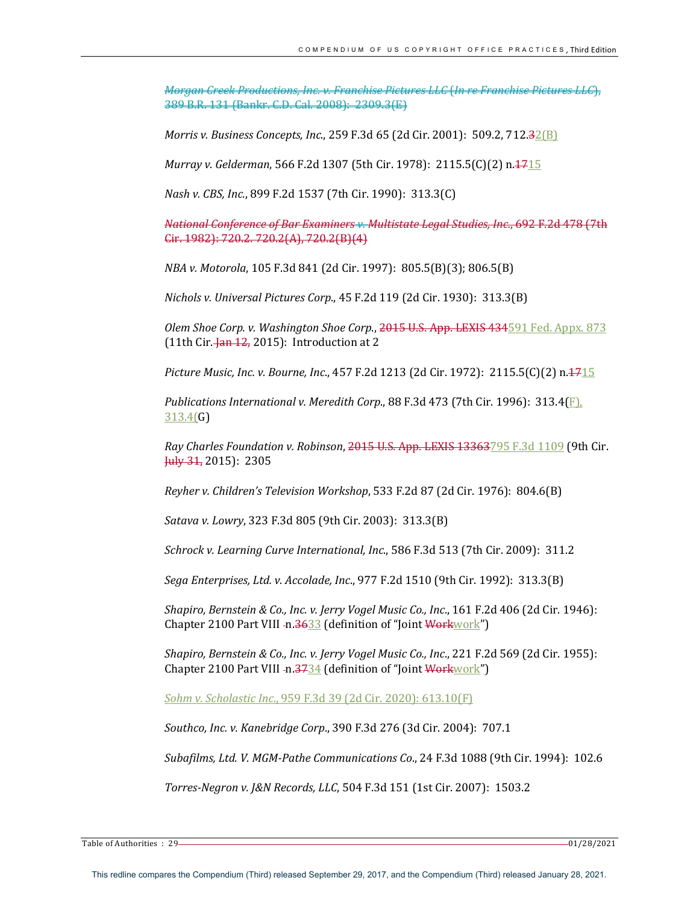~~*Morgan Creek Productions, Inc. v. Franchise Pictures LLC* (*In re Franchise Pictures LLC*), 389 B.R. 131 (Bankr. C.D. Cal. 2008): 2309.3(E)~~

*Morris v. Business Concepts, Inc.*, 259 F.3d 65 (2d Cir. 2001): 509.2, 712.~~3~~2(B)

*Murray v. Gelderman*, 566 F.2d 1307 (5th Cir. 1978): 2115.5(C)(2) n.~~17~~15

*Nash v. CBS, Inc.*, 899 F.2d 1537 (7th Cir. 1990): 313.3(C)

~~*National Conference of Bar Examiners v. Multistate Legal Studies, Inc.*, 692 F.2d 478 (7th Cir. 1982): 720.2. 720.2(A), 720.2(B)(4)~~

*NBA v. Motorola*, 105 F.3d 841 (2d Cir. 1997): 805.5(B)(3); 806.5(B)

*Nichols v. Universal Pictures Corp.*, 45 F.2d 119 (2d Cir. 1930): 313.3(B)

*Olem Shoe Corp. v. Washington Shoe Corp.*, ~~2015 U.S. App. LEXIS 434~~591 Fed. Appx. 873 (11th Cir. ~~Jan 12,~~ 2015): Introduction at 2

*Picture Music, Inc. v. Bourne, Inc.*, 457 F.2d 1213 (2d Cir. 1972): 2115.5(C)(2) n.~~17~~15

*Publications International v. Meredith Corp.*, 88 F.3d 473 (7th Cir. 1996): 313.4(F), 313.4(G)

*Ray Charles Foundation v. Robinson*, ~~2015 U.S. App. LEXIS 13363~~795 F.3d 1109 (9th Cir. ~~July 31,~~ 2015): 2305

*Reyher v. Children's Television Workshop*, 533 F.2d 87 (2d Cir. 1976): 804.6(B)

*Satava v. Lowry*, 323 F.3d 805 (9th Cir. 2003): 313.3(B)

*Schrock v. Learning Curve International, Inc.*, 586 F.3d 513 (7th Cir. 2009): 311.2

*Sega Enterprises, Ltd. v. Accolade, Inc.*, 977 F.2d 1510 (9th Cir. 1992): 313.3(B)

*Shapiro, Bernstein & Co., Inc. v. Jerry Vogel Music Co., Inc.*, 161 F.2d 406 (2d Cir. 1946): Chapter 2100 Part VIII n.~~36~~33 (definition of "Joint ~~Work~~work")

*Shapiro, Bernstein & Co., Inc. v. Jerry Vogel Music Co., Inc.*, 221 F.2d 569 (2d Cir. 1955): Chapter 2100 Part VIII n.~~37~~34 (definition of "Joint ~~Work~~work")

*Sohm v. Scholastic Inc.*, 959 F.3d 39 (2d Cir. 2020): 613.10(F)

*Southco, Inc. v. Kanebridge Corp.*, 390 F.3d 276 (3d Cir. 2004): 707.1

*Subafilms, Ltd. V. MGM-Pathe Communications Co.*, 24 F.3d 1088 (9th Cir. 1994): 102.6

*Torres-Negron v. J&N Records, LLC*, 504 F.3d 151 (1st Cir. 2007): 1503.2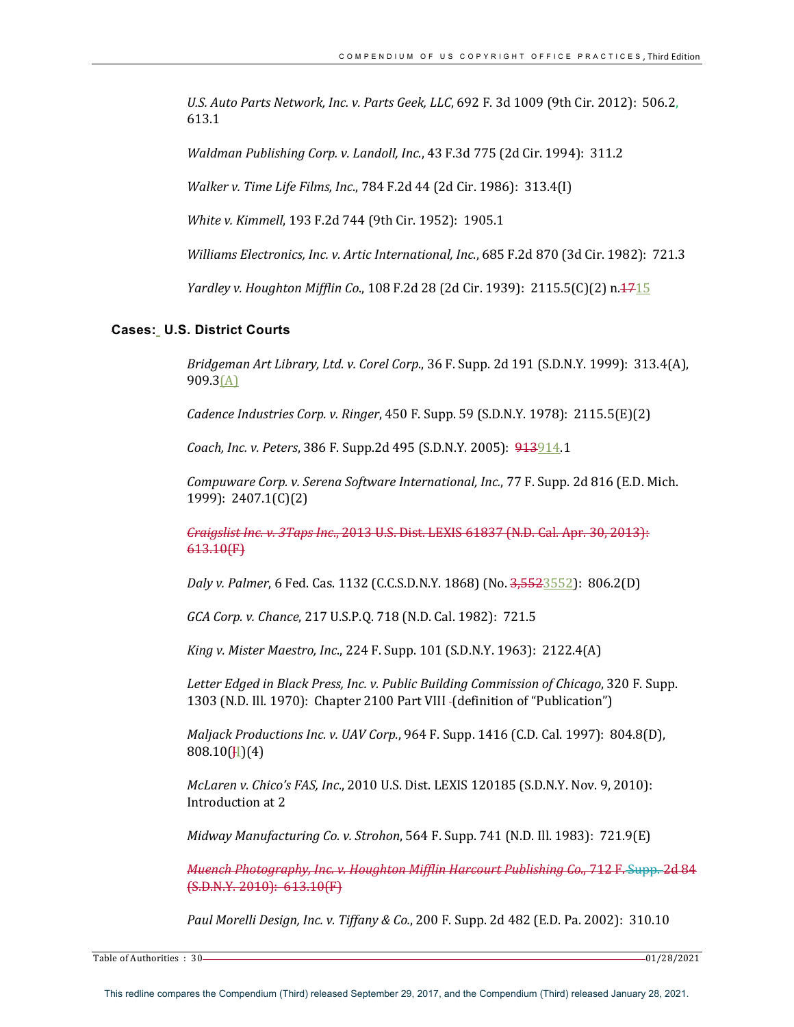*U.S. Auto Parts Network, Inc. v. Parts Geek, LLC*, 692 F. 3d 1009 (9th Cir. 2012): 506.2, 613.1

*Waldman Publishing Corp. v. Landoll, Inc.*, 43 F.3d 775 (2d Cir. 1994): 311.2

*Walker v. Time Life Films, Inc.*, 784 F.2d 44 (2d Cir. 1986): 313.4(I)

*White v. Kimmell*, 193 F.2d 744 (9th Cir. 1952): 1905.1

*Williams Electronics, Inc. v. Artic International, Inc.*, 685 F.2d 870 (3d Cir. 1982): 721.3

*Yardley v. Houghton Mifflin Co.*, 108 F.2d 28 (2d Cir. 1939): 2115.5(C)(2) n.~~17~~15

## Cases: U.S. District Courts

*Bridgeman Art Library, Ltd. v. Corel Corp.*, 36 F. Supp. 2d 191 (S.D.N.Y. 1999): 313.4(A), 909.3(A)

*Cadence Industries Corp. v. Ringer*, 450 F. Supp. 59 (S.D.N.Y. 1978): 2115.5(E)(2)

*Coach, Inc. v. Peters*, 386 F. Supp.2d 495 (S.D.N.Y. 2005): ~~913~~914.1

*Compuware Corp. v. Serena Software International, Inc.*, 77 F. Supp. 2d 816 (E.D. Mich. 1999): 2407.1(C)(2)

~~*Craigslist Inc. v. 3Taps Inc.*, 2013 U.S. Dist. LEXIS 61837 (N.D. Cal. Apr. 30, 2013): 613.10(F)~~

*Daly v. Palmer*, 6 Fed. Cas. 1132 (C.C.S.D.N.Y. 1868) (No. ~~3,552~~3552): 806.2(D)

*GCA Corp. v. Chance*, 217 U.S.P.Q. 718 (N.D. Cal. 1982): 721.5

*King v. Mister Maestro, Inc.*, 224 F. Supp. 101 (S.D.N.Y. 1963): 2122.4(A)

*Letter Edged in Black Press, Inc. v. Public Building Commission of Chicago*, 320 F. Supp. 1303 (N.D. Ill. 1970): Chapter 2100 Part VIII (definition of "Publication")

*Maljack Productions Inc. v. UAV Corp.*, 964 F. Supp. 1416 (C.D. Cal. 1997): 804.8(D), 808.10(~~J~~I)(4)

*McLaren v. Chico's FAS, Inc.*, 2010 U.S. Dist. LEXIS 120185 (S.D.N.Y. Nov. 9, 2010): Introduction at 2

*Midway Manufacturing Co. v. Strohon*, 564 F. Supp. 741 (N.D. Ill. 1983): 721.9(E)

~~*Muench Photography, Inc. v. Houghton Mifflin Harcourt Publishing Co.*, 712 F. Supp. 2d 84 (S.D.N.Y. 2010): 613.10(F)~~

*Paul Morelli Design, Inc. v. Tiffany & Co.*, 200 F. Supp. 2d 482 (E.D. Pa. 2002): 310.10

This redline compares the Compendium (Third) released September 29, 2017, and the Compendium (Third) released January 28, 2021.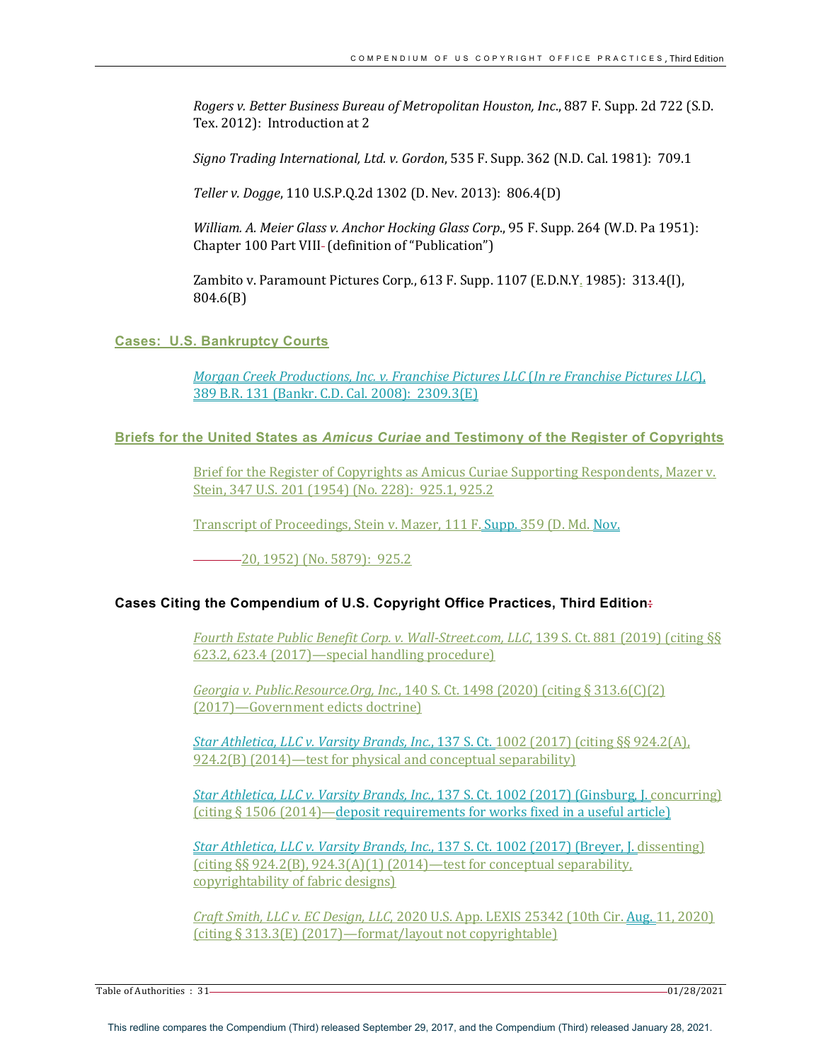*Rogers v. Better Business Bureau of Metropolitan Houston, Inc.*, 887 F. Supp. 2d 722 (S.D. Tex. 2012): Introduction at 2

*Signo Trading International, Ltd. v. Gordon*, 535 F. Supp. 362 (N.D. Cal. 1981): 709.1

*Teller v. Dogge*, 110 U.S.P.Q.2d 1302 (D. Nev. 2013): 806.4(D)

*William. A. Meier Glass v. Anchor Hocking Glass Corp.*, 95 F. Supp. 264 (W.D. Pa 1951): Chapter 100 Part VIII- (definition of "Publication")

Zambito v. Paramount Pictures Corp., 613 F. Supp. 1107 (E.D.N.Y. 1985): 313.4(I), 804.6(B)

## Cases: U.S. Bankruptcy Courts

*Morgan Creek Productions, Inc. v. Franchise Pictures LLC* (*In re Franchise Pictures LLC*), 389 B.R. 131 (Bankr. C.D. Cal. 2008): 2309.3(E)

## Briefs for the United States as *Amicus Curiae* and Testimony of the Register of Copyrights

Brief for the Register of Copyrights as Amicus Curiae Supporting Respondents, Mazer v. Stein, 347 U.S. 201 (1954) (No. 228): 925.1, 925.2

Transcript of Proceedings, Stein v. Mazer, 111 F. Supp. 359 (D. Md. Nov.

20, 1952) (No. 5879): 925.2

## Cases Citing the Compendium of U.S. Copyright Office Practices, Third Edition:

*Fourth Estate Public Benefit Corp. v. Wall-Street.com, LLC*, 139 S. Ct. 881 (2019) (citing §§ 623.2, 623.4 (2017)—special handling procedure)

*Georgia v. Public.Resource.Org, Inc.*, 140 S. Ct. 1498 (2020) (citing § 313.6(C)(2) (2017)—Government edicts doctrine)

*Star Athletica, LLC v. Varsity Brands, Inc.*, 137 S. Ct. 1002 (2017) (citing §§ 924.2(A), 924.2(B) (2014)—test for physical and conceptual separability)

*Star Athletica, LLC v. Varsity Brands, Inc.*, 137 S. Ct. 1002 (2017) (Ginsburg, J. concurring) (citing § 1506 (2014)—deposit requirements for works fixed in a useful article)

*Star Athletica, LLC v. Varsity Brands, Inc.*, 137 S. Ct. 1002 (2017) (Breyer, J. dissenting) (citing §§ 924.2(B), 924.3(A)(1) (2014)—test for conceptual separability, copyrightability of fabric designs)

*Craft Smith, LLC v. EC Design, LLC*, 2020 U.S. App. LEXIS 25342 (10th Cir. Aug. 11, 2020) (citing § 313.3(E) (2017)—format/layout not copyrightable)

This redline compares the Compendium (Third) released September 29, 2017, and the Compendium (Third) released January 28, 2021.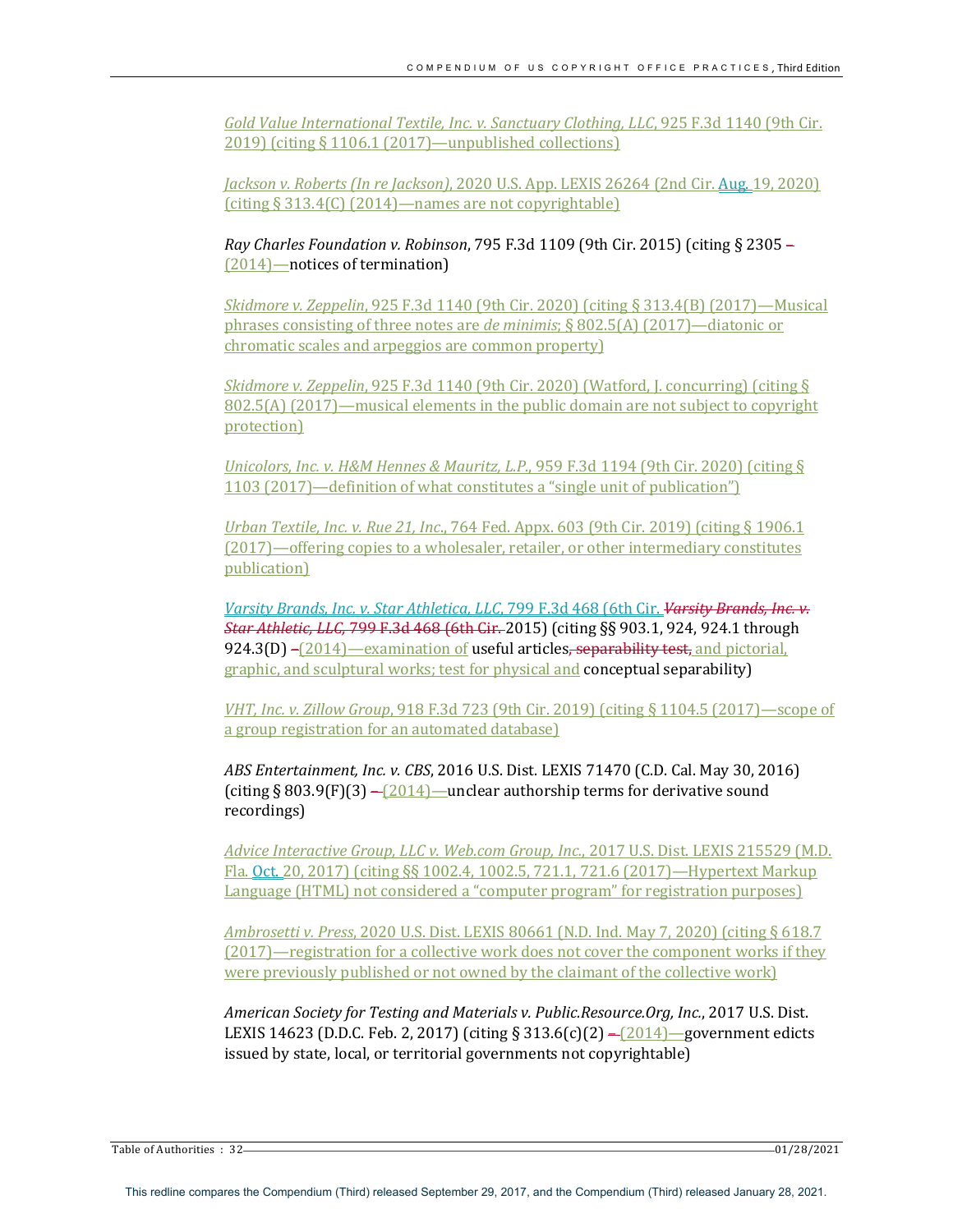*Gold Value International Textile, Inc. v. Sanctuary Clothing, LLC*, 925 F.3d 1140 (9th Cir. 2019) (citing § 1106.1 (2017)—unpublished collections)

*Jackson v. Roberts (In re Jackson)*, 2020 U.S. App. LEXIS 26264 (2nd Cir. Aug. 19, 2020) (citing § 313.4(C) (2014)—names are not copyrightable)

*Ray Charles Foundation v. Robinson*, 795 F.3d 1109 (9th Cir. 2015) (citing § 2305 – (2014)—notices of termination)

*Skidmore v. Zeppelin*, 925 F.3d 1140 (9th Cir. 2020) (citing § 313.4(B) (2017)—Musical phrases consisting of three notes are *de minimis*; § 802.5(A) (2017)—diatonic or chromatic scales and arpeggios are common property)

*Skidmore v. Zeppelin*, 925 F.3d 1140 (9th Cir. 2020) (Watford, J. concurring) (citing § 802.5(A) (2017)—musical elements in the public domain are not subject to copyright protection)

*Unicolors, Inc. v. H&M Hennes & Mauritz, L.P.*, 959 F.3d 1194 (9th Cir. 2020) (citing § 1103 (2017)—definition of what constitutes a "single unit of publication")

*Urban Textile, Inc. v. Rue 21, Inc.*, 764 Fed. Appx. 603 (9th Cir. 2019) (citing § 1906.1 (2017)—offering copies to a wholesaler, retailer, or other intermediary constitutes publication)

*Varsity Brands, Inc. v. Star Athletica, LLC*, 799 F.3d 468 (6th Cir. ~~*Varsity Brands, Inc. v. Star Athletic, LLC*, 799 F.3d 468 (6th Cir.~~ 2015) (citing §§ 903.1, 924, 924.1 through 924.3(D) ~~–~~(2014)—examination of useful articles~~, separability test,~~ and pictorial, graphic, and sculptural works; test for physical and conceptual separability)

*VHT, Inc. v. Zillow Group*, 918 F.3d 723 (9th Cir. 2019) (citing § 1104.5 (2017)—scope of a group registration for an automated database)

*ABS Entertainment, Inc. v. CBS*, 2016 U.S. Dist. LEXIS 71470 (C.D. Cal. May 30, 2016) (citing § 803.9(F)(3) ~~–~~(2014)—unclear authorship terms for derivative sound recordings)

*Advice Interactive Group, LLC v. Web.com Group, Inc.*, 2017 U.S. Dist. LEXIS 215529 (M.D. Fla. Oct. 20, 2017) (citing §§ 1002.4, 1002.5, 721.1, 721.6 (2017)—Hypertext Markup Language (HTML) not considered a "computer program" for registration purposes)

*Ambrosetti v. Press*, 2020 U.S. Dist. LEXIS 80661 (N.D. Ind. May 7, 2020) (citing § 618.7 (2017)—registration for a collective work does not cover the component works if they were previously published or not owned by the claimant of the collective work)

*American Society for Testing and Materials v. Public.Resource.Org, Inc.*, 2017 U.S. Dist. LEXIS 14623 (D.D.C. Feb. 2, 2017) (citing § 313.6(c)(2) ~~–~~(2014)—government edicts issued by state, local, or territorial governments not copyrightable)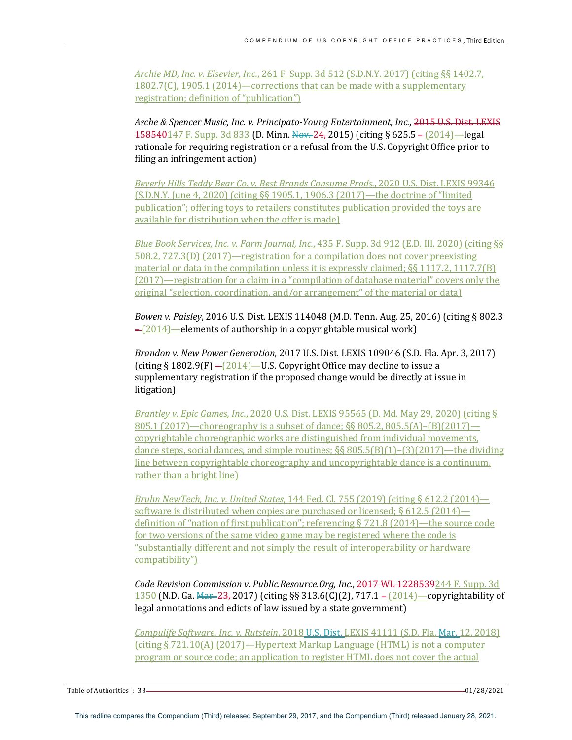*Archie MD, Inc. v. Elsevier, Inc.*, 261 F. Supp. 3d 512 (S.D.N.Y. 2017) (citing §§ 1402.7, 1802.7(C), 1905.1 (2014)—corrections that can be made with a supplementary registration; definition of "publication")

*Asche & Spencer Music, Inc. v. Principato-Young Entertainment*, *Inc.*, ~~2015 U.S. Dist. LEXIS 158540~~147 F. Supp. 3d 833 (D. Minn. ~~Nov. 24,~~ 2015) (citing § 625.5 ~~–~~ (2014)—legal rationale for requiring registration or a refusal from the U.S. Copyright Office prior to filing an infringement action)

*Beverly Hills Teddy Bear Co. v. Best Brands Consume Prods.*, 2020 U.S. Dist. LEXIS 99346 (S.D.N.Y. June 4, 2020) (citing §§ 1905.1, 1906.3 (2017)—the doctrine of "limited publication"; offering toys to retailers constitutes publication provided the toys are available for distribution when the offer is made)

*Blue Book Services, Inc. v. Farm Journal, Inc.*, 435 F. Supp. 3d 912 (E.D. Ill. 2020) (citing §§ 508.2, 727.3(D) (2017)—registration for a compilation does not cover preexisting material or data in the compilation unless it is expressly claimed; §§ 1117.2, 1117.7(B) (2017)—registration for a claim in a "compilation of database material" covers only the original "selection, coordination, and/or arrangement" of the material or data)

*Bowen v. Paisley*, 2016 U.S. Dist. LEXIS 114048 (M.D. Tenn. Aug. 25, 2016) (citing § 802.3 ~~–~~ (2014)—elements of authorship in a copyrightable musical work)

*Brandon v. New Power Generation*, 2017 U.S. Dist. LEXIS 109046 (S.D. Fla. Apr. 3, 2017) (citing § 1802.9(F) ~~–~~ (2014)—U.S. Copyright Office may decline to issue a supplementary registration if the proposed change would be directly at issue in litigation)

*Brantley v. Epic Games, Inc.*, 2020 U.S. Dist. LEXIS 95565 (D. Md. May 29, 2020) (citing § 805.1 (2017)—choreography is a subset of dance; §§ 805.2, 805.5(A)–(B)(2017)—copyrightable choreographic works are distinguished from individual movements, dance steps, social dances, and simple routines; §§ 805.5(B)(1)–(3)(2017)—the dividing line between copyrightable choreography and uncopyrightable dance is a continuum, rather than a bright line)

*Bruhn NewTech, Inc. v. United States*, 144 Fed. Cl. 755 (2019) (citing § 612.2 (2014)—software is distributed when copies are purchased or licensed; § 612.5 (2014)—definition of "nation of first publication"; referencing § 721.8 (2014)—the source code for two versions of the same video game may be registered where the code is "substantially different and not simply the result of interoperability or hardware compatibility")

*Code Revision Commission v. Public.Resource.Org, Inc.*, ~~2017 WL 1228539~~244 F. Supp. 3d 1350 (N.D. Ga. ~~Mar. 23,~~ 2017) (citing §§ 313.6(C)(2), 717.1 ~~–~~ (2014)—copyrightability of legal annotations and edicts of law issued by a state government)

*Compulife Software, Inc. v. Rutstein*, 2018 U.S. Dist. LEXIS 41111 (S.D. Fla. Mar. 12, 2018) (citing § 721.10(A) (2017)—Hypertext Markup Language (HTML) is not a computer program or source code; an application to register HTML does not cover the actual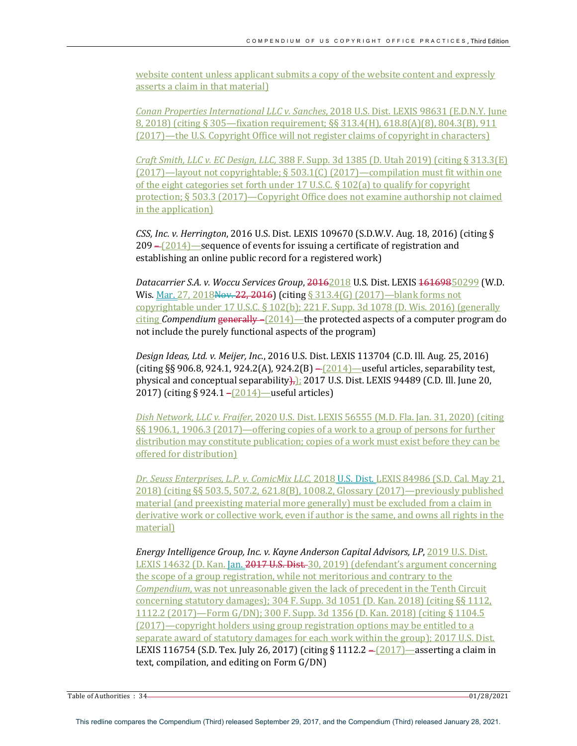website content unless applicant submits a copy of the website content and expressly asserts a claim in that material)

*Conan Properties International LLC v. Sanches*, 2018 U.S. Dist. LEXIS 98631 (E.D.N.Y. June 8, 2018) (citing § 305—fixation requirement; §§ 313.4(H), 618.8(A)(8), 804.3(B), 911 (2017)—the U.S. Copyright Office will not register claims of copyright in characters)

*Craft Smith, LLC v. EC Design, LLC*, 388 F. Supp. 3d 1385 (D. Utah 2019) (citing § 313.3(E) (2017)—layout not copyrightable; § 503.1(C) (2017)—compilation must fit within one of the eight categories set forth under 17 U.S.C. § 102(a) to qualify for copyright protection; § 503.3 (2017)—Copyright Office does not examine authorship not claimed in the application)

*CSS, Inc. v. Herrington*, 2016 U.S. Dist. LEXIS 109670 (S.D.W.V. Aug. 18, 2016) (citing § 209 – (2014)—sequence of events for issuing a certificate of registration and establishing an online public record for a registered work)

*Datacarrier S.A. v. Woccu Services Group*, ~~2016~~2018 U.S. Dist. LEXIS ~~161698~~50299 (W.D. Wis. Mar. 27, 2018~~Nov. 22, 2016~~) (citing § 313.4(G) (2017)—blank forms not copyrightable under 17 U.S.C. § 102(b); 221 F. Supp. 3d 1078 (D. Wis. 2016) (generally citing *Compendium* ~~generally –~~(2014)—the protected aspects of a computer program do not include the purely functional aspects of the program)

*Design Ideas, Ltd. v. Meijer, Inc.*, 2016 U.S. Dist. LEXIS 113704 (C.D. Ill. Aug. 25, 2016) (citing §§ 906.8, 924.1, 924.2(A), 924.2(B) –(2014)—useful articles, separability test, physical and conceptual separability~~),~~); 2017 U.S. Dist. LEXIS 94489 (C.D. Ill. June 20, 2017) (citing § 924.1 –(2014)—useful articles)

*Dish Network, LLC v. Fraifer*, 2020 U.S. Dist. LEXIS 56555 (M.D. Fla. Jan. 31, 2020) (citing §§ 1906.1, 1906.3 (2017)—offering copies of a work to a group of persons for further distribution may constitute publication; copies of a work must exist before they can be offered for distribution)

*Dr. Seuss Enterprises, L.P. v. ComicMix LLC*, 2018 U.S. Dist. LEXIS 84986 (S.D. Cal. May 21, 2018) (citing §§ 503.5, 507.2, 621.8(B), 1008.2, Glossary (2017)—previously published material (and preexisting material more generally) must be excluded from a claim in derivative work or collective work, even if author is the same, and owns all rights in the material)

*Energy Intelligence Group, Inc. v. Kayne Anderson Capital Advisors, LP*, 2019 U.S. Dist. LEXIS 14632 (D. Kan. Jan. ~~2017 U.S. Dist.~~ 30, 2019) (defendant's argument concerning the scope of a group registration, while not meritorious and contrary to the *Compendium*, was not unreasonable given the lack of precedent in the Tenth Circuit concerning statutory damages); 304 F. Supp. 3d 1051 (D. Kan. 2018) (citing §§ 1112, 1112.2 (2017)—Form G/DN); 300 F. Supp. 3d 1356 (D. Kan. 2018) (citing § 1104.5 (2017)—copyright holders using group registration options may be entitled to a separate award of statutory damages for each work within the group); 2017 U.S. Dist. LEXIS 116754 (S.D. Tex. July 26, 2017) (citing § 1112.2 – (2017)—asserting a claim in text, compilation, and editing on Form G/DN)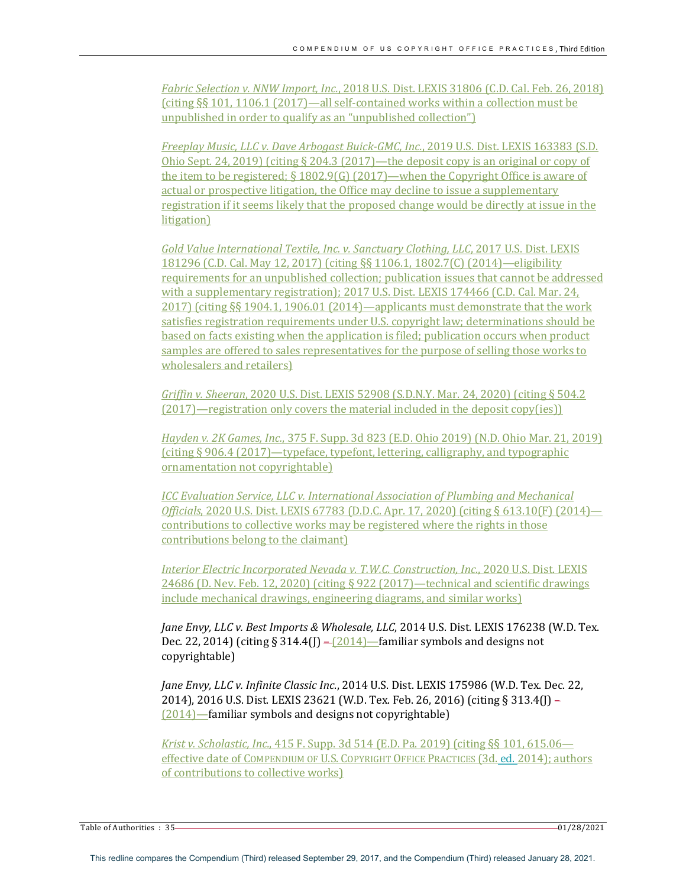*Fabric Selection v. NNW Import, Inc.*, 2018 U.S. Dist. LEXIS 31806 (C.D. Cal. Feb. 26, 2018) (citing §§ 101, 1106.1 (2017)—all self-contained works within a collection must be unpublished in order to qualify as an "unpublished collection")

*Freeplay Music, LLC v. Dave Arbogast Buick-GMC, Inc.*, 2019 U.S. Dist. LEXIS 163383 (S.D. Ohio Sept. 24, 2019) (citing § 204.3 (2017)—the deposit copy is an original or copy of the item to be registered; § 1802.9(G) (2017)—when the Copyright Office is aware of actual or prospective litigation, the Office may decline to issue a supplementary registration if it seems likely that the proposed change would be directly at issue in the litigation)

*Gold Value International Textile, Inc. v. Sanctuary Clothing, LLC*, 2017 U.S. Dist. LEXIS 181296 (C.D. Cal. May 12, 2017) (citing §§ 1106.1, 1802.7(C) (2014)—eligibility requirements for an unpublished collection; publication issues that cannot be addressed with a supplementary registration); 2017 U.S. Dist. LEXIS 174466 (C.D. Cal. Mar. 24, 2017) (citing §§ 1904.1, 1906.01 (2014)—applicants must demonstrate that the work satisfies registration requirements under U.S. copyright law; determinations should be based on facts existing when the application is filed; publication occurs when product samples are offered to sales representatives for the purpose of selling those works to wholesalers and retailers)

*Griffin v. Sheeran*, 2020 U.S. Dist. LEXIS 52908 (S.D.N.Y. Mar. 24, 2020) (citing § 504.2 (2017)—registration only covers the material included in the deposit copy(ies))

*Hayden v. 2K Games, Inc.*, 375 F. Supp. 3d 823 (E.D. Ohio 2019) (N.D. Ohio Mar. 21, 2019) (citing § 906.4 (2017)—typeface, typefont, lettering, calligraphy, and typographic ornamentation not copyrightable)

*ICC Evaluation Service, LLC v. International Association of Plumbing and Mechanical Officials*, 2020 U.S. Dist. LEXIS 67783 (D.D.C. Apr. 17, 2020) (citing § 613.10(F) (2014)—contributions to collective works may be registered where the rights in those contributions belong to the claimant)

*Interior Electric Incorporated Nevada v. T.W.C. Construction, Inc.*, 2020 U.S. Dist. LEXIS 24686 (D. Nev. Feb. 12, 2020) (citing § 922 (2017)—technical and scientific drawings include mechanical drawings, engineering diagrams, and similar works)

*Jane Envy, LLC v. Best Imports & Wholesale, LLC*, 2014 U.S. Dist. LEXIS 176238 (W.D. Tex. Dec. 22, 2014) (citing § 314.4(J) – (2014)—familiar symbols and designs not copyrightable)

*Jane Envy, LLC v. Infinite Classic Inc.*, 2014 U.S. Dist. LEXIS 175986 (W.D. Tex. Dec. 22, 2014), 2016 U.S. Dist. LEXIS 23621 (W.D. Tex. Feb. 26, 2016) (citing § 313.4(J) – (2014)—familiar symbols and designs not copyrightable)

*Krist v. Scholastic, Inc.*, 415 F. Supp. 3d 514 (E.D. Pa. 2019) (citing §§ 101, 615.06—effective date of COMPENDIUM OF U.S. COPYRIGHT OFFICE PRACTICES (3d. ed. 2014); authors of contributions to collective works)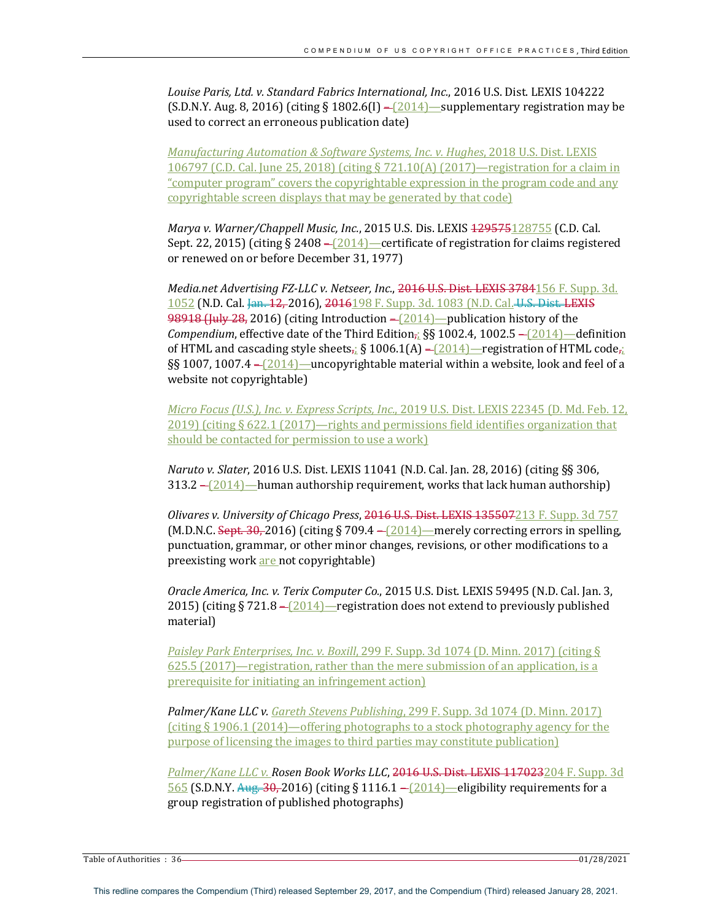*Louise Paris, Ltd. v. Standard Fabrics International, Inc.*, 2016 U.S. Dist. LEXIS 104222 (S.D.N.Y. Aug. 8, 2016) (citing § 1802.6(I) ~~–~~ (2014)—supplementary registration may be used to correct an erroneous publication date)

*Manufacturing Automation & Software Systems, Inc. v. Hughes*, 2018 U.S. Dist. LEXIS 106797 (C.D. Cal. June 25, 2018) (citing § 721.10(A) (2017)—registration for a claim in "computer program" covers the copyrightable expression in the program code and any copyrightable screen displays that may be generated by that code)

*Marya v. Warner/Chappell Music, Inc.*, 2015 U.S. Dis. LEXIS ~~129575~~128755 (C.D. Cal. Sept. 22, 2015) (citing § 2408 ~~–~~ (2014)—certificate of registration for claims registered or renewed on or before December 31, 1977)

*Media.net Advertising FZ-LLC v. Netseer, Inc.*, ~~2016 U.S. Dist. LEXIS 3784~~156 F. Supp. 3d. 1052 (N.D. Cal. ~~Jan. 12,~~ 2016), ~~2016~~198 F. Supp. 3d. 1083 (N.D. Cal. ~~U.S. Dist. LEXIS 98918 (July 28,~~ 2016) (citing Introduction ~~–~~ (2014)—publication history of the *Compendium*, effective date of the Third Edition~~,~~; §§ 1002.4, 1002.5 ~~–~~ (2014)—definition of HTML and cascading style sheets~~,~~; § 1006.1(A) ~~–~~ (2014)—registration of HTML code~~,~~; §§ 1007, 1007.4 ~~–~~ (2014)—uncopyrightable material within a website, look and feel of a website not copyrightable)

*Micro Focus (U.S.), Inc. v. Express Scripts, Inc.*, 2019 U.S. Dist. LEXIS 22345 (D. Md. Feb. 12, 2019) (citing § 622.1 (2017)—rights and permissions field identifies organization that should be contacted for permission to use a work)

*Naruto v. Slater*, 2016 U.S. Dist. LEXIS 11041 (N.D. Cal. Jan. 28, 2016) (citing §§ 306, 313.2 ~~–~~ (2014)—human authorship requirement, works that lack human authorship)

*Olivares v. University of Chicago Press*, ~~2016 U.S. Dist. LEXIS 135507~~213 F. Supp. 3d 757 (M.D.N.C. ~~Sept. 30,~~ 2016) (citing § 709.4 ~~–~~ (2014)—merely correcting errors in spelling, punctuation, grammar, or other minor changes, revisions, or other modifications to a preexisting work are not copyrightable)

*Oracle America, Inc. v. Terix Computer Co.*, 2015 U.S. Dist. LEXIS 59495 (N.D. Cal. Jan. 3, 2015) (citing § 721.8 ~~–~~ (2014)—registration does not extend to previously published material)

*Paisley Park Enterprises, Inc. v. Boxill*, 299 F. Supp. 3d 1074 (D. Minn. 2017) (citing § 625.5 (2017)—registration, rather than the mere submission of an application, is a prerequisite for initiating an infringement action)

*Palmer/Kane LLC v. Gareth Stevens Publishing*, 299 F. Supp. 3d 1074 (D. Minn. 2017) (citing § 1906.1 (2014)—offering photographs to a stock photography agency for the purpose of licensing the images to third parties may constitute publication)

*Palmer/Kane LLC v. Rosen Book Works LLC*, ~~2016 U.S. Dist. LEXIS 117023~~204 F. Supp. 3d 565 (S.D.N.Y. ~~Aug. 30,~~ 2016) (citing § 1116.1 ~~–~~ (2014)—eligibility requirements for a group registration of published photographs)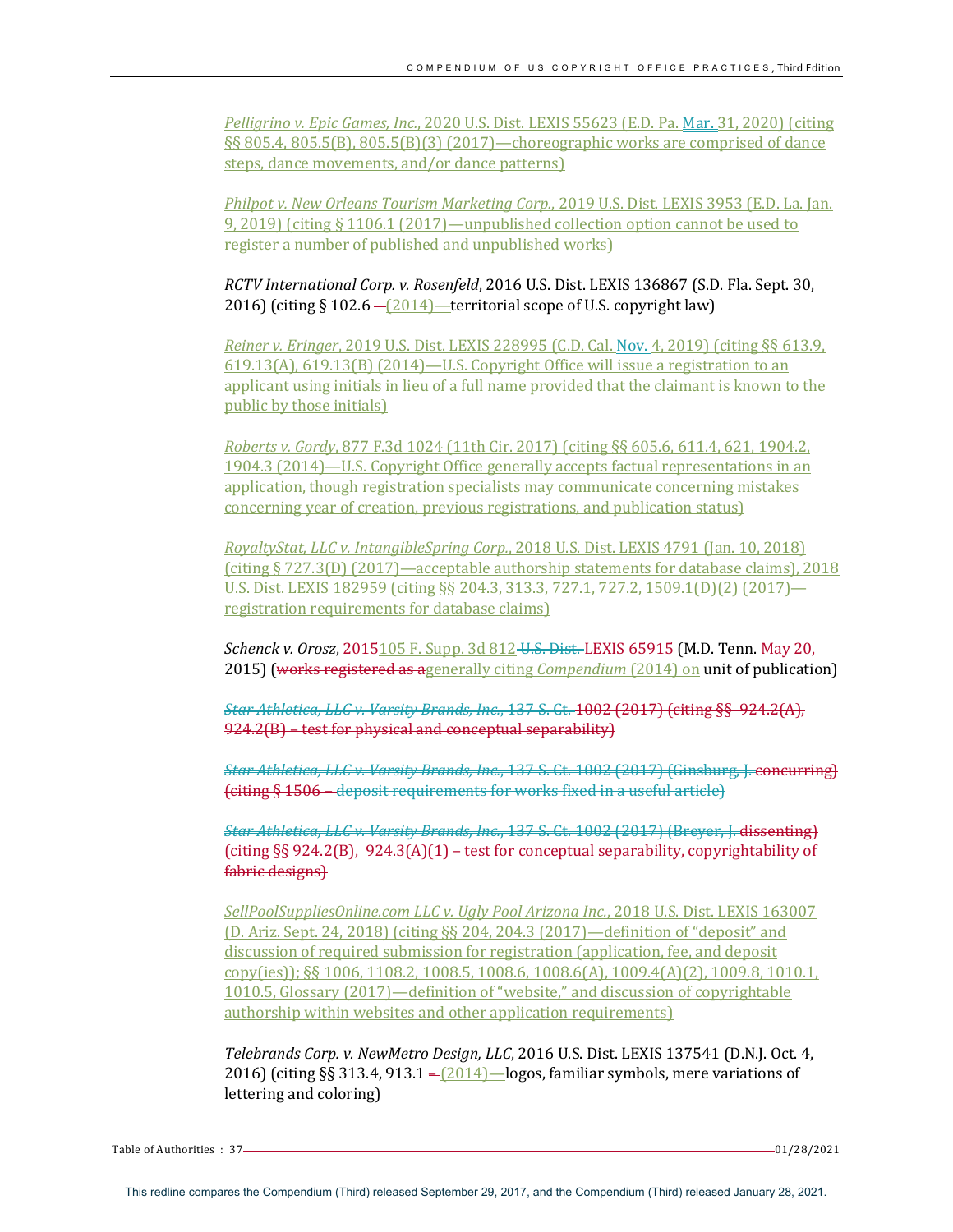*Pelligrino v. Epic Games, Inc.*, 2020 U.S. Dist. LEXIS 55623 (E.D. Pa. Mar. 31, 2020) (citing §§ 805.4, 805.5(B), 805.5(B)(3) (2017)—choreographic works are comprised of dance steps, dance movements, and/or dance patterns)

*Philpot v. New Orleans Tourism Marketing Corp.*, 2019 U.S. Dist. LEXIS 3953 (E.D. La. Jan. 9, 2019) (citing § 1106.1 (2017)—unpublished collection option cannot be used to register a number of published and unpublished works)

*RCTV International Corp. v. Rosenfeld*, 2016 U.S. Dist. LEXIS 136867 (S.D. Fla. Sept. 30, 2016) (citing § 102.6 ~~–~~ (2014)—territorial scope of U.S. copyright law)

*Reiner v. Eringer*, 2019 U.S. Dist. LEXIS 228995 (C.D. Cal. Nov. 4, 2019) (citing §§ 613.9, 619.13(A), 619.13(B) (2014)—U.S. Copyright Office will issue a registration to an applicant using initials in lieu of a full name provided that the claimant is known to the public by those initials)

*Roberts v. Gordy*, 877 F.3d 1024 (11th Cir. 2017) (citing §§ 605.6, 611.4, 621, 1904.2, 1904.3 (2014)—U.S. Copyright Office generally accepts factual representations in an application, though registration specialists may communicate concerning mistakes concerning year of creation, previous registrations, and publication status)

*RoyaltyStat, LLC v. IntangibleSpring Corp.*, 2018 U.S. Dist. LEXIS 4791 (Jan. 10, 2018) (citing § 727.3(D) (2017)—acceptable authorship statements for database claims), 2018 U.S. Dist. LEXIS 182959 (citing §§ 204.3, 313.3, 727.1, 727.2, 1509.1(D)(2) (2017)—registration requirements for database claims)

*Schenck v. Orosz*, ~~2015~~105 F. Supp. 3d 812~~ U.S. Dist. LEXIS 65915~~ (M.D. Tenn. ~~May 20,~~ 2015) (~~works registered as a~~generally citing *Compendium* (2014) on unit of publication)

~~*Star Athletica, LLC v. Varsity Brands, Inc.*, 137 S. Ct. 1002 (2017) (citing §§ 924.2(A), 924.2(B) – test for physical and conceptual separability)~~

~~*Star Athletica, LLC v. Varsity Brands, Inc.*, 137 S. Ct. 1002 (2017) (Ginsburg, J. concurring) (citing § 1506 – deposit requirements for works fixed in a useful article)~~

~~*Star Athletica, LLC v. Varsity Brands, Inc.*, 137 S. Ct. 1002 (2017) (Breyer, J. dissenting) (citing §§ 924.2(B), 924.3(A)(1) – test for conceptual separability, copyrightability of fabric designs)~~

*SellPoolSuppliesOnline.com LLC v. Ugly Pool Arizona Inc.*, 2018 U.S. Dist. LEXIS 163007 (D. Ariz. Sept. 24, 2018) (citing §§ 204, 204.3 (2017)—definition of "deposit" and discussion of required submission for registration (application, fee, and deposit copy(ies)); §§ 1006, 1108.2, 1008.5, 1008.6, 1008.6(A), 1009.4(A)(2), 1009.8, 1010.1, 1010.5, Glossary (2017)—definition of "website," and discussion of copyrightable authorship within websites and other application requirements)

*Telebrands Corp. v. NewMetro Design, LLC*, 2016 U.S. Dist. LEXIS 137541 (D.N.J. Oct. 4, 2016) (citing §§ 313.4, 913.1 ~~–~~ (2014)—logos, familiar symbols, mere variations of lettering and coloring)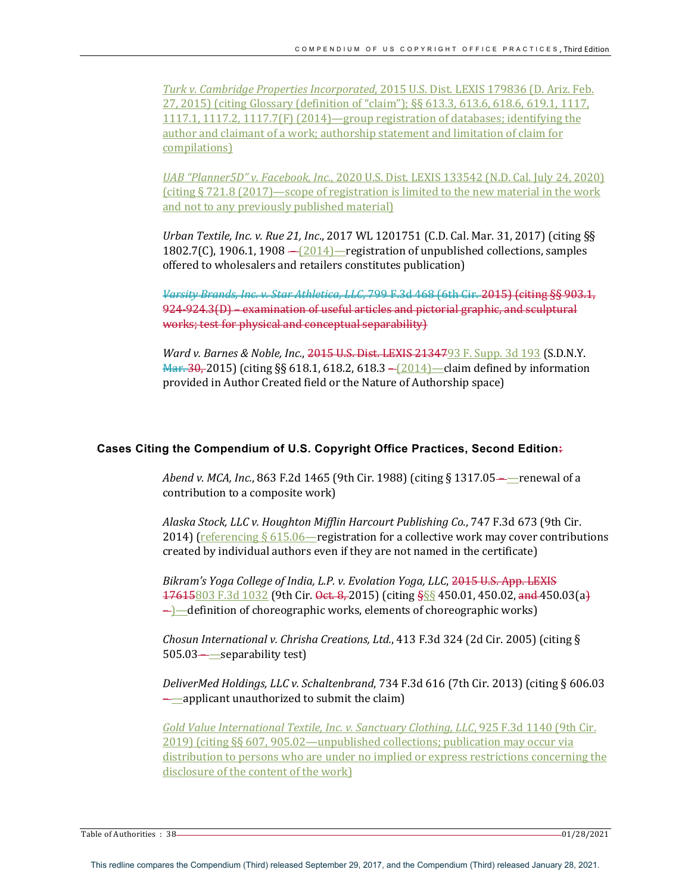*Turk v. Cambridge Properties Incorporated*, 2015 U.S. Dist. LEXIS 179836 (D. Ariz. Feb. 27, 2015) (citing Glossary (definition of "claim"); §§ 613.3, 613.6, 618.6, 619.1, 1117, 1117.1, 1117.2, 1117.7(F) (2014)—group registration of databases; identifying the author and claimant of a work; authorship statement and limitation of claim for compilations)

*UAB "Planner5D" v. Facebook, Inc.*, 2020 U.S. Dist. LEXIS 133542 (N.D. Cal. July 24, 2020) (citing § 721.8 (2017)—scope of registration is limited to the new material in the work and not to any previously published material)

*Urban Textile, Inc. v. Rue 21, Inc*., 2017 WL 1201751 (C.D. Cal. Mar. 31, 2017) (citing §§ 1802.7(C), 1906.1, 1908 – (2014)—registration of unpublished collections, samples offered to wholesalers and retailers constitutes publication)

*Varsity Brands, Inc. v. Star Athletica, LLC*, 799 F.3d 468 (6th Cir. 2015) (citing §§ 903.1, 924-924.3(D) – examination of useful articles and pictorial graphic, and sculptural works; test for physical and conceptual separability)

*Ward v. Barnes & Noble, Inc.*, 2015 U.S. Dist. LEXIS 2134793 F. Supp. 3d 193 (S.D.N.Y. Mar. 30, 2015) (citing §§ 618.1, 618.2, 618.3 – (2014)—claim defined by information provided in Author Created field or the Nature of Authorship space)

## Cases Citing the Compendium of U.S. Copyright Office Practices, Second Edition:

*Abend v. MCA, Inc.*, 863 F.2d 1465 (9th Cir. 1988) (citing § 1317.05 – —renewal of a contribution to a composite work)

*Alaska Stock, LLC v. Houghton Mifflin Harcourt Publishing Co.*, 747 F.3d 673 (9th Cir. 2014) (referencing § 615.06—registration for a collective work may cover contributions created by individual authors even if they are not named in the certificate)

*Bikram's Yoga College of India, L.P. v. Evolation Yoga, LLC*, 2015 U.S. App. LEXIS 17615803 F.3d 1032 (9th Cir. Oct. 8, 2015) (citing §§§ 450.01, 450.02, and 450.03(a) – )—definition of choreographic works, elements of choreographic works)

*Chosun International v. Chrisha Creations, Ltd.*, 413 F.3d 324 (2d Cir. 2005) (citing § 505.03 – —separability test)

*DeliverMed Holdings, LLC v. Schaltenbrand*, 734 F.3d 616 (7th Cir. 2013) (citing § 606.03 – —applicant unauthorized to submit the claim)

*Gold Value International Textile, Inc. v. Sanctuary Clothing, LLC*, 925 F.3d 1140 (9th Cir. 2019) (citing §§ 607, 905.02—unpublished collections; publication may occur via distribution to persons who are under no implied or express restrictions concerning the disclosure of the content of the work)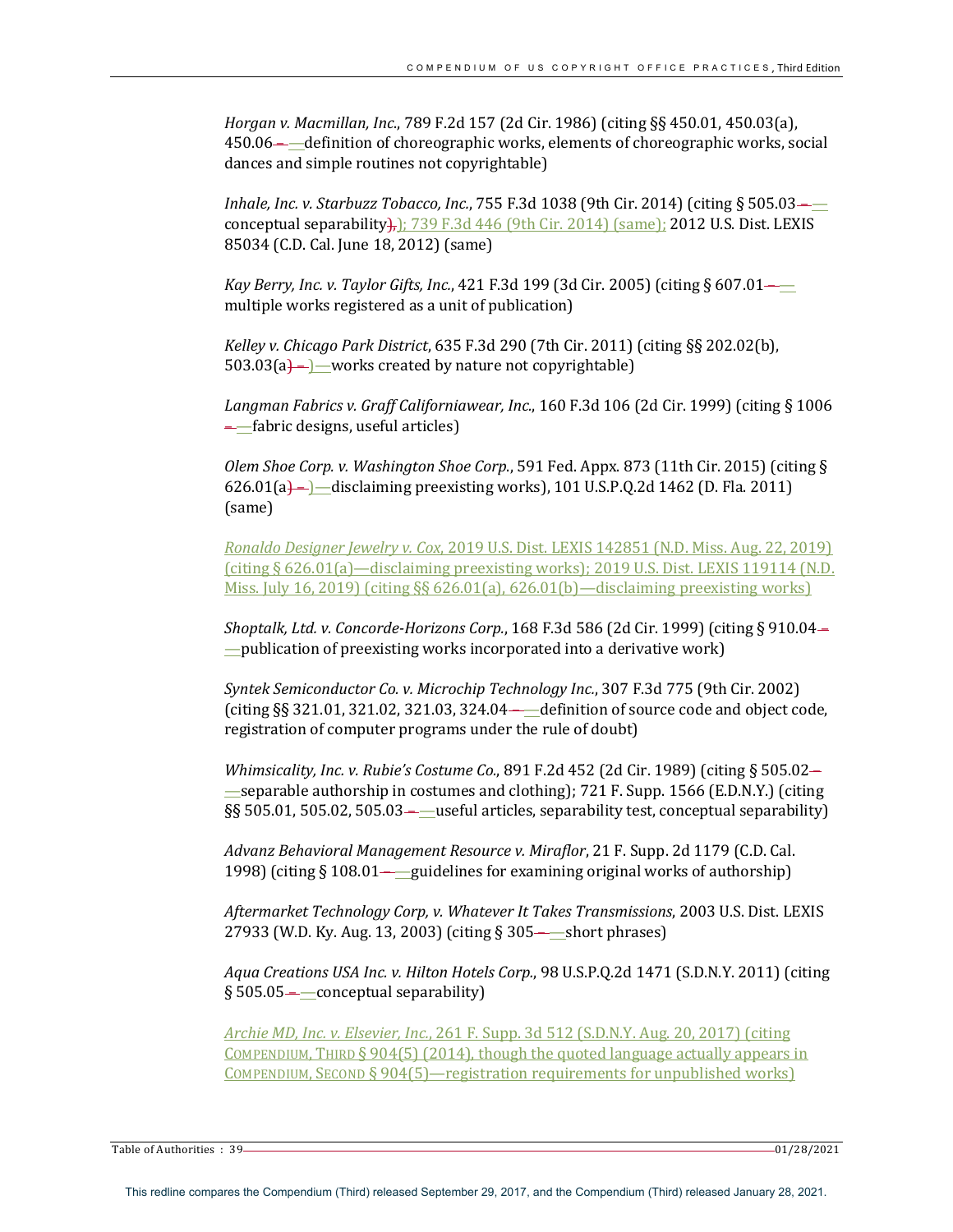*Horgan v. Macmillan, Inc.*, 789 F.2d 157 (2d Cir. 1986) (citing §§ 450.01, 450.03(a), 450.06—definition of choreographic works, elements of choreographic works, social dances and simple routines not copyrightable)

*Inhale, Inc. v. Starbuzz Tobacco, Inc.*, 755 F.3d 1038 (9th Cir. 2014) (citing § 505.03—conceptual separability); 739 F.3d 446 (9th Cir. 2014) (same); 2012 U.S. Dist. LEXIS 85034 (C.D. Cal. June 18, 2012) (same)

*Kay Berry, Inc. v. Taylor Gifts, Inc.*, 421 F.3d 199 (3d Cir. 2005) (citing § 607.01—multiple works registered as a unit of publication)

*Kelley v. Chicago Park District*, 635 F.3d 290 (7th Cir. 2011) (citing §§ 202.02(b), 503.03(a)—works created by nature not copyrightable)

*Langman Fabrics v. Graff Californiawear, Inc.*, 160 F.3d 106 (2d Cir. 1999) (citing § 1006—fabric designs, useful articles)

*Olem Shoe Corp. v. Washington Shoe Corp.*, 591 Fed. Appx. 873 (11th Cir. 2015) (citing § 626.01(a)—disclaiming preexisting works), 101 U.S.P.Q.2d 1462 (D. Fla. 2011) (same)

*Ronaldo Designer Jewelry v. Cox*, 2019 U.S. Dist. LEXIS 142851 (N.D. Miss. Aug. 22, 2019) (citing § 626.01(a)—disclaiming preexisting works); 2019 U.S. Dist. LEXIS 119114 (N.D. Miss. July 16, 2019) (citing §§ 626.01(a), 626.01(b)—disclaiming preexisting works)

*Shoptalk, Ltd. v. Concorde-Horizons Corp.*, 168 F.3d 586 (2d Cir. 1999) (citing § 910.04—publication of preexisting works incorporated into a derivative work)

*Syntek Semiconductor Co. v. Microchip Technology Inc.*, 307 F.3d 775 (9th Cir. 2002) (citing §§ 321.01, 321.02, 321.03, 324.04—definition of source code and object code, registration of computer programs under the rule of doubt)

*Whimsicality, Inc. v. Rubie's Costume Co.*, 891 F.2d 452 (2d Cir. 1989) (citing § 505.02—separable authorship in costumes and clothing); 721 F. Supp. 1566 (E.D.N.Y.) (citing §§ 505.01, 505.02, 505.03—useful articles, separability test, conceptual separability)

*Advanz Behavioral Management Resource v. Miraflor*, 21 F. Supp. 2d 1179 (C.D. Cal. 1998) (citing § 108.01—guidelines for examining original works of authorship)

*Aftermarket Technology Corp, v. Whatever It Takes Transmissions*, 2003 U.S. Dist. LEXIS 27933 (W.D. Ky. Aug. 13, 2003) (citing § 305—short phrases)

*Aqua Creations USA Inc. v. Hilton Hotels Corp.*, 98 U.S.P.Q.2d 1471 (S.D.N.Y. 2011) (citing § 505.05—conceptual separability)

*Archie MD, Inc. v. Elsevier, Inc.*, 261 F. Supp. 3d 512 (S.D.N.Y. Aug. 20, 2017) (citing COMPENDIUM, THIRD § 904(5) (2014), though the quoted language actually appears in COMPENDIUM, SECOND § 904(5)—registration requirements for unpublished works)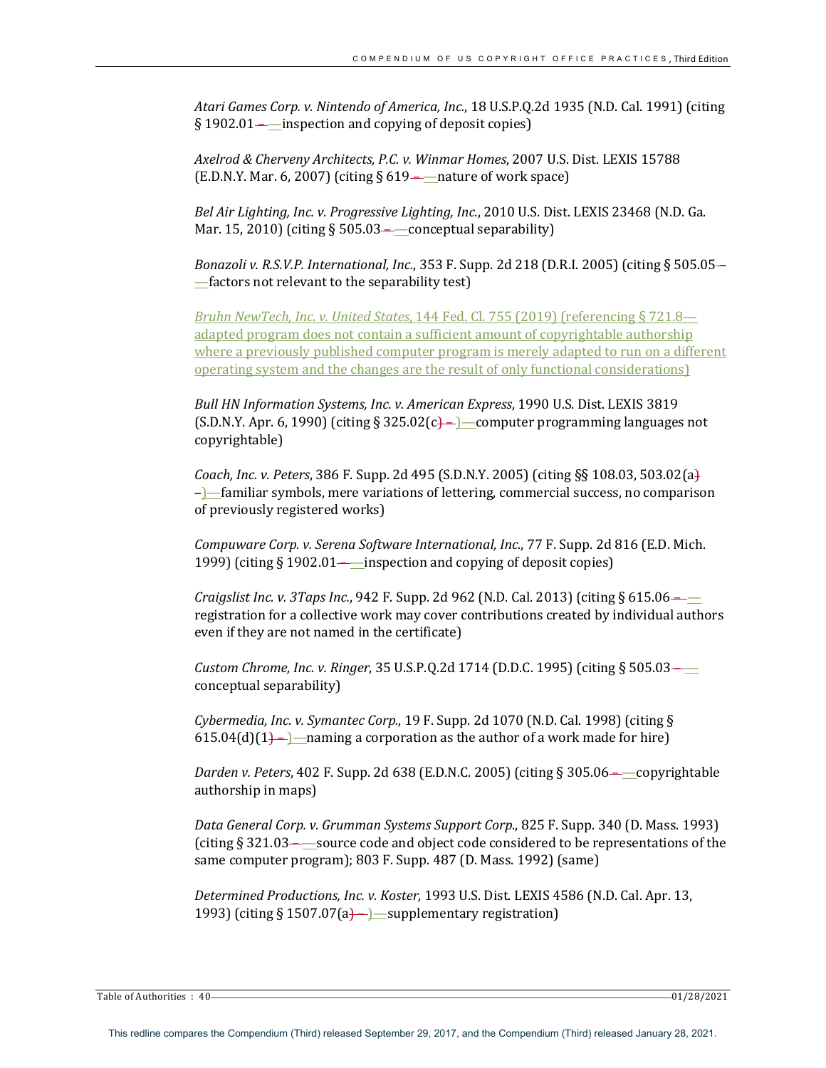*Atari Games Corp. v. Nintendo of America, Inc.*, 18 U.S.P.Q.2d 1935 (N.D. Cal. 1991) (citing § 1902.01—inspection and copying of deposit copies)

*Axelrod & Cherveny Architects, P.C. v. Winmar Homes*, 2007 U.S. Dist. LEXIS 15788 (E.D.N.Y. Mar. 6, 2007) (citing § 619—nature of work space)

*Bel Air Lighting, Inc. v. Progressive Lighting, Inc.*, 2010 U.S. Dist. LEXIS 23468 (N.D. Ga. Mar. 15, 2010) (citing § 505.03—conceptual separability)

*Bonazoli v. R.S.V.P. International, Inc.*, 353 F. Supp. 2d 218 (D.R.I. 2005) (citing § 505.05—factors not relevant to the separability test)

*Bruhn NewTech, Inc. v. United States*, 144 Fed. Cl. 755 (2019) (referencing § 721.8—adapted program does not contain a sufficient amount of copyrightable authorship where a previously published computer program is merely adapted to run on a different operating system and the changes are the result of only functional considerations)

*Bull HN Information Systems, Inc. v. American Express*, 1990 U.S. Dist. LEXIS 3819 (S.D.N.Y. Apr. 6, 1990) (citing § 325.02(c)—computer programming languages not copyrightable)

*Coach, Inc. v. Peters*, 386 F. Supp. 2d 495 (S.D.N.Y. 2005) (citing §§ 108.03, 503.02(a)—familiar symbols, mere variations of lettering, commercial success, no comparison of previously registered works)

*Compuware Corp. v. Serena Software International, Inc.*, 77 F. Supp. 2d 816 (E.D. Mich. 1999) (citing § 1902.01—inspection and copying of deposit copies)

*Craigslist Inc. v. 3Taps Inc.*, 942 F. Supp. 2d 962 (N.D. Cal. 2013) (citing § 615.06—registration for a collective work may cover contributions created by individual authors even if they are not named in the certificate)

*Custom Chrome, Inc. v. Ringer*, 35 U.S.P.Q.2d 1714 (D.D.C. 1995) (citing § 505.03—conceptual separability)

*Cybermedia, Inc. v. Symantec Corp.*, 19 F. Supp. 2d 1070 (N.D. Cal. 1998) (citing § 615.04(d)(1)—naming a corporation as the author of a work made for hire)

*Darden v. Peters*, 402 F. Supp. 2d 638 (E.D.N.C. 2005) (citing § 305.06—copyrightable authorship in maps)

*Data General Corp. v. Grumman Systems Support Corp.*, 825 F. Supp. 340 (D. Mass. 1993) (citing § 321.03—source code and object code considered to be representations of the same computer program); 803 F. Supp. 487 (D. Mass. 1992) (same)

*Determined Productions, Inc. v. Koster,* 1993 U.S. Dist. LEXIS 4586 (N.D. Cal. Apr. 13, 1993) (citing § 1507.07(a)—supplementary registration)

This redline compares the Compendium (Third) released September 29, 2017, and the Compendium (Third) released January 28, 2021.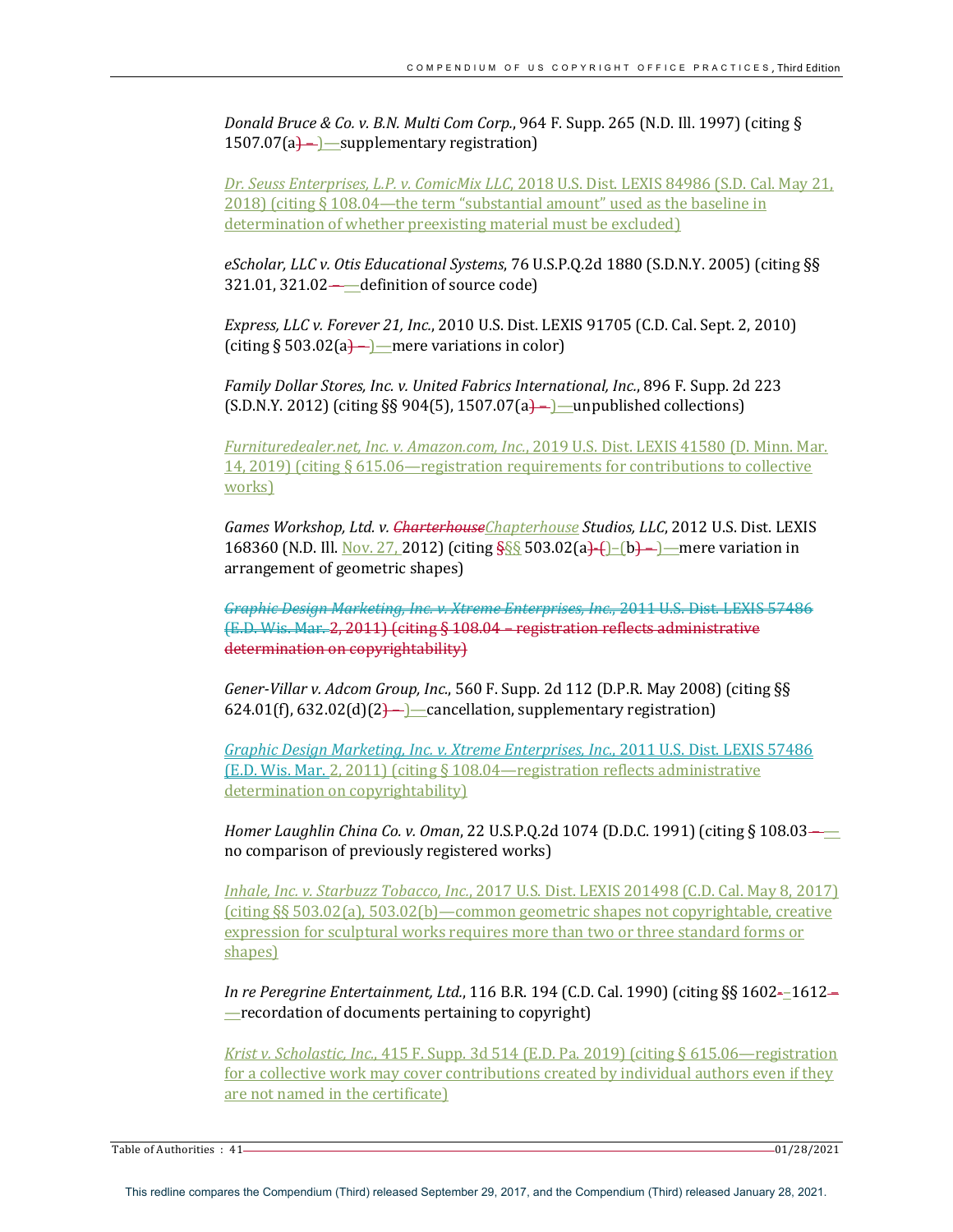*Donald Bruce & Co. v. B.N. Multi Com Corp.*, 964 F. Supp. 265 (N.D. Ill. 1997) (citing § 1507.07(a)—supplementary registration)

*Dr. Seuss Enterprises, L.P. v. ComicMix LLC*, 2018 U.S. Dist. LEXIS 84986 (S.D. Cal. May 21, 2018) (citing § 108.04—the term "substantial amount" used as the baseline in determination of whether preexisting material must be excluded)

*eScholar, LLC v. Otis Educational Systems*, 76 U.S.P.Q.2d 1880 (S.D.N.Y. 2005) (citing §§ 321.01, 321.02—definition of source code)

*Express, LLC v. Forever 21, Inc.*, 2010 U.S. Dist. LEXIS 91705 (C.D. Cal. Sept. 2, 2010) (citing § 503.02(a)—mere variations in color)

*Family Dollar Stores, Inc. v. United Fabrics International, Inc.*, 896 F. Supp. 2d 223 (S.D.N.Y. 2012) (citing §§ 904(5), 1507.07(a)—unpublished collections)

*Furnituredealer.net, Inc. v. Amazon.com, Inc.*, 2019 U.S. Dist. LEXIS 41580 (D. Minn. Mar. 14, 2019) (citing § 615.06—registration requirements for contributions to collective works)

*Games Workshop, Ltd. v. ~~Charterhouse~~Chapterhouse Studios, LLC*, 2012 U.S. Dist. LEXIS 168360 (N.D. Ill. Nov. 27, 2012) (citing §§ 503.02(a)–(b)—mere variation in arrangement of geometric shapes)

~~*Graphic Design Marketing, Inc. v. Xtreme Enterprises, Inc.*, 2011 U.S. Dist. LEXIS 57486 (E.D. Wis. Mar. 2, 2011) (citing § 108.04 – registration reflects administrative determination on copyrightability)~~

*Gener-Villar v. Adcom Group, Inc.*, 560 F. Supp. 2d 112 (D.P.R. May 2008) (citing §§ 624.01(f), 632.02(d)(2)—cancellation, supplementary registration)

*Graphic Design Marketing, Inc. v. Xtreme Enterprises, Inc.*, 2011 U.S. Dist. LEXIS 57486 (E.D. Wis. Mar. 2, 2011) (citing § 108.04—registration reflects administrative determination on copyrightability)

*Homer Laughlin China Co. v. Oman*, 22 U.S.P.Q.2d 1074 (D.D.C. 1991) (citing § 108.03—no comparison of previously registered works)

*Inhale, Inc. v. Starbuzz Tobacco, Inc.*, 2017 U.S. Dist. LEXIS 201498 (C.D. Cal. May 8, 2017) (citing §§ 503.02(a), 503.02(b)—common geometric shapes not copyrightable, creative expression for sculptural works requires more than two or three standard forms or shapes)

*In re Peregrine Entertainment, Ltd.*, 116 B.R. 194 (C.D. Cal. 1990) (citing §§ 1602–1612—recordation of documents pertaining to copyright)

*Krist v. Scholastic, Inc.*, 415 F. Supp. 3d 514 (E.D. Pa. 2019) (citing § 615.06—registration for a collective work may cover contributions created by individual authors even if they are not named in the certificate)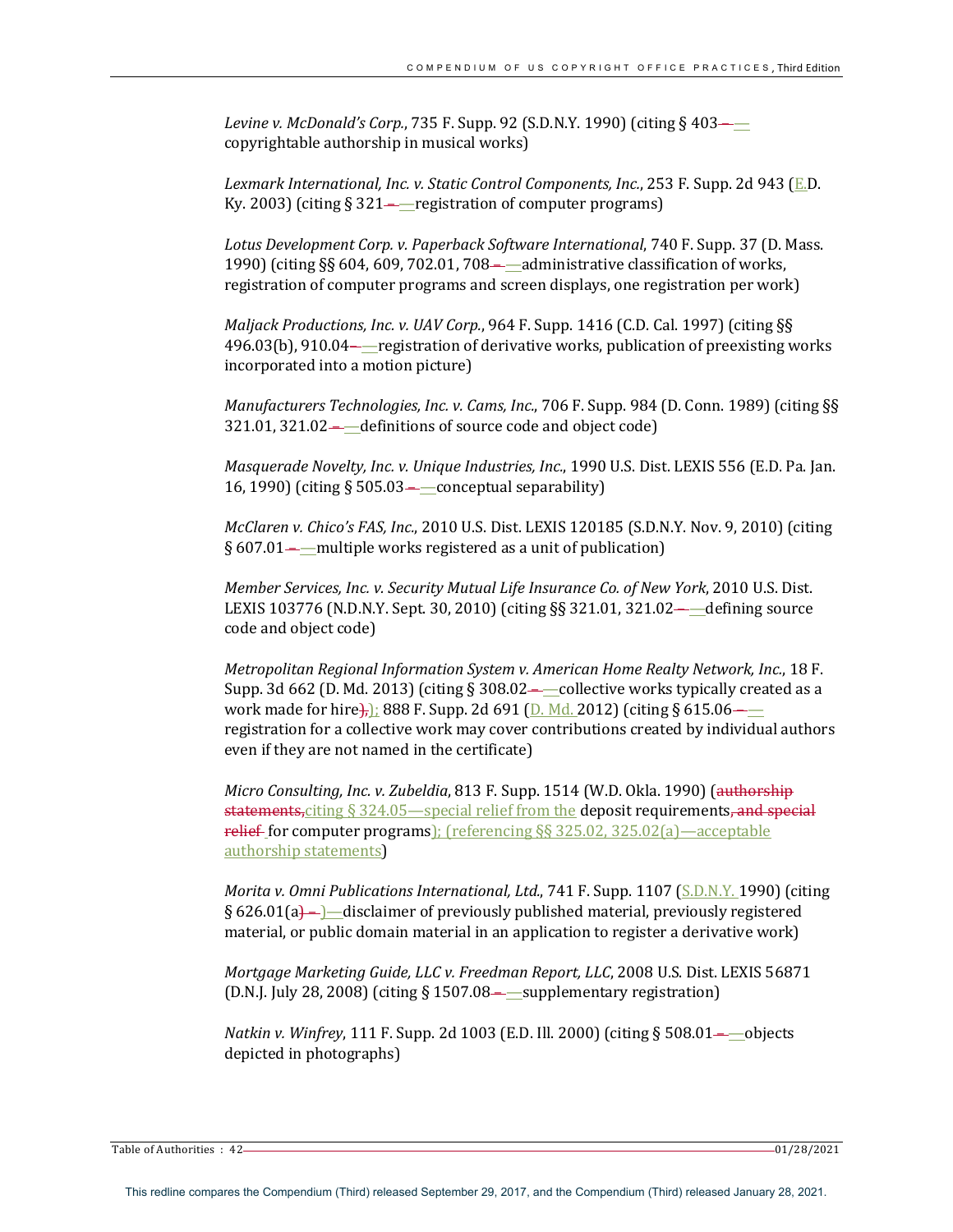*Levine v. McDonald's Corp.*, 735 F. Supp. 92 (S.D.N.Y. 1990) (citing § 403~~–~~—copyrightable authorship in musical works)

*Lexmark International, Inc. v. Static Control Components, Inc.*, 253 F. Supp. 2d 943 (E.D. Ky. 2003) (citing § 321~~–~~—registration of computer programs)

*Lotus Development Corp. v. Paperback Software International*, 740 F. Supp. 37 (D. Mass. 1990) (citing §§ 604, 609, 702.01, 708~~–~~—administrative classification of works, registration of computer programs and screen displays, one registration per work)

*Maljack Productions, Inc. v. UAV Corp.*, 964 F. Supp. 1416 (C.D. Cal. 1997) (citing §§ 496.03(b), 910.04~~–~~—registration of derivative works, publication of preexisting works incorporated into a motion picture)

*Manufacturers Technologies, Inc. v. Cams, Inc.*, 706 F. Supp. 984 (D. Conn. 1989) (citing §§ 321.01, 321.02~~–~~—definitions of source code and object code)

*Masquerade Novelty, Inc. v. Unique Industries, Inc.*, 1990 U.S. Dist. LEXIS 556 (E.D. Pa. Jan. 16, 1990) (citing § 505.03~~–~~—conceptual separability)

*McClaren v. Chico's FAS, Inc.*, 2010 U.S. Dist. LEXIS 120185 (S.D.N.Y. Nov. 9, 2010) (citing § 607.01~~–~~—multiple works registered as a unit of publication)

*Member Services, Inc. v. Security Mutual Life Insurance Co. of New York*, 2010 U.S. Dist. LEXIS 103776 (N.D.N.Y. Sept. 30, 2010) (citing §§ 321.01, 321.02~~–~~—defining source code and object code)

*Metropolitan Regional Information System v. American Home Realty Network, Inc.*, 18 F. Supp. 3d 662 (D. Md. 2013) (citing § 308.02~~–~~—collective works typically created as a work made for hire~~),~~); 888 F. Supp. 2d 691 (D. Md. 2012) (citing § 615.06~~–~~—registration for a collective work may cover contributions created by individual authors even if they are not named in the certificate)

*Micro Consulting, Inc. v. Zubeldia*, 813 F. Supp. 1514 (W.D. Okla. 1990) (~~authorship statements,~~citing § 324.05—special relief from the deposit requirements~~, and special relief~~ for computer programs); (referencing §§ 325.02, 325.02(a)—acceptable authorship statements)

*Morita v. Omni Publications International, Ltd.*, 741 F. Supp. 1107 (S.D.N.Y. 1990) (citing § 626.01(a~~) –~~)—disclaimer of previously published material, previously registered material, or public domain material in an application to register a derivative work)

*Mortgage Marketing Guide, LLC v. Freedman Report, LLC*, 2008 U.S. Dist. LEXIS 56871 (D.N.J. July 28, 2008) (citing § 1507.08~~–~~—supplementary registration)

*Natkin v. Winfrey*, 111 F. Supp. 2d 1003 (E.D. Ill. 2000) (citing § 508.01~~–~~—objects depicted in photographs)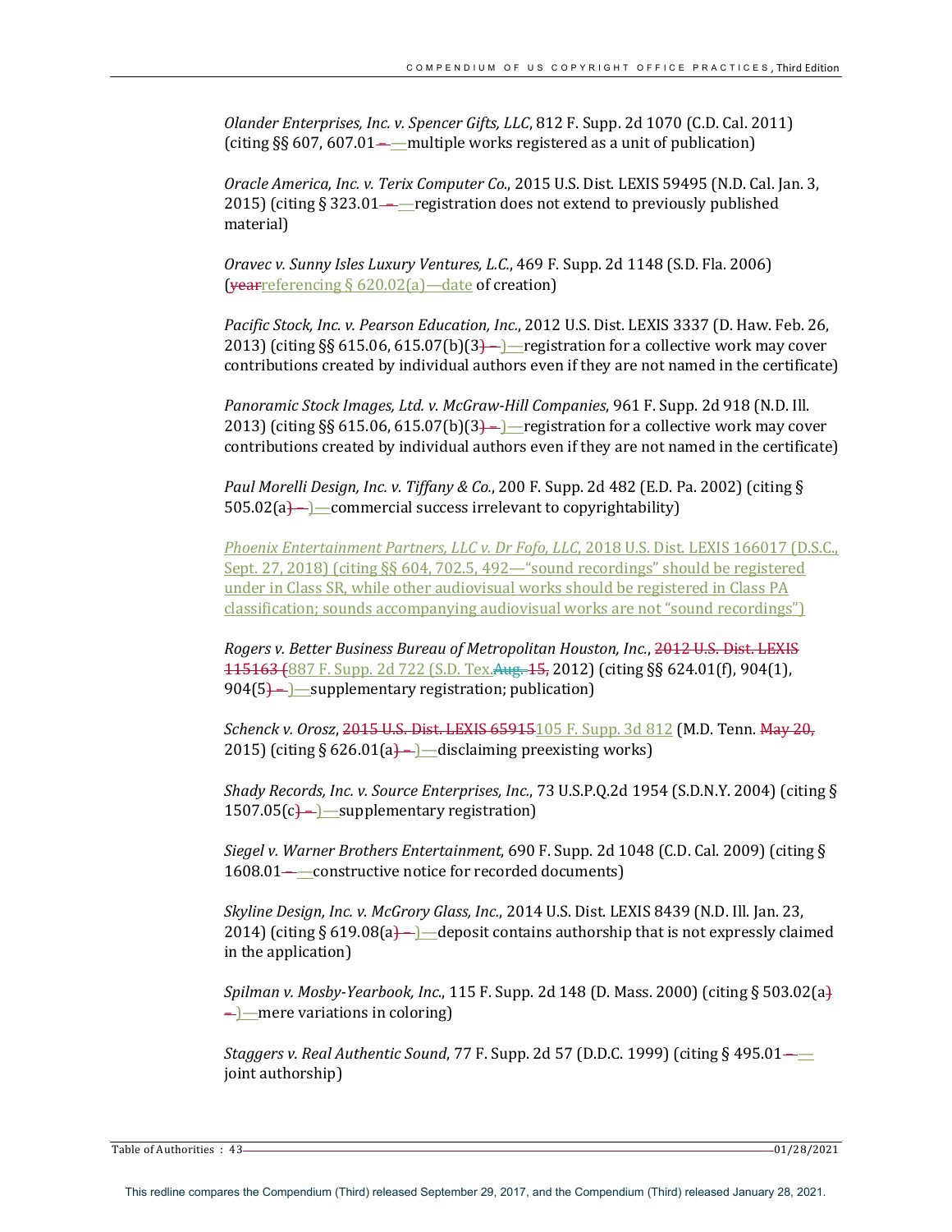*Olander Enterprises, Inc. v. Spencer Gifts, LLC*, 812 F. Supp. 2d 1070 (C.D. Cal. 2011) (citing §§ 607, 607.01—multiple works registered as a unit of publication)

*Oracle America, Inc. v. Terix Computer Co.*, 2015 U.S. Dist. LEXIS 59495 (N.D. Cal. Jan. 3, 2015) (citing § 323.01—registration does not extend to previously published material)

*Oravec v. Sunny Isles Luxury Ventures, L.C.*, 469 F. Supp. 2d 1148 (S.D. Fla. 2006) (~~year~~referencing § 620.02(a)—date of creation)

*Pacific Stock, Inc. v. Pearson Education, Inc.*, 2012 U.S. Dist. LEXIS 3337 (D. Haw. Feb. 26, 2013) (citing §§ 615.06, 615.07(b)(3)—registration for a collective work may cover contributions created by individual authors even if they are not named in the certificate)

*Panoramic Stock Images, Ltd. v. McGraw-Hill Companies*, 961 F. Supp. 2d 918 (N.D. Ill. 2013) (citing §§ 615.06, 615.07(b)(3)—registration for a collective work may cover contributions created by individual authors even if they are not named in the certificate)

*Paul Morelli Design, Inc. v. Tiffany & Co.*, 200 F. Supp. 2d 482 (E.D. Pa. 2002) (citing § 505.02(a)—commercial success irrelevant to copyrightability)

*Phoenix Entertainment Partners, LLC v. Dr Fofo, LLC*, 2018 U.S. Dist. LEXIS 166017 (D.S.C., Sept. 27, 2018) (citing §§ 604, 702.5, 492—"sound recordings" should be registered under in Class SR, while other audiovisual works should be registered in Class PA classification; sounds accompanying audiovisual works are not "sound recordings")

*Rogers v. Better Business Bureau of Metropolitan Houston, Inc.*, ~~2012 U.S. Dist. LEXIS 115163 (~~887 F. Supp. 2d 722 (S.D. Tex. ~~Aug. 15,~~ 2012) (citing §§ 624.01(f), 904(1), 904(5)—supplementary registration; publication)

*Schenck v. Orosz*, ~~2015 U.S. Dist. LEXIS 65915~~105 F. Supp. 3d 812 (M.D. Tenn. ~~May 20,~~ 2015) (citing § 626.01(a)—disclaiming preexisting works)

*Shady Records, Inc. v. Source Enterprises, Inc.*, 73 U.S.P.Q.2d 1954 (S.D.N.Y. 2004) (citing § 1507.05(c)—supplementary registration)

*Siegel v. Warner Brothers Entertainment*, 690 F. Supp. 2d 1048 (C.D. Cal. 2009) (citing § 1608.01—constructive notice for recorded documents)

*Skyline Design, Inc. v. McGrory Glass, Inc.*, 2014 U.S. Dist. LEXIS 8439 (N.D. Ill. Jan. 23, 2014) (citing § 619.08(a)—deposit contains authorship that is not expressly claimed in the application)

*Spilman v. Mosby-Yearbook, Inc.*, 115 F. Supp. 2d 148 (D. Mass. 2000) (citing § 503.02(a)—mere variations in coloring)

*Staggers v. Real Authentic Sound*, 77 F. Supp. 2d 57 (D.D.C. 1999) (citing § 495.01—joint authorship)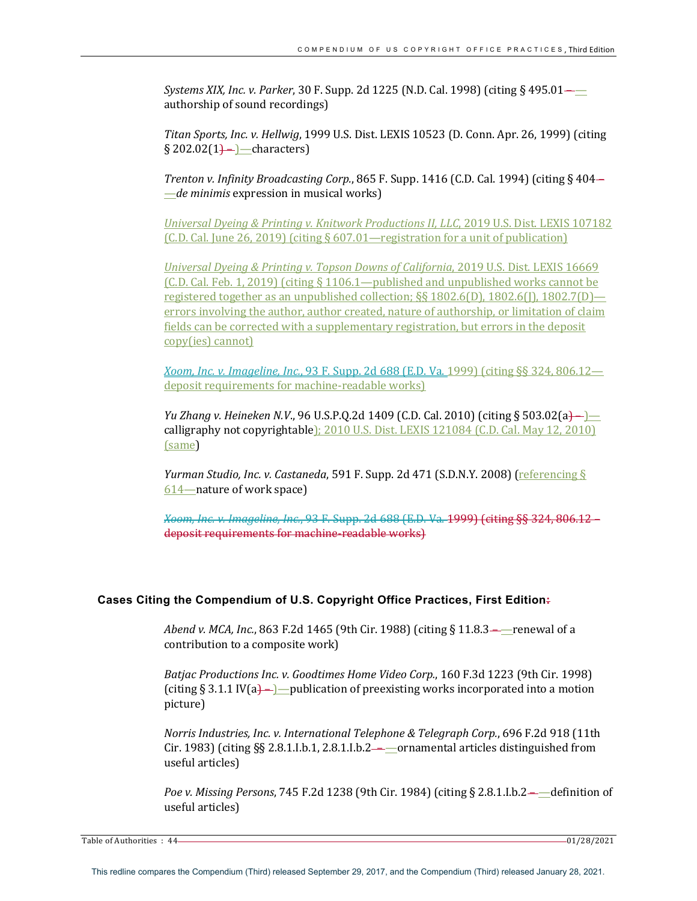*Systems XIX, Inc. v. Parker*, 30 F. Supp. 2d 1225 (N.D. Cal. 1998) (citing § 495.01 — authorship of sound recordings)

*Titan Sports, Inc. v. Hellwig*, 1999 U.S. Dist. LEXIS 10523 (D. Conn. Apr. 26, 1999) (citing § 202.02(1)—characters)

*Trenton v. Infinity Broadcasting Corp.*, 865 F. Supp. 1416 (C.D. Cal. 1994) (citing § 404—*de minimis* expression in musical works)

*Universal Dyeing & Printing v. Knitwork Productions II, LLC*, 2019 U.S. Dist. LEXIS 107182 (C.D. Cal. June 26, 2019) (citing § 607.01—registration for a unit of publication)

*Universal Dyeing & Printing v. Topson Downs of California*, 2019 U.S. Dist. LEXIS 16669 (C.D. Cal. Feb. 1, 2019) (citing § 1106.1—published and unpublished works cannot be registered together as an unpublished collection; §§ 1802.6(D), 1802.6(J), 1802.7(D)—errors involving the author, author created, nature of authorship, or limitation of claim fields can be corrected with a supplementary registration, but errors in the deposit copy(ies) cannot)

*Xoom, Inc. v. Imageline, Inc.*, 93 F. Supp. 2d 688 (E.D. Va. 1999) (citing §§ 324, 806.12—deposit requirements for machine-readable works)

*Yu Zhang v. Heineken N.V.*, 96 U.S.P.Q.2d 1409 (C.D. Cal. 2010) (citing § 503.02(a)—calligraphy not copyrightable); 2010 U.S. Dist. LEXIS 121084 (C.D. Cal. May 12, 2010) (same)

*Yurman Studio, Inc. v. Castaneda*, 591 F. Supp. 2d 471 (S.D.N.Y. 2008) (referencing § 614—nature of work space)

~~*Xoom, Inc. v. Imageline, Inc.*, 93 F. Supp. 2d 688 (E.D. Va. 1999) (citing §§ 324, 806.12 – deposit requirements for machine-readable works)~~

## Cases Citing the Compendium of U.S. Copyright Office Practices, First Edition

*Abend v. MCA, Inc.*, 863 F.2d 1465 (9th Cir. 1988) (citing § 11.8.3—renewal of a contribution to a composite work)

*Batjac Productions Inc. v. Goodtimes Home Video Corp.*, 160 F.3d 1223 (9th Cir. 1998) (citing § 3.1.1 IV(a)—publication of preexisting works incorporated into a motion picture)

*Norris Industries, Inc. v. International Telephone & Telegraph Corp.*, 696 F.2d 918 (11th Cir. 1983) (citing §§ 2.8.1.I.b.1, 2.8.1.I.b.2—ornamental articles distinguished from useful articles)

*Poe v. Missing Persons*, 745 F.2d 1238 (9th Cir. 1984) (citing § 2.8.1.I.b.2—definition of useful articles)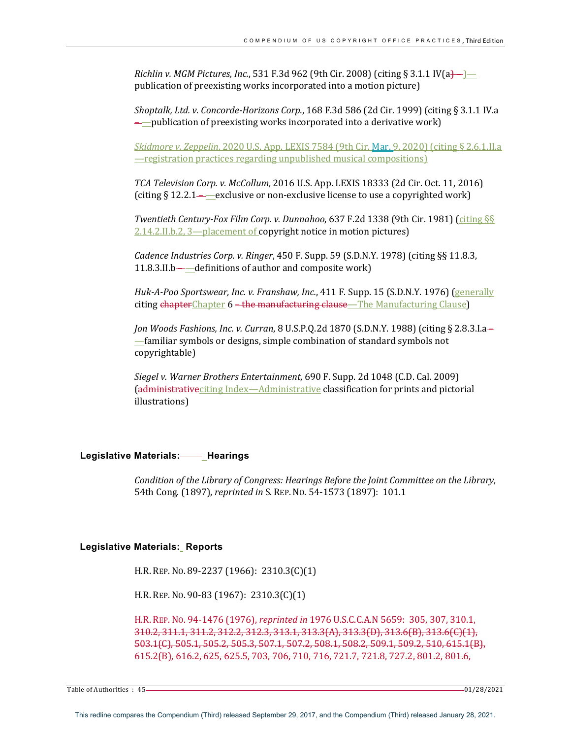*Richlin v. MGM Pictures, Inc.*, 531 F.3d 962 (9th Cir. 2008) (citing § 3.1.1 IV(a)—publication of preexisting works incorporated into a motion picture)

*Shoptalk, Ltd. v. Concorde-Horizons Corp.*, 168 F.3d 586 (2d Cir. 1999) (citing § 3.1.1 IV.a—publication of preexisting works incorporated into a derivative work)

*Skidmore v. Zeppelin*, 2020 U.S. App. LEXIS 7584 (9th Cir. Mar. 9, 2020) (citing § 2.6.1.II.a—registration practices regarding unpublished musical compositions)

*TCA Television Corp. v. McCollum*, 2016 U.S. App. LEXIS 18333 (2d Cir. Oct. 11, 2016) (citing § 12.2.1—exclusive or non-exclusive license to use a copyrighted work)

*Twentieth Century-Fox Film Corp. v. Dunnahoo*, 637 F.2d 1338 (9th Cir. 1981) (citing §§ 2.14.2.II.b.2, 3—placement of copyright notice in motion pictures)

*Cadence Industries Corp. v. Ringer*, 450 F. Supp. 59 (S.D.N.Y. 1978) (citing §§ 11.8.3, 11.8.3.II.b—definitions of author and composite work)

*Huk-A-Poo Sportswear, Inc. v. Franshaw, Inc.*, 411 F. Supp. 15 (S.D.N.Y. 1976) (generally citing ~~chapter~~Chapter 6 ~~– the manufacturing clause~~—The Manufacturing Clause)

*Jon Woods Fashions, Inc. v. Curran*, 8 U.S.P.Q.2d 1870 (S.D.N.Y. 1988) (citing § 2.8.3.I.a—familiar symbols or designs, simple combination of standard symbols not copyrightable)

*Siegel v. Warner Brothers Entertainment*, 690 F. Supp. 2d 1048 (C.D. Cal. 2009) (~~administrative~~citing Index—Administrative classification for prints and pictorial illustrations)

## Legislative Materials: Hearings

*Condition of the Library of Congress: Hearings Before the Joint Committee on the Library*, 54th Cong. (1897), *reprinted in* S. REP. NO. 54-1573 (1897): 101.1

## Legislative Materials: Reports

H.R. REP. NO. 89-2237 (1966): 2310.3(C)(1)

H.R. REP. NO. 90-83 (1967): 2310.3(C)(1)

~~H.R. REP. NO. 94-1476 (1976), *reprinted in* 1976 U.S.C.C.A.N 5659: 305, 307, 310.1, 310.2, 311.1, 311.2, 312.2, 312.3, 313.1, 313.3(A), 313.3(D), 313.6(B), 313.6(C)(1), 503.1(C), 505.1, 505.2, 505.3, 507.1, 507.2, 508.1, 508.2, 509.1, 509.2, 510, 615.1(B), 615.2(B), 616.2, 625, 625.5, 703, 706, 710, 716, 721.7, 721.8, 727.2, 801.2, 801.6,~~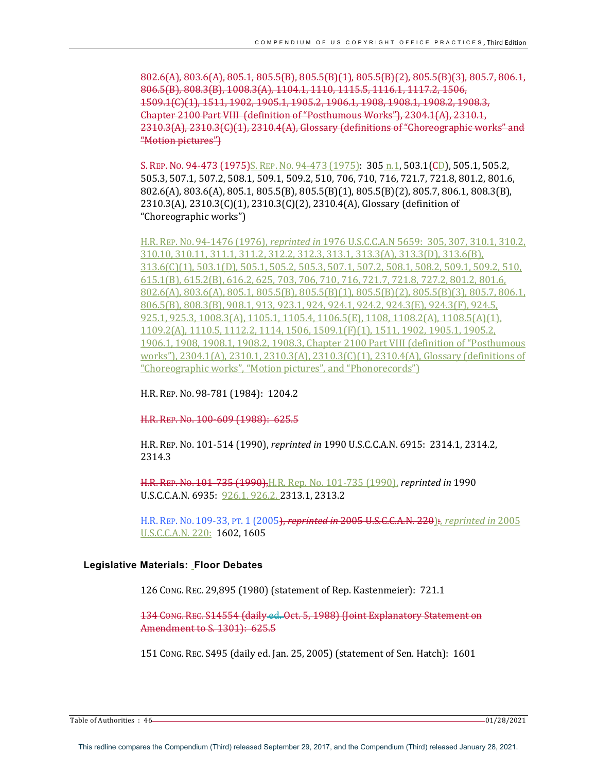802.6(A), 803.6(A), 805.1, 805.5(B), 805.5(B)(1), 805.5(B)(2), 805.5(B)(3), 805.7, 806.1, 806.5(B), 808.3(B), 1008.3(A), 1104.1, 1110, 1115.5, 1116.1, 1117.2, 1506, 1509.1(C)(1), 1511, 1902, 1905.1, 1905.2, 1906.1, 1908, 1908.1, 1908.2, 1908.3, Chapter 2100 Part VIII (definition of "Posthumous Works"), 2304.1(A), 2310.1, 2310.3(A), 2310.3(C)(1), 2310.4(A), Glossary (definitions of "Choreographic works" and "Motion pictures")

S. REP. NO. 94-473 (1975)S. REP. NO. 94-473 (1975): 305 n.1, 503.1(CD), 505.1, 505.2, 505.3, 507.1, 507.2, 508.1, 509.1, 509.2, 510, 706, 710, 716, 721.7, 721.8, 801.2, 801.6, 802.6(A), 803.6(A), 805.1, 805.5(B), 805.5(B)(1), 805.5(B)(2), 805.7, 806.1, 808.3(B), 2310.3(A), 2310.3(C)(1), 2310.3(C)(2), 2310.4(A), Glossary (definition of "Choreographic works")

H.R. REP. NO. 94-1476 (1976), *reprinted in* 1976 U.S.C.C.A.N 5659: 305, 307, 310.1, 310.2, 310.10, 310.11, 311.1, 311.2, 312.2, 312.3, 313.1, 313.3(A), 313.3(D), 313.6(B), 313.6(C)(1), 503.1(D), 505.1, 505.2, 505.3, 507.1, 507.2, 508.1, 508.2, 509.1, 509.2, 510, 615.1(B), 615.2(B), 616.2, 625, 703, 706, 710, 716, 721.7, 721.8, 727.2, 801.2, 801.6, 802.6(A), 803.6(A), 805.1, 805.5(B), 805.5(B)(1), 805.5(B)(2), 805.5(B)(3), 805.7, 806.1, 806.5(B), 808.3(B), 908.1, 913, 923.1, 924, 924.1, 924.2, 924.3(E), 924.3(F), 924.5, 925.1, 925.3, 1008.3(A), 1105.1, 1105.4, 1106.5(E), 1108, 1108.2(A), 1108.5(A)(1), 1109.2(A), 1110.5, 1112.2, 1114, 1506, 1509.1(F)(1), 1511, 1902, 1905.1, 1905.2, 1906.1, 1908, 1908.1, 1908.2, 1908.3, Chapter 2100 Part VIII (definition of "Posthumous works"), 2304.1(A), 2310.1, 2310.3(A), 2310.3(C)(1), 2310.4(A), Glossary (definitions of "Choreographic works", "Motion pictures", and "Phonorecords")

H.R. REP. NO. 98-781 (1984): 1204.2

H.R. REP. NO. 100-609 (1988): 625.5

H.R. REP. NO. 101-514 (1990), *reprinted in* 1990 U.S.C.C.A.N. 6915: 2314.1, 2314.2, 2314.3

H.R. REP. NO. 101-735 (1990),H.R. Rep. No. 101-735 (1990), *reprinted in* 1990 U.S.C.C.A.N. 6935: 926.1, 926.2, 2313.1, 2313.2

H.R. REP. NO. 109-33, PT. 1 (2005), *reprinted in* 2005 U.S.C.C.A.N. 220):, *reprinted in* 2005 U.S.C.C.A.N. 220: 1602, 1605

### Legislative Materials: Floor Debates

126 CONG. REC. 29,895 (1980) (statement of Rep. Kastenmeier): 721.1

134 CONG. REC. S14554 (daily ed. Oct. 5, 1988) (Joint Explanatory Statement on Amendment to S. 1301): 625.5

151 CONG. REC. S495 (daily ed. Jan. 25, 2005) (statement of Sen. Hatch): 1601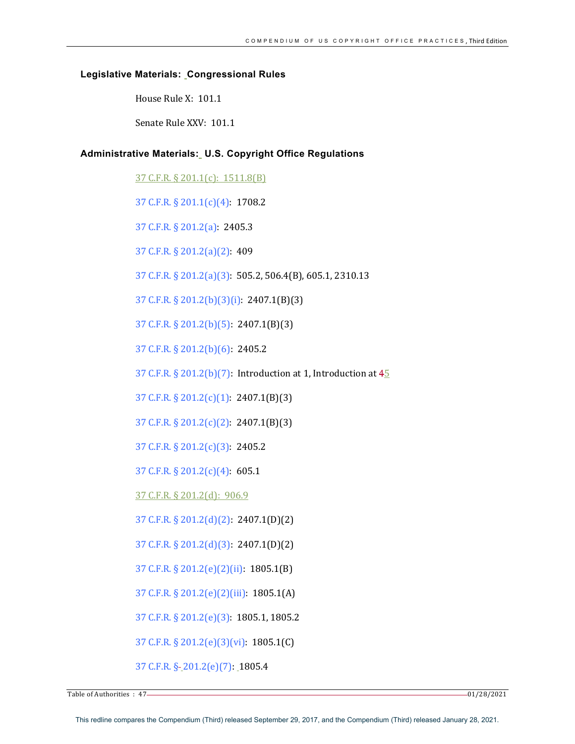### Legislative Materials: Congressional Rules

House Rule X: 101.1

Senate Rule XXV: 101.1

### Administrative Materials: U.S. Copyright Office Regulations

37 C.F.R. § 201.1(c): 1511.8(B)

37 C.F.R. § 201.1(c)(4): 1708.2

37 C.F.R. § 201.2(a): 2405.3

37 C.F.R. § 201.2(a)(2): 409

37 C.F.R. § 201.2(a)(3): 505.2, 506.4(B), 605.1, 2310.13

37 C.F.R. § 201.2(b)(3)(i): 2407.1(B)(3)

37 C.F.R. § 201.2(b)(5): 2407.1(B)(3)

37 C.F.R. § 201.2(b)(6): 2405.2

37 C.F.R. § 201.2(b)(7): Introduction at 1, Introduction at 45

37 C.F.R. § 201.2(c)(1): 2407.1(B)(3)

37 C.F.R. § 201.2(c)(2): 2407.1(B)(3)

37 C.F.R. § 201.2(c)(3): 2405.2

37 C.F.R. § 201.2(c)(4): 605.1

37 C.F.R. § 201.2(d): 906.9

37 C.F.R. § 201.2(d)(2): 2407.1(D)(2)

37 C.F.R. § 201.2(d)(3): 2407.1(D)(2)

37 C.F.R. § 201.2(e)(2)(ii): 1805.1(B)

37 C.F.R. § 201.2(e)(2)(iii): 1805.1(A)

37 C.F.R. § 201.2(e)(3): 1805.1, 1805.2

37 C.F.R. § 201.2(e)(3)(vi): 1805.1(C)

37 C.F.R. § 201.2(e)(7): 1805.4

This redline compares the Compendium (Third) released September 29, 2017, and the Compendium (Third) released January 28, 2021.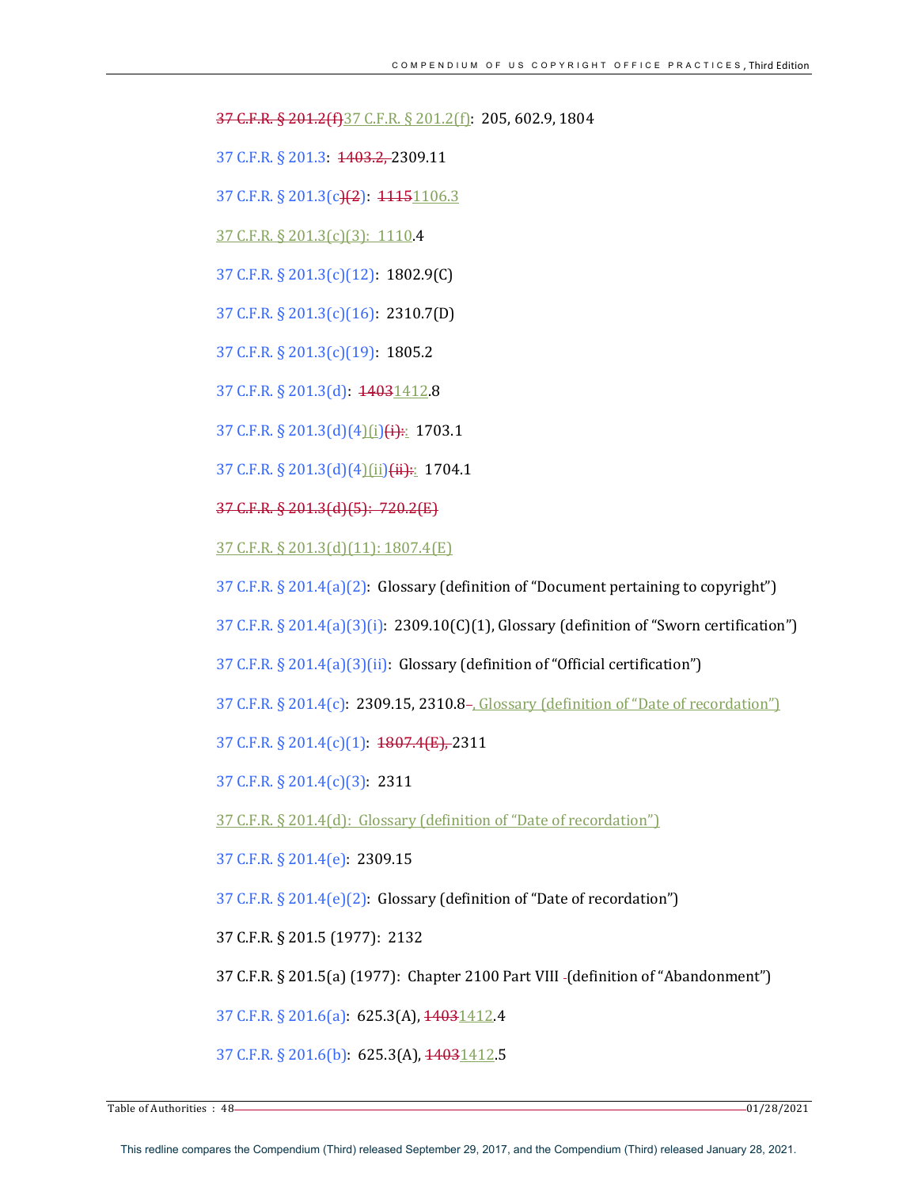~~37 C.F.R. § 201.2(f)~~37 C.F.R. § 201.2(f): 205, 602.9, 1804

37 C.F.R. § 201.3: ~~1403.2,~~ 2309.11

37 C.F.R. § 201.3(c~~)(2~~): ~~1115~~1106.3

37 C.F.R. § 201.3(c)(3): 1110.4

37 C.F.R. § 201.3(c)(12): 1802.9(C)

37 C.F.R. § 201.3(c)(16): 2310.7(D)

37 C.F.R. § 201.3(c)(19): 1805.2

37 C.F.R. § 201.3(d): ~~1403~~1412.8

37 C.F.R. § 201.3(d)(4)(i)~~(i):~~: 1703.1

37 C.F.R. § 201.3(d)(4)(ii)~~(ii):~~: 1704.1

~~37 C.F.R. § 201.3(d)(5): 720.2(E)~~

37 C.F.R. § 201.3(d)(11): 1807.4(E)

37 C.F.R. § 201.4(a)(2): Glossary (definition of "Document pertaining to copyright")

37 C.F.R. § 201.4(a)(3)(i): 2309.10(C)(1), Glossary (definition of "Sworn certification")

37 C.F.R. § 201.4(a)(3)(ii): Glossary (definition of "Official certification")

37 C.F.R. § 201.4(c): 2309.15, 2310.8~~.~~, Glossary (definition of "Date of recordation")

37 C.F.R. § 201.4(c)(1): ~~1807.4(E),~~ 2311

37 C.F.R. § 201.4(c)(3): 2311

37 C.F.R. § 201.4(d): Glossary (definition of "Date of recordation")

37 C.F.R. § 201.4(e): 2309.15

37 C.F.R. § 201.4(e)(2): Glossary (definition of "Date of recordation")

37 C.F.R. § 201.5 (1977): 2132

37 C.F.R. § 201.5(a) (1977): Chapter 2100 Part VIII (definition of "Abandonment")

37 C.F.R. § 201.6(a): 625.3(A), ~~1403~~1412.4

37 C.F.R. § 201.6(b): 625.3(A), ~~1403~~1412.5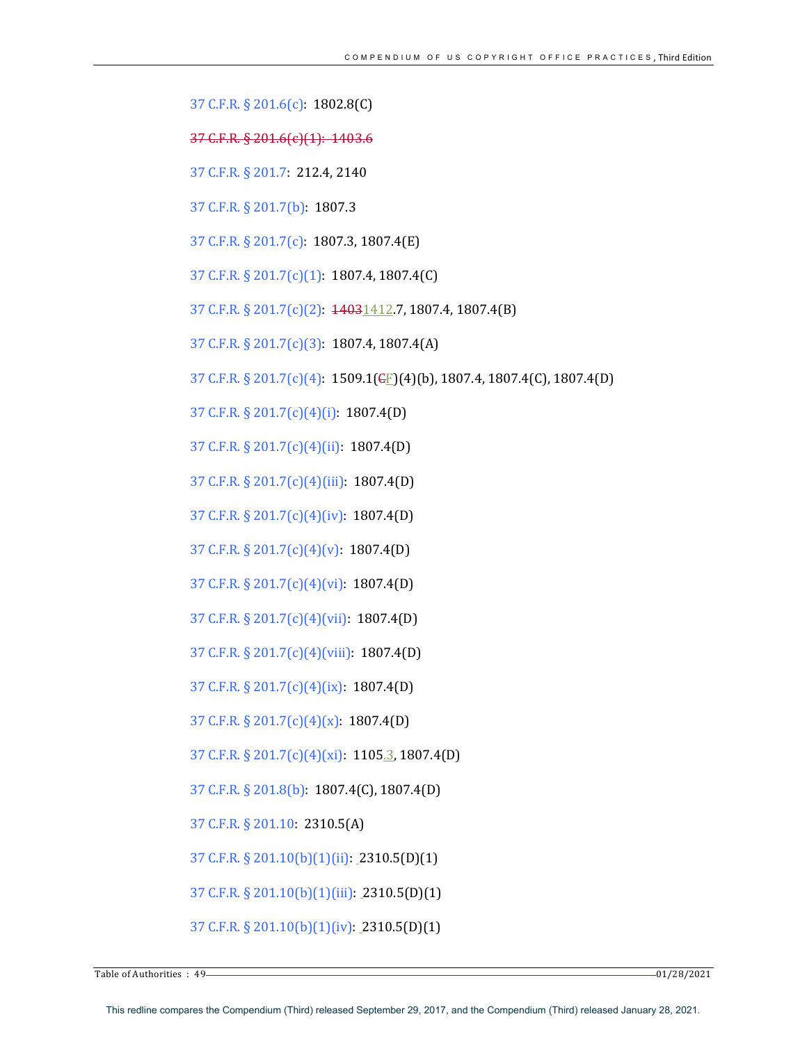37 C.F.R. § 201.6(c): 1802.8(C)

~~37 C.F.R. § 201.6(c)(1): 1403.6~~

37 C.F.R. § 201.7: 212.4, 2140

37 C.F.R. § 201.7(b): 1807.3

37 C.F.R. § 201.7(c): 1807.3, 1807.4(E)

37 C.F.R. § 201.7(c)(1): 1807.4, 1807.4(C)

37 C.F.R. § 201.7(c)(2): ~~1403~~1412.7, 1807.4, 1807.4(B)

37 C.F.R. § 201.7(c)(3): 1807.4, 1807.4(A)

37 C.F.R. § 201.7(c)(4): 1509.1(~~C~~F)(4)(b), 1807.4, 1807.4(C), 1807.4(D)

37 C.F.R. § 201.7(c)(4)(i): 1807.4(D)

37 C.F.R. § 201.7(c)(4)(ii): 1807.4(D)

37 C.F.R. § 201.7(c)(4)(iii): 1807.4(D)

37 C.F.R. § 201.7(c)(4)(iv): 1807.4(D)

37 C.F.R. § 201.7(c)(4)(v): 1807.4(D)

37 C.F.R. § 201.7(c)(4)(vi): 1807.4(D)

37 C.F.R. § 201.7(c)(4)(vii): 1807.4(D)

37 C.F.R. § 201.7(c)(4)(viii): 1807.4(D)

37 C.F.R. § 201.7(c)(4)(ix): 1807.4(D)

37 C.F.R. § 201.7(c)(4)(x): 1807.4(D)

37 C.F.R. § 201.7(c)(4)(xi): 1105.3, 1807.4(D)

37 C.F.R. § 201.8(b): 1807.4(C), 1807.4(D)

37 C.F.R. § 201.10: 2310.5(A)

37 C.F.R. § 201.10(b)(1)(ii): 2310.5(D)(1)

37 C.F.R. § 201.10(b)(1)(iii): 2310.5(D)(1)

37 C.F.R. § 201.10(b)(1)(iv): 2310.5(D)(1)

This redline compares the Compendium (Third) released September 29, 2017, and the Compendium (Third) released January 28, 2021.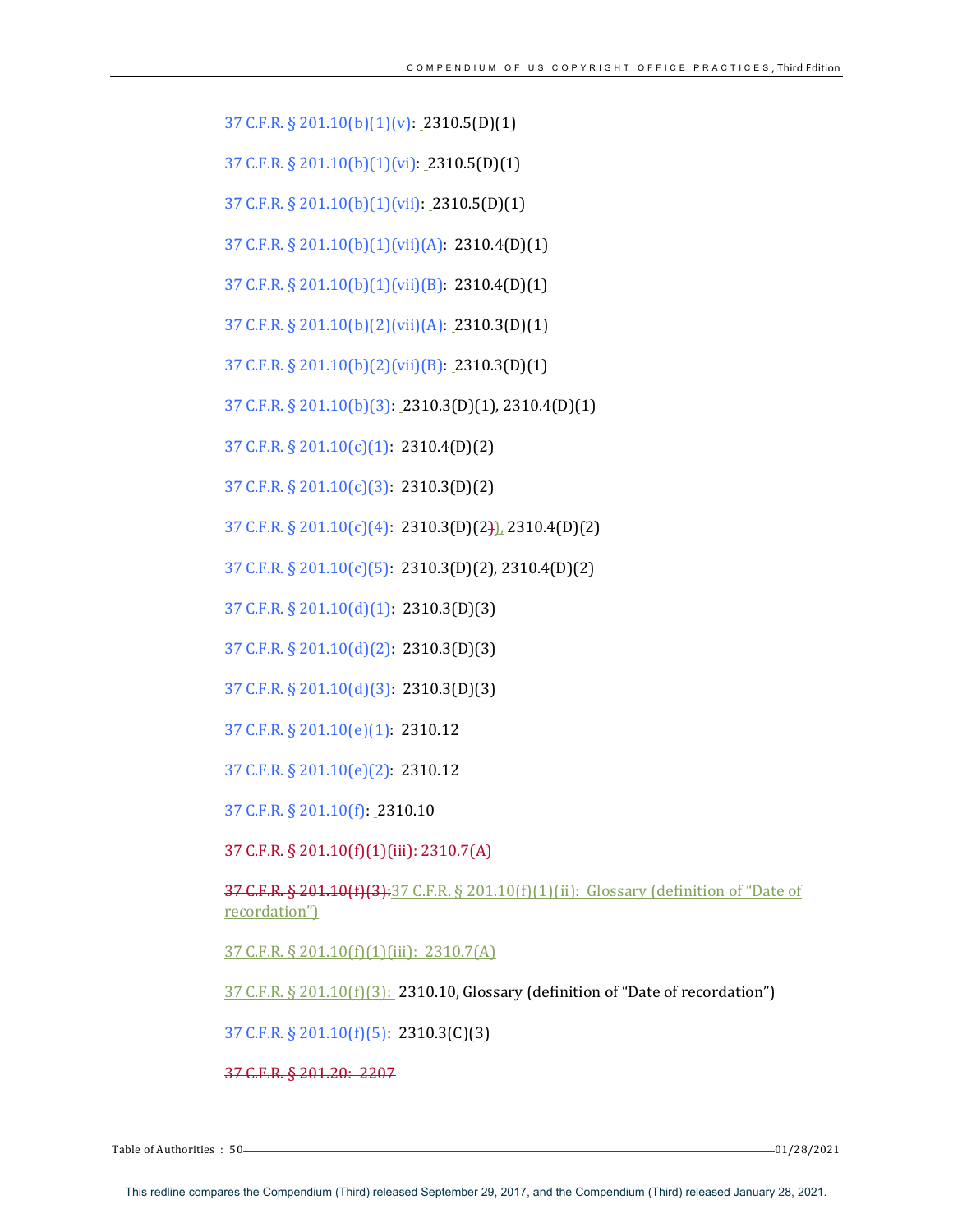37 C.F.R. § 201.10(b)(1)(v): 2310.5(D)(1)

37 C.F.R. § 201.10(b)(1)(vi): 2310.5(D)(1)

37 C.F.R. § 201.10(b)(1)(vii): 2310.5(D)(1)

37 C.F.R. § 201.10(b)(1)(vii)(A): 2310.4(D)(1)

37 C.F.R. § 201.10(b)(1)(vii)(B): 2310.4(D)(1)

37 C.F.R. § 201.10(b)(2)(vii)(A): 2310.3(D)(1)

37 C.F.R. § 201.10(b)(2)(vii)(B): 2310.3(D)(1)

37 C.F.R. § 201.10(b)(3): 2310.3(D)(1), 2310.4(D)(1)

37 C.F.R. § 201.10(c)(1): 2310.4(D)(2)

37 C.F.R. § 201.10(c)(3): 2310.3(D)(2)

37 C.F.R. § 201.10(c)(4): 2310.3(D)(2~~)~~), 2310.4(D)(2)

37 C.F.R. § 201.10(c)(5): 2310.3(D)(2), 2310.4(D)(2)

37 C.F.R. § 201.10(d)(1): 2310.3(D)(3)

37 C.F.R. § 201.10(d)(2): 2310.3(D)(3)

37 C.F.R. § 201.10(d)(3): 2310.3(D)(3)

37 C.F.R. § 201.10(e)(1): 2310.12

37 C.F.R. § 201.10(e)(2): 2310.12

37 C.F.R. § 201.10(f): 2310.10

~~37 C.F.R. § 201.10(f)(1)(iii): 2310.7(A)~~

~~37 C.F.R. § 201.10(f)(3):~~37 C.F.R. § 201.10(f)(1)(ii): Glossary (definition of "Date of recordation")

37 C.F.R. § 201.10(f)(1)(iii): 2310.7(A)

37 C.F.R. § 201.10(f)(3): 2310.10, Glossary (definition of "Date of recordation")

37 C.F.R. § 201.10(f)(5): 2310.3(C)(3)

~~37 C.F.R. § 201.20: 2207~~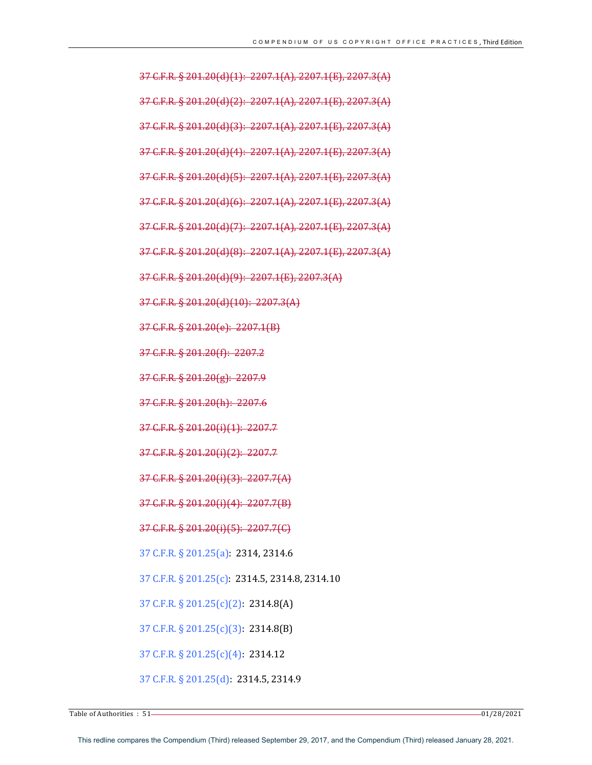~~37 C.F.R. § 201.20(d)(1): 2207.1(A), 2207.1(E), 2207.3(A)~~

~~37 C.F.R. § 201.20(d)(2): 2207.1(A), 2207.1(E), 2207.3(A)~~

~~37 C.F.R. § 201.20(d)(3): 2207.1(A), 2207.1(E), 2207.3(A)~~

~~37 C.F.R. § 201.20(d)(4): 2207.1(A), 2207.1(E), 2207.3(A)~~

~~37 C.F.R. § 201.20(d)(5): 2207.1(A), 2207.1(E), 2207.3(A)~~

~~37 C.F.R. § 201.20(d)(6): 2207.1(A), 2207.1(E), 2207.3(A)~~

~~37 C.F.R. § 201.20(d)(7): 2207.1(A), 2207.1(E), 2207.3(A)~~

~~37 C.F.R. § 201.20(d)(8): 2207.1(A), 2207.1(E), 2207.3(A)~~

~~37 C.F.R. § 201.20(d)(9): 2207.1(E), 2207.3(A)~~

~~37 C.F.R. § 201.20(d)(10): 2207.3(A)~~

~~37 C.F.R. § 201.20(e): 2207.1(B)~~

~~37 C.F.R. § 201.20(f): 2207.2~~

~~37 C.F.R. § 201.20(g): 2207.9~~

~~37 C.F.R. § 201.20(h): 2207.6~~

~~37 C.F.R. § 201.20(i)(1): 2207.7~~

~~37 C.F.R. § 201.20(i)(2): 2207.7~~

~~37 C.F.R. § 201.20(i)(3): 2207.7(A)~~

~~37 C.F.R. § 201.20(i)(4): 2207.7(B)~~

~~37 C.F.R. § 201.20(i)(5): 2207.7(C)~~

37 C.F.R. § 201.25(a): 2314, 2314.6

37 C.F.R. § 201.25(c): 2314.5, 2314.8, 2314.10

37 C.F.R. § 201.25(c)(2): 2314.8(A)

37 C.F.R. § 201.25(c)(3): 2314.8(B)

37 C.F.R. § 201.25(c)(4): 2314.12

37 C.F.R. § 201.25(d): 2314.5, 2314.9

This redline compares the Compendium (Third) released September 29, 2017, and the Compendium (Third) released January 28, 2021.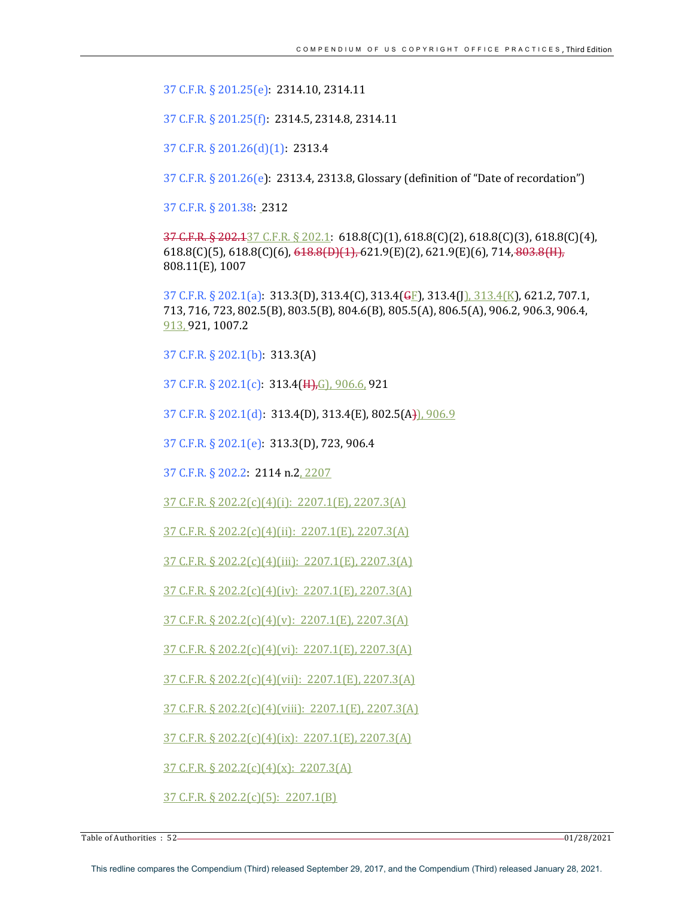37 C.F.R. § 201.25(e): 2314.10, 2314.11

37 C.F.R. § 201.25(f): 2314.5, 2314.8, 2314.11

37 C.F.R. § 201.26(d)(1): 2313.4

37 C.F.R. § 201.26(e): 2313.4, 2313.8, Glossary (definition of "Date of recordation")

37 C.F.R. § 201.38: 2312

~~37 C.F.R. § 202.1~~37 C.F.R. § 202.1: 618.8(C)(1), 618.8(C)(2), 618.8(C)(3), 618.8(C)(4), 618.8(C)(5), 618.8(C)(6), ~~618.8(D)(1),~~ 621.9(E)(2), 621.9(E)(6), 714, ~~803.8(H),~~ 808.11(E), 1007

37 C.F.R. § 202.1(a): 313.3(D), 313.4(C), 313.4(~~G~~F), 313.4(J), 313.4(K), 621.2, 707.1, 713, 716, 723, 802.5(B), 803.5(B), 804.6(B), 805.5(A), 806.5(A), 906.2, 906.3, 906.4, 913, 921, 1007.2

37 C.F.R. § 202.1(b): 313.3(A)

37 C.F.R. § 202.1(c): 313.4(~~H),~~G), 906.6, 921

37 C.F.R. § 202.1(d): 313.4(D), 313.4(E), 802.5(A~~)~~), 906.9

37 C.F.R. § 202.1(e): 313.3(D), 723, 906.4

37 C.F.R. § 202.2: 2114 n.2, 2207

37 C.F.R. § 202.2(c)(4)(i): 2207.1(E), 2207.3(A)

37 C.F.R. § 202.2(c)(4)(ii): 2207.1(E), 2207.3(A)

37 C.F.R. § 202.2(c)(4)(iii): 2207.1(E), 2207.3(A)

37 C.F.R. § 202.2(c)(4)(iv): 2207.1(E), 2207.3(A)

37 C.F.R. § 202.2(c)(4)(v): 2207.1(E), 2207.3(A)

37 C.F.R. § 202.2(c)(4)(vi): 2207.1(E), 2207.3(A)

37 C.F.R. § 202.2(c)(4)(vii): 2207.1(E), 2207.3(A)

37 C.F.R. § 202.2(c)(4)(viii): 2207.1(E), 2207.3(A)

37 C.F.R. § 202.2(c)(4)(ix): 2207.1(E), 2207.3(A)

37 C.F.R. § 202.2(c)(4)(x): 2207.3(A)

37 C.F.R. § 202.2(c)(5): 2207.1(B)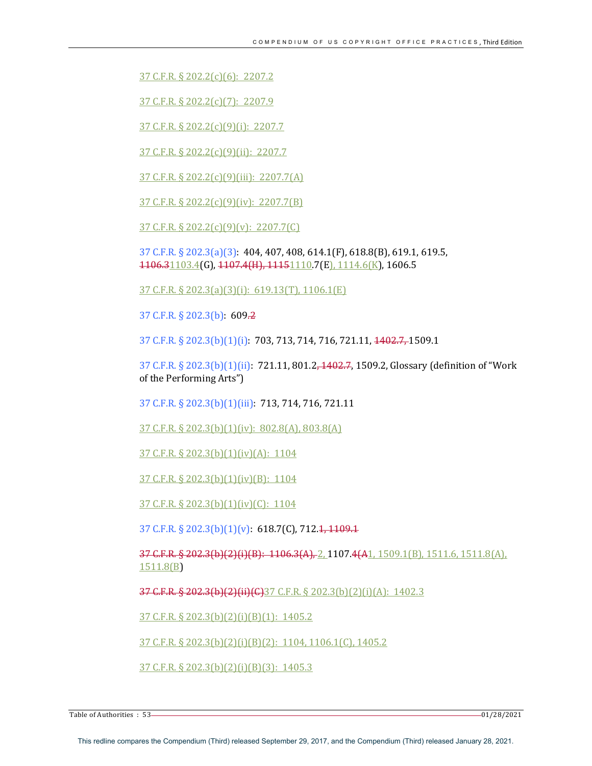37 C.F.R. § 202.2(c)(6): 2207.2

37 C.F.R. § 202.2(c)(7): 2207.9

37 C.F.R. § 202.2(c)(9)(i): 2207.7

37 C.F.R. § 202.2(c)(9)(ii): 2207.7

37 C.F.R. § 202.2(c)(9)(iii): 2207.7(A)

37 C.F.R. § 202.2(c)(9)(iv): 2207.7(B)

37 C.F.R. § 202.2(c)(9)(v): 2207.7(C)

37 C.F.R. § 202.3(a)(3): 404, 407, 408, 614.1(F), 618.8(B), 619.1, 619.5, ~~1106.3~~1103.4(G), ~~1107.4(H), 1115~~1110.7(E), 1114.6(K), 1606.5

37 C.F.R. § 202.3(a)(3)(i): 619.13(T), 1106.1(E)

37 C.F.R. § 202.3(b): 609~~.2~~

37 C.F.R. § 202.3(b)(1)(i): 703, 713, 714, 716, 721.11, ~~1402.7,~~ 1509.1

37 C.F.R. § 202.3(b)(1)(ii): 721.11, 801.2~~, 1402.7~~, 1509.2, Glossary (definition of "Work of the Performing Arts")

37 C.F.R. § 202.3(b)(1)(iii): 713, 714, 716, 721.11

37 C.F.R. § 202.3(b)(1)(iv): 802.8(A), 803.8(A)

37 C.F.R. § 202.3(b)(1)(iv)(A): 1104

37 C.F.R. § 202.3(b)(1)(iv)(B): 1104

37 C.F.R. § 202.3(b)(1)(iv)(C): 1104

37 C.F.R. § 202.3(b)(1)(v): 618.7(C), 712.~~1, 1109.1~~

~~37 C.F.R. § 202.3(b)(2)(i)(B): 1106.3(A),~~ 2, 1107.~~4(A~~1, 1509.1(B), 1511.6, 1511.8(A), 1511.8(B)

~~37 C.F.R. § 202.3(b)(2)(ii)(C)~~37 C.F.R. § 202.3(b)(2)(i)(A): 1402.3

37 C.F.R. § 202.3(b)(2)(i)(B)(1): 1405.2

37 C.F.R. § 202.3(b)(2)(i)(B)(2): 1104, 1106.1(C), 1405.2

37 C.F.R. § 202.3(b)(2)(i)(B)(3): 1405.3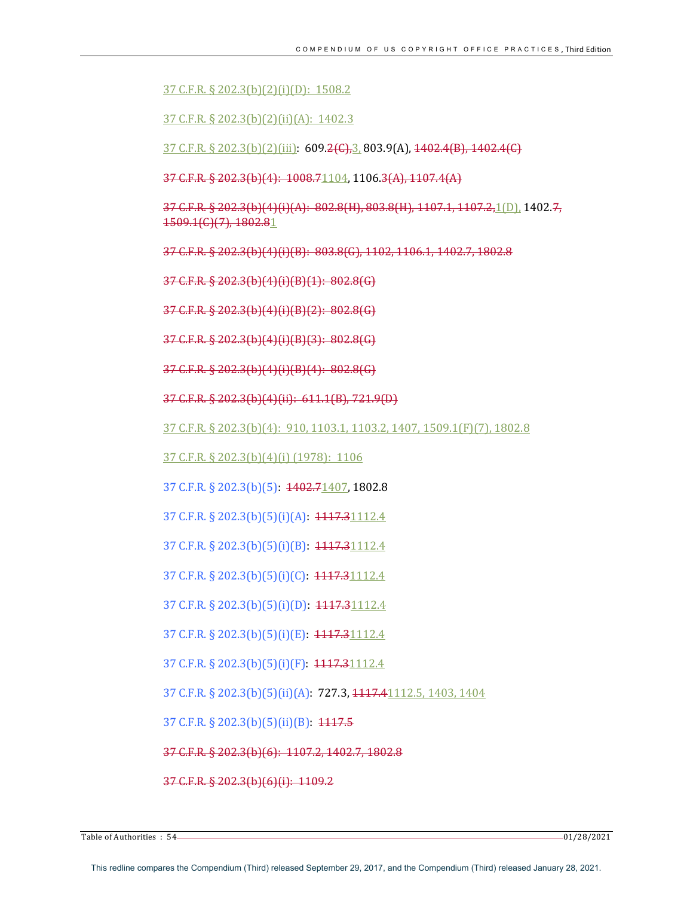37 C.F.R. § 202.3(b)(2)(i)(D): 1508.2

37 C.F.R. § 202.3(b)(2)(ii)(A): 1402.3

37 C.F.R. § 202.3(b)(2)(iii): 609.~~2(C),~~3, 803.9(A), ~~1402.4(B), 1402.4(C)~~

~~37 C.F.R. § 202.3(b)(4): 1008.7~~1104, 1106.~~3(A), 1107.4(A)~~

~~37 C.F.R. § 202.3(b)(4)(i)(A): 802.8(H), 803.8(H), 1107.1, 1107.2,~~1(D), 1402.~~7, 1509.1(C)(7), 1802.8~~1

~~37 C.F.R. § 202.3(b)(4)(i)(B): 803.8(G), 1102, 1106.1, 1402.7, 1802.8~~

~~37 C.F.R. § 202.3(b)(4)(i)(B)(1): 802.8(G)~~

~~37 C.F.R. § 202.3(b)(4)(i)(B)(2): 802.8(G)~~

~~37 C.F.R. § 202.3(b)(4)(i)(B)(3): 802.8(G)~~

~~37 C.F.R. § 202.3(b)(4)(i)(B)(4): 802.8(G)~~

~~37 C.F.R. § 202.3(b)(4)(ii): 611.1(B), 721.9(D)~~

37 C.F.R. § 202.3(b)(4): 910, 1103.1, 1103.2, 1407, 1509.1(F)(7), 1802.8

37 C.F.R. § 202.3(b)(4)(i) (1978): 1106

37 C.F.R. § 202.3(b)(5): ~~1402.7~~1407, 1802.8

37 C.F.R. § 202.3(b)(5)(i)(A): ~~1117.3~~1112.4

37 C.F.R. § 202.3(b)(5)(i)(B): ~~1117.3~~1112.4

37 C.F.R. § 202.3(b)(5)(i)(C): ~~1117.3~~1112.4

37 C.F.R. § 202.3(b)(5)(i)(D): ~~1117.3~~1112.4

37 C.F.R. § 202.3(b)(5)(i)(E): ~~1117.3~~1112.4

37 C.F.R. § 202.3(b)(5)(i)(F): ~~1117.3~~1112.4

37 C.F.R. § 202.3(b)(5)(ii)(A): 727.3, ~~1117.4~~1112.5, 1403, 1404

37 C.F.R. § 202.3(b)(5)(ii)(B): ~~1117.5~~

~~37 C.F.R. § 202.3(b)(6): 1107.2, 1402.7, 1802.8~~

~~37 C.F.R. § 202.3(b)(6)(i): 1109.2~~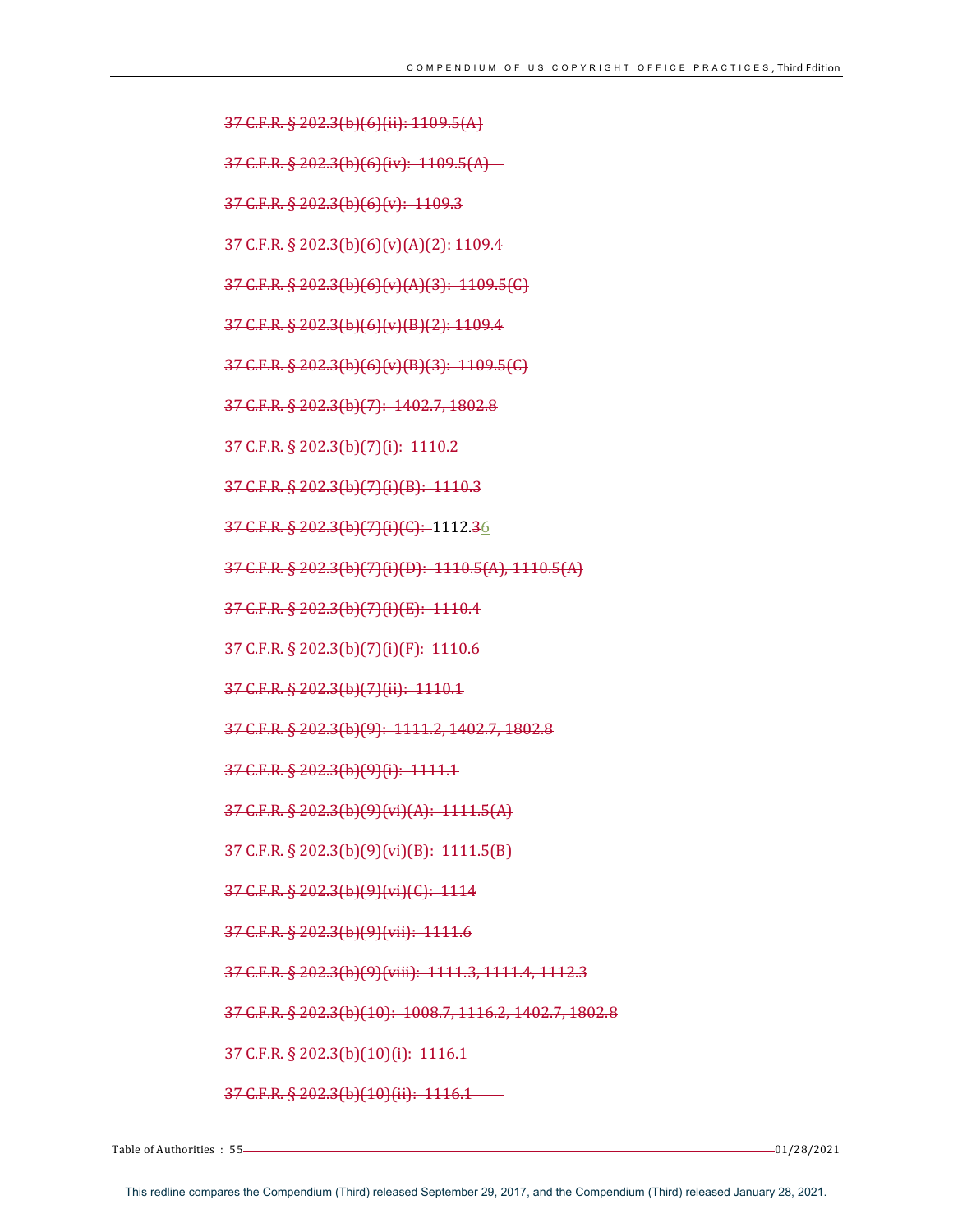~~37 C.F.R. § 202.3(b)(6)(ii): 1109.5(A)~~

~~37 C.F.R. § 202.3(b)(6)(iv): 1109.5(A)~~

~~37 C.F.R. § 202.3(b)(6)(v): 1109.3~~

~~37 C.F.R. § 202.3(b)(6)(v)(A)(2): 1109.4~~

~~37 C.F.R. § 202.3(b)(6)(v)(A)(3): 1109.5(C)~~

~~37 C.F.R. § 202.3(b)(6)(v)(B)(2): 1109.4~~

~~37 C.F.R. § 202.3(b)(6)(v)(B)(3): 1109.5(C)~~

~~37 C.F.R. § 202.3(b)(7): 1402.7, 1802.8~~

~~37 C.F.R. § 202.3(b)(7)(i): 1110.2~~

~~37 C.F.R. § 202.3(b)(7)(i)(B): 1110.3~~

~~37 C.F.R. § 202.3(b)(7)(i)(C):~~ 1112.~~3~~6

~~37 C.F.R. § 202.3(b)(7)(i)(D): 1110.5(A), 1110.5(A)~~

~~37 C.F.R. § 202.3(b)(7)(i)(E): 1110.4~~

~~37 C.F.R. § 202.3(b)(7)(i)(F): 1110.6~~

~~37 C.F.R. § 202.3(b)(7)(ii): 1110.1~~

~~37 C.F.R. § 202.3(b)(9): 1111.2, 1402.7, 1802.8~~

~~37 C.F.R. § 202.3(b)(9)(i): 1111.1~~

~~37 C.F.R. § 202.3(b)(9)(vi)(A): 1111.5(A)~~

~~37 C.F.R. § 202.3(b)(9)(vi)(B): 1111.5(B)~~

~~37 C.F.R. § 202.3(b)(9)(vi)(C): 1114~~

~~37 C.F.R. § 202.3(b)(9)(vii): 1111.6~~

~~37 C.F.R. § 202.3(b)(9)(viii): 1111.3, 1111.4, 1112.3~~

~~37 C.F.R. § 202.3(b)(10): 1008.7, 1116.2, 1402.7, 1802.8~~

~~37 C.F.R. § 202.3(b)(10)(i): 1116.1~~

~~37 C.F.R. § 202.3(b)(10)(ii): 1116.1~~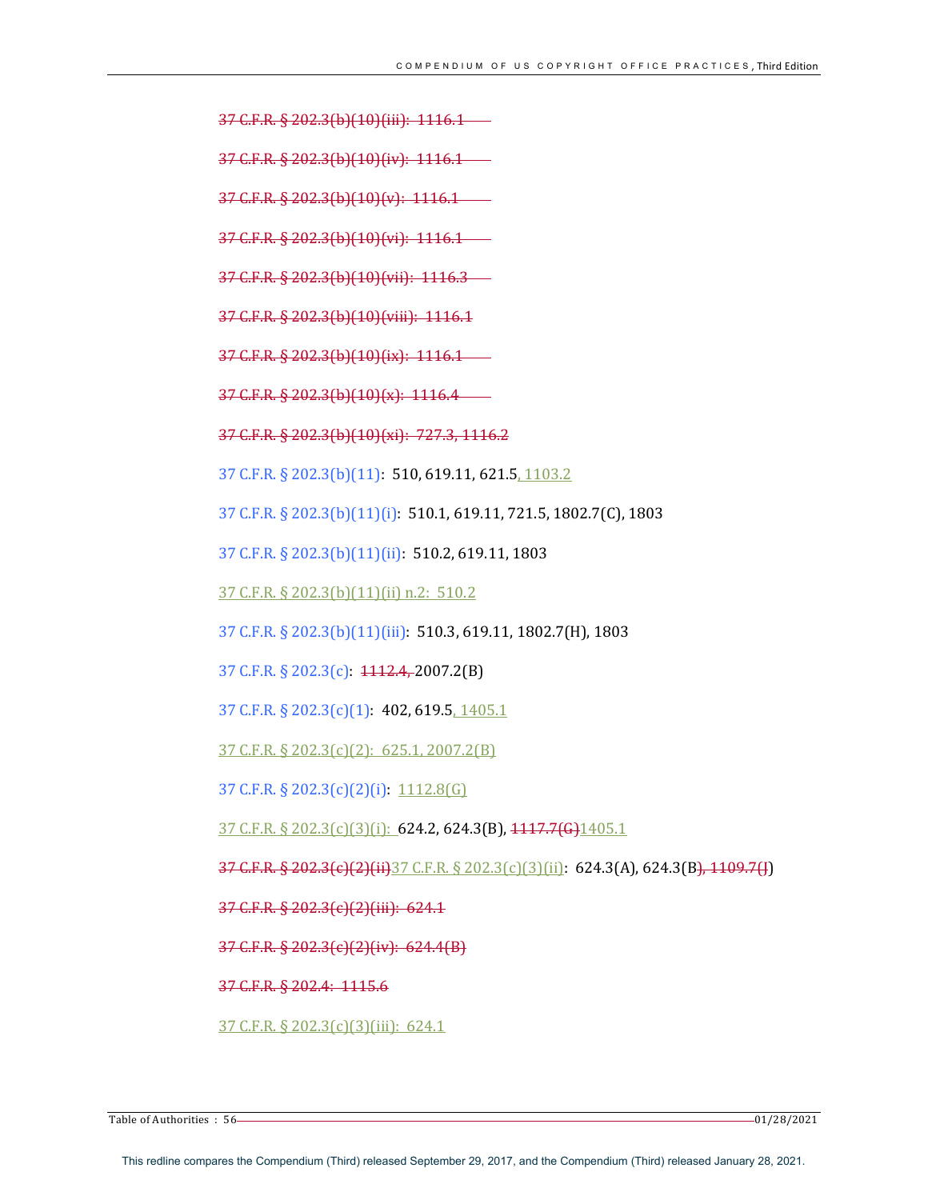~~37 C.F.R. § 202.3(b)(10)(iii): 1116.1~~

~~37 C.F.R. § 202.3(b)(10)(iv): 1116.1~~

~~37 C.F.R. § 202.3(b)(10)(v): 1116.1~~

~~37 C.F.R. § 202.3(b)(10)(vi): 1116.1~~

~~37 C.F.R. § 202.3(b)(10)(vii): 1116.3~~

~~37 C.F.R. § 202.3(b)(10)(viii): 1116.1~~

~~37 C.F.R. § 202.3(b)(10)(ix): 1116.1~~

~~37 C.F.R. § 202.3(b)(10)(x): 1116.4~~

~~37 C.F.R. § 202.3(b)(10)(xi): 727.3, 1116.2~~

37 C.F.R. § 202.3(b)(11): 510, 619.11, 621.5, 1103.2

37 C.F.R. § 202.3(b)(11)(i): 510.1, 619.11, 721.5, 1802.7(C), 1803

37 C.F.R. § 202.3(b)(11)(ii): 510.2, 619.11, 1803

37 C.F.R. § 202.3(b)(11)(ii) n.2: 510.2

37 C.F.R. § 202.3(b)(11)(iii): 510.3, 619.11, 1802.7(H), 1803

37 C.F.R. § 202.3(c): ~~1112.4,~~ 2007.2(B)

37 C.F.R. § 202.3(c)(1): 402, 619.5, 1405.1

37 C.F.R. § 202.3(c)(2): 625.1, 2007.2(B)

37 C.F.R. § 202.3(c)(2)(i): 1112.8(G)

37 C.F.R. § 202.3(c)(3)(i): 624.2, 624.3(B), ~~1117.7(G)~~1405.1

~~37 C.F.R. § 202.3(c)(2)(ii)~~37 C.F.R. § 202.3(c)(3)(ii): 624.3(A), 624.3(B~~), 1109.7(J~~)

~~37 C.F.R. § 202.3(c)(2)(iii): 624.1~~

~~37 C.F.R. § 202.3(c)(2)(iv): 624.4(B)~~

~~37 C.F.R. § 202.4: 1115.6~~

37 C.F.R. § 202.3(c)(3)(iii): 624.1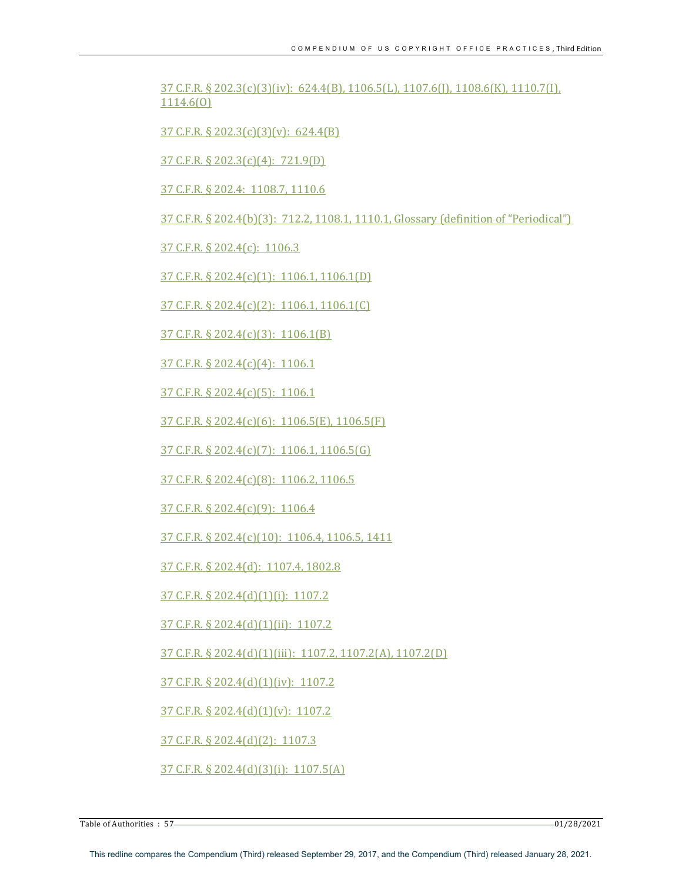37 C.F.R. § 202.3(c)(3)(iv): 624.4(B), 1106.5(L), 1107.6(J), 1108.6(K), 1110.7(I), 1114.6(O)

37 C.F.R. § 202.3(c)(3)(v): 624.4(B)

37 C.F.R. § 202.3(c)(4): 721.9(D)

37 C.F.R. § 202.4: 1108.7, 1110.6

37 C.F.R. § 202.4(b)(3): 712.2, 1108.1, 1110.1, Glossary (definition of "Periodical")

37 C.F.R. § 202.4(c): 1106.3

37 C.F.R. § 202.4(c)(1): 1106.1, 1106.1(D)

37 C.F.R. § 202.4(c)(2): 1106.1, 1106.1(C)

37 C.F.R. § 202.4(c)(3): 1106.1(B)

37 C.F.R. § 202.4(c)(4): 1106.1

37 C.F.R. § 202.4(c)(5): 1106.1

37 C.F.R. § 202.4(c)(6): 1106.5(E), 1106.5(F)

37 C.F.R. § 202.4(c)(7): 1106.1, 1106.5(G)

37 C.F.R. § 202.4(c)(8): 1106.2, 1106.5

37 C.F.R. § 202.4(c)(9): 1106.4

37 C.F.R. § 202.4(c)(10): 1106.4, 1106.5, 1411

37 C.F.R. § 202.4(d): 1107.4, 1802.8

37 C.F.R. § 202.4(d)(1)(i): 1107.2

37 C.F.R. § 202.4(d)(1)(ii): 1107.2

37 C.F.R. § 202.4(d)(1)(iii): 1107.2, 1107.2(A), 1107.2(D)

37 C.F.R. § 202.4(d)(1)(iv): 1107.2

37 C.F.R. § 202.4(d)(1)(v): 1107.2

37 C.F.R. § 202.4(d)(2): 1107.3

37 C.F.R. § 202.4(d)(3)(i): 1107.5(A)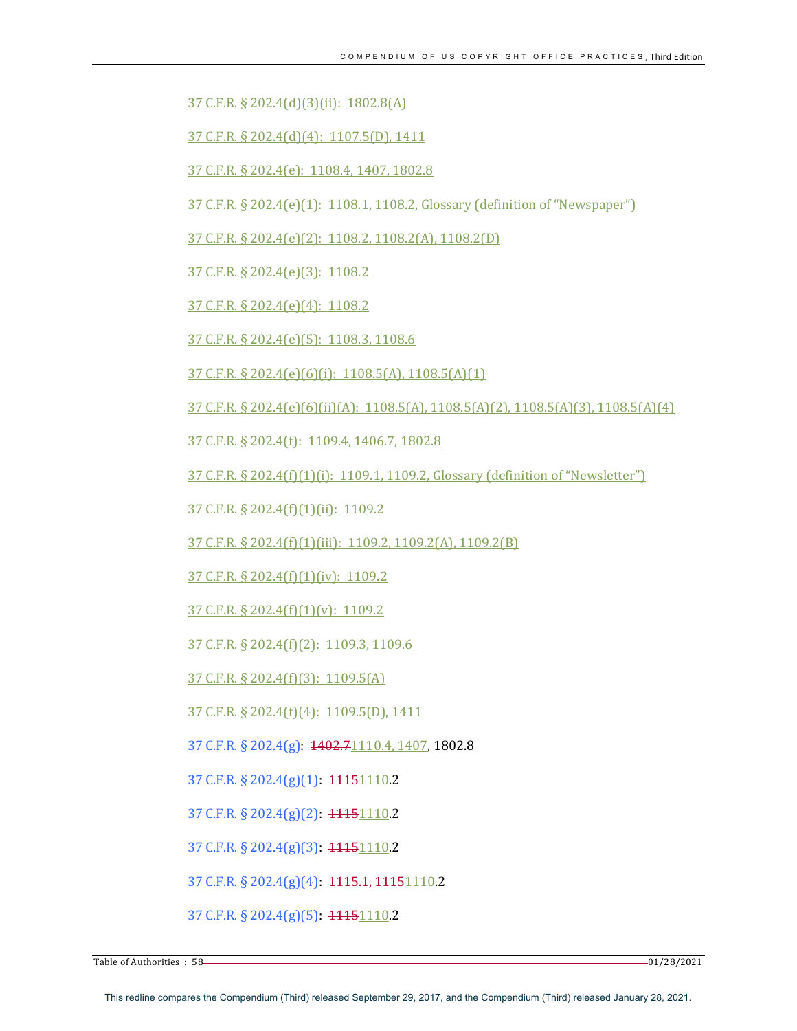37 C.F.R. § 202.4(d)(3)(ii): 1802.8(A)

37 C.F.R. § 202.4(d)(4): 1107.5(D), 1411

37 C.F.R. § 202.4(e): 1108.4, 1407, 1802.8

37 C.F.R. § 202.4(e)(1): 1108.1, 1108.2, Glossary (definition of "Newspaper")

37 C.F.R. § 202.4(e)(2): 1108.2, 1108.2(A), 1108.2(D)

37 C.F.R. § 202.4(e)(3): 1108.2

37 C.F.R. § 202.4(e)(4): 1108.2

37 C.F.R. § 202.4(e)(5): 1108.3, 1108.6

37 C.F.R. § 202.4(e)(6)(i): 1108.5(A), 1108.5(A)(1)

37 C.F.R. § 202.4(e)(6)(ii)(A): 1108.5(A), 1108.5(A)(2), 1108.5(A)(3), 1108.5(A)(4)

37 C.F.R. § 202.4(f): 1109.4, 1406.7, 1802.8

37 C.F.R. § 202.4(f)(1)(i): 1109.1, 1109.2, Glossary (definition of "Newsletter")

37 C.F.R. § 202.4(f)(1)(ii): 1109.2

37 C.F.R. § 202.4(f)(1)(iii): 1109.2, 1109.2(A), 1109.2(B)

37 C.F.R. § 202.4(f)(1)(iv): 1109.2

37 C.F.R. § 202.4(f)(1)(v): 1109.2

37 C.F.R. § 202.4(f)(2): 1109.3, 1109.6

37 C.F.R. § 202.4(f)(3): 1109.5(A)

37 C.F.R. § 202.4(f)(4): 1109.5(D), 1411

37 C.F.R. § 202.4(g): ~~1402.7~~1110.4, 1407, 1802.8

37 C.F.R. § 202.4(g)(1): ~~1115~~1110.2

37 C.F.R. § 202.4(g)(2): ~~1115~~1110.2

37 C.F.R. § 202.4(g)(3): ~~1115~~1110.2

37 C.F.R. § 202.4(g)(4): ~~1115.1, 1115~~1110.2

37 C.F.R. § 202.4(g)(5): ~~1115~~1110.2

This redline compares the Compendium (Third) released September 29, 2017, and the Compendium (Third) released January 28, 2021.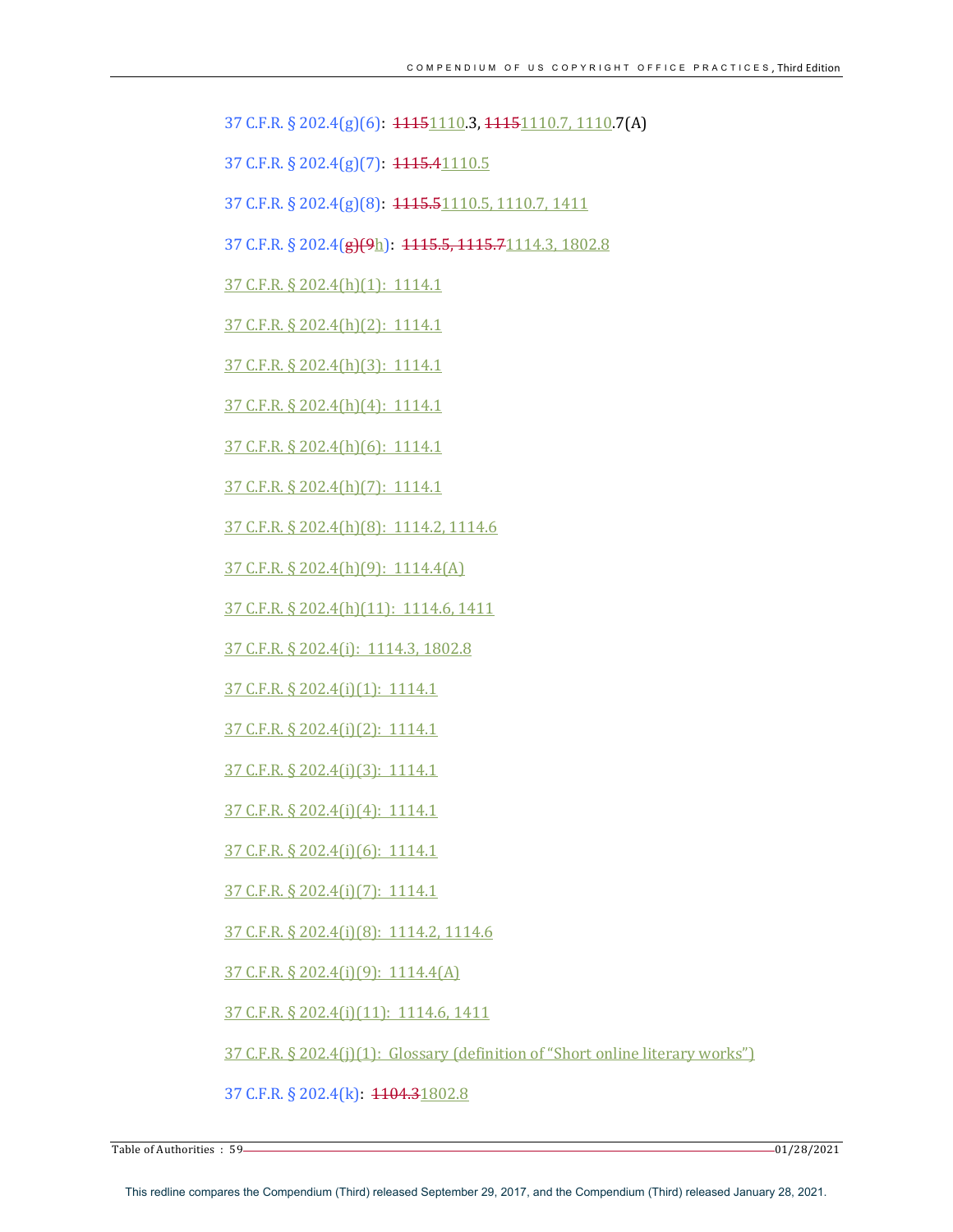37 C.F.R. § 202.4(g)(6): ~~1115~~1110.3, ~~1115~~1110.7, 1110.7(A)

37 C.F.R. § 202.4(g)(7): ~~1115.4~~1110.5

37 C.F.R. § 202.4(g)(8): ~~1115.5~~1110.5, 1110.7, 1411

37 C.F.R. § 202.4(~~g)(9~~h): ~~1115.5, 1115.7~~1114.3, 1802.8

37 C.F.R. § 202.4(h)(1): 1114.1

37 C.F.R. § 202.4(h)(2): 1114.1

37 C.F.R. § 202.4(h)(3): 1114.1

37 C.F.R. § 202.4(h)(4): 1114.1

37 C.F.R. § 202.4(h)(6): 1114.1

37 C.F.R. § 202.4(h)(7): 1114.1

37 C.F.R. § 202.4(h)(8): 1114.2, 1114.6

37 C.F.R. § 202.4(h)(9): 1114.4(A)

37 C.F.R. § 202.4(h)(11): 1114.6, 1411

37 C.F.R. § 202.4(i): 1114.3, 1802.8

37 C.F.R. § 202.4(i)(1): 1114.1

37 C.F.R. § 202.4(i)(2): 1114.1

37 C.F.R. § 202.4(i)(3): 1114.1

37 C.F.R. § 202.4(i)(4): 1114.1

37 C.F.R. § 202.4(i)(6): 1114.1

37 C.F.R. § 202.4(i)(7): 1114.1

37 C.F.R. § 202.4(i)(8): 1114.2, 1114.6

37 C.F.R. § 202.4(i)(9): 1114.4(A)

37 C.F.R. § 202.4(i)(11): 1114.6, 1411

37 C.F.R. § 202.4(j)(1): Glossary (definition of "Short online literary works")

37 C.F.R. § 202.4(k): ~~1104.3~~1802.8

This redline compares the Compendium (Third) released September 29, 2017, and the Compendium (Third) released January 28, 2021.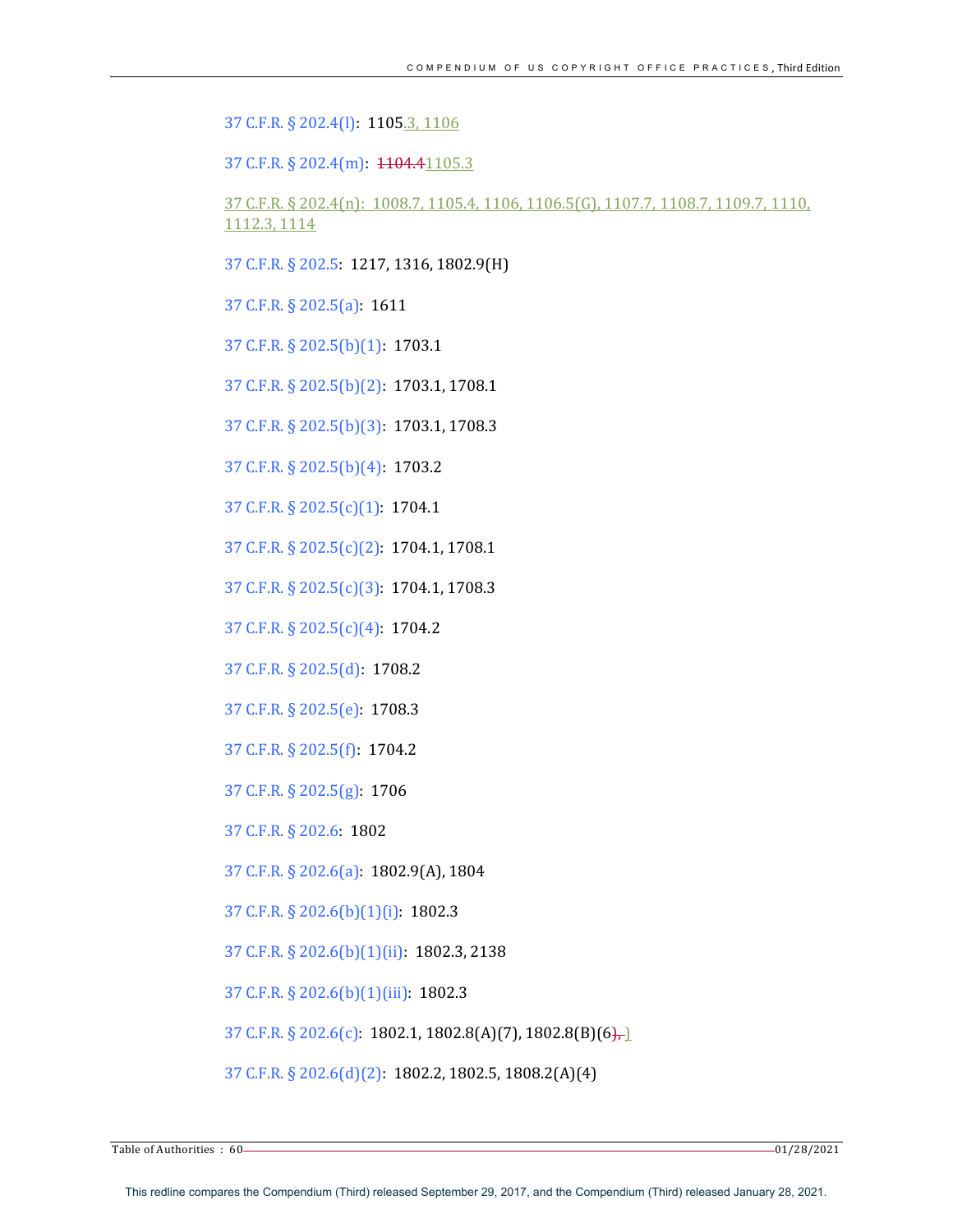37 C.F.R. § 202.4(l): 1105.3, 1106

37 C.F.R. § 202.4(m): ~~1104.4~~1105.3

37 C.F.R. § 202.4(n): 1008.7, 1105.4, 1106, 1106.5(G), 1107.7, 1108.7, 1109.7, 1110, 1112.3, 1114

37 C.F.R. § 202.5: 1217, 1316, 1802.9(H)

37 C.F.R. § 202.5(a): 1611

37 C.F.R. § 202.5(b)(1): 1703.1

37 C.F.R. § 202.5(b)(2): 1703.1, 1708.1

37 C.F.R. § 202.5(b)(3): 1703.1, 1708.3

37 C.F.R. § 202.5(b)(4): 1703.2

37 C.F.R. § 202.5(c)(1): 1704.1

37 C.F.R. § 202.5(c)(2): 1704.1, 1708.1

37 C.F.R. § 202.5(c)(3): 1704.1, 1708.3

37 C.F.R. § 202.5(c)(4): 1704.2

37 C.F.R. § 202.5(d): 1708.2

37 C.F.R. § 202.5(e): 1708.3

37 C.F.R. § 202.5(f): 1704.2

37 C.F.R. § 202.5(g): 1706

37 C.F.R. § 202.6: 1802

37 C.F.R. § 202.6(a): 1802.9(A), 1804

37 C.F.R. § 202.6(b)(1)(i): 1802.3

37 C.F.R. § 202.6(b)(1)(ii): 1802.3, 2138

37 C.F.R. § 202.6(b)(1)(iii): 1802.3

37 C.F.R. § 202.6(c): 1802.1, 1802.8(A)(7), 1802.8(B)(6~~),~~)

37 C.F.R. § 202.6(d)(2): 1802.2, 1802.5, 1808.2(A)(4)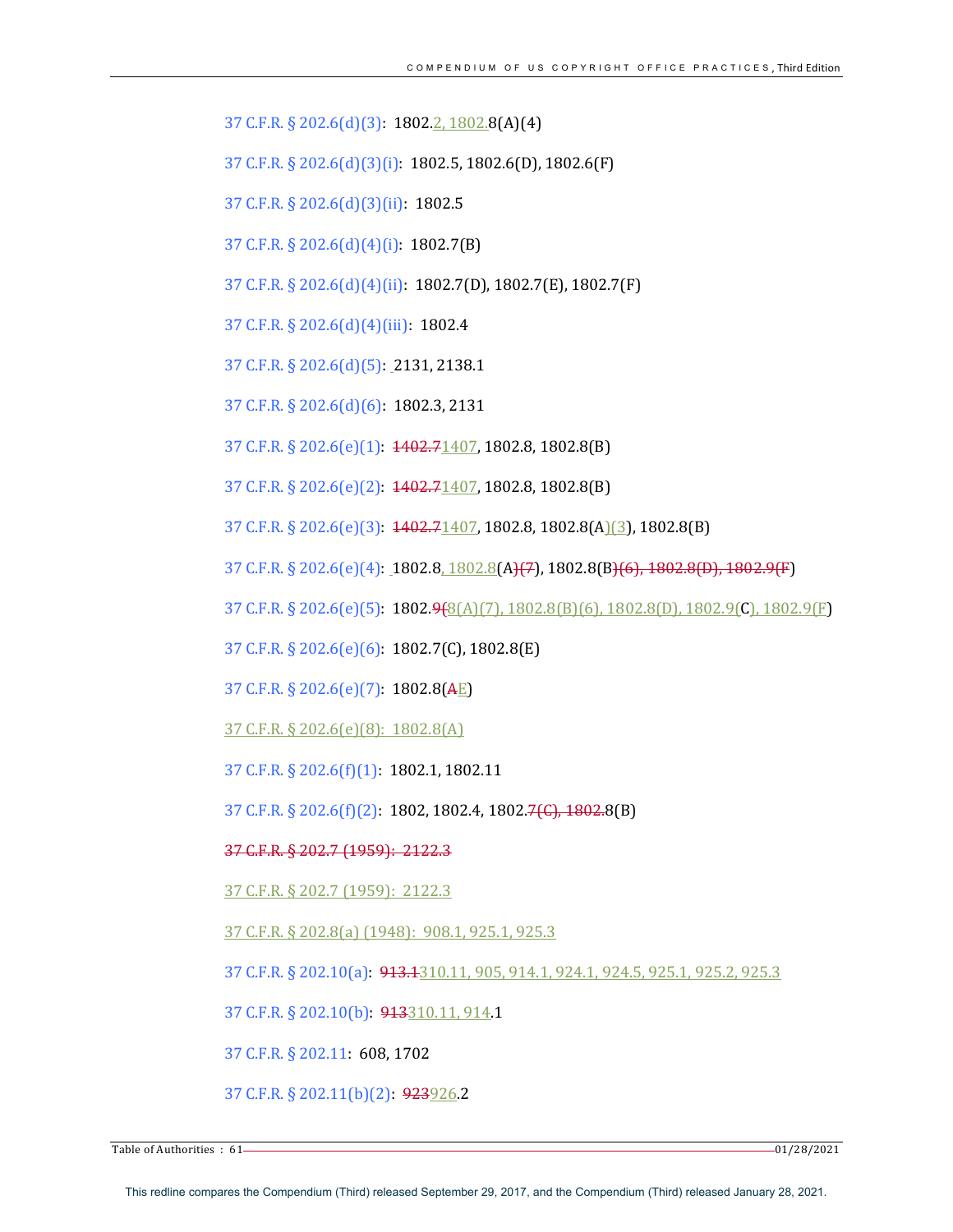37 C.F.R. § 202.6(d)(3): 1802.2, 1802.8(A)(4)

37 C.F.R. § 202.6(d)(3)(i): 1802.5, 1802.6(D), 1802.6(F)

37 C.F.R. § 202.6(d)(3)(ii): 1802.5

37 C.F.R. § 202.6(d)(4)(i): 1802.7(B)

37 C.F.R. § 202.6(d)(4)(ii): 1802.7(D), 1802.7(E), 1802.7(F)

37 C.F.R. § 202.6(d)(4)(iii): 1802.4

37 C.F.R. § 202.6(d)(5): 2131, 2138.1

37 C.F.R. § 202.6(d)(6): 1802.3, 2131

37 C.F.R. § 202.6(e)(1): ~~1402.7~~1407, 1802.8, 1802.8(B)

37 C.F.R. § 202.6(e)(2): ~~1402.7~~1407, 1802.8, 1802.8(B)

37 C.F.R. § 202.6(e)(3): ~~1402.7~~1407, 1802.8, 1802.8(A)(3), 1802.8(B)

37 C.F.R. § 202.6(e)(4): 1802.8, 1802.8(A~~)(7~~), 1802.8(B~~)(6), 1802.8(D), 1802.9(F~~)

37 C.F.R. § 202.6(e)(5): 1802.~~9(~~8(A)(7), 1802.8(B)(6), 1802.8(D), 1802.9(C), 1802.9(F)

37 C.F.R. § 202.6(e)(6): 1802.7(C), 1802.8(E)

37 C.F.R. § 202.6(e)(7): 1802.8(~~A~~E)

37 C.F.R. § 202.6(e)(8): 1802.8(A)

37 C.F.R. § 202.6(f)(1): 1802.1, 1802.11

37 C.F.R. § 202.6(f)(2): 1802, 1802.4, 1802.~~7(C), 1802.~~8(B)

~~37 C.F.R. § 202.7 (1959): 2122.3~~

37 C.F.R. § 202.7 (1959): 2122.3

37 C.F.R. § 202.8(a) (1948): 908.1, 925.1, 925.3

37 C.F.R. § 202.10(a): ~~913.1~~310.11, 905, 914.1, 924.1, 924.5, 925.1, 925.2, 925.3

37 C.F.R. § 202.10(b): ~~913~~310.11, 914.1

37 C.F.R. § 202.11: 608, 1702

37 C.F.R. § 202.11(b)(2): ~~923~~926.2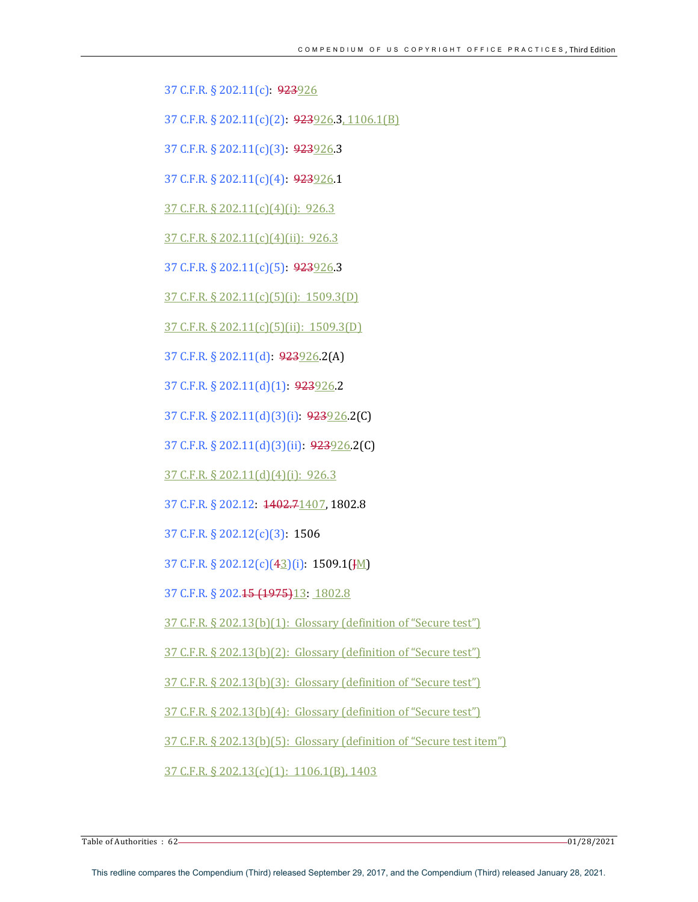37 C.F.R. § 202.11(c): ~~923~~926

37 C.F.R. § 202.11(c)(2): ~~923~~926.3, 1106.1(B)

37 C.F.R. § 202.11(c)(3): ~~923~~926.3

37 C.F.R. § 202.11(c)(4): ~~923~~926.1

37 C.F.R. § 202.11(c)(4)(i): 926.3

37 C.F.R. § 202.11(c)(4)(ii): 926.3

37 C.F.R. § 202.11(c)(5): ~~923~~926.3

37 C.F.R. § 202.11(c)(5)(i): 1509.3(D)

37 C.F.R. § 202.11(c)(5)(ii): 1509.3(D)

37 C.F.R. § 202.11(d): ~~923~~926.2(A)

37 C.F.R. § 202.11(d)(1): ~~923~~926.2

37 C.F.R. § 202.11(d)(3)(i): ~~923~~926.2(C)

37 C.F.R. § 202.11(d)(3)(ii): ~~923~~926.2(C)

37 C.F.R. § 202.11(d)(4)(i): 926.3

37 C.F.R. § 202.12: ~~1402.7~~1407, 1802.8

37 C.F.R. § 202.12(c)(3): 1506

37 C.F.R. § 202.12(c)(~~4~~3)(i): 1509.1(~~J~~M)

37 C.F.R. § 202.~~15 (1975)~~13: 1802.8

37 C.F.R. § 202.13(b)(1): Glossary (definition of "Secure test")

37 C.F.R. § 202.13(b)(2): Glossary (definition of "Secure test")

37 C.F.R. § 202.13(b)(3): Glossary (definition of "Secure test")

37 C.F.R. § 202.13(b)(4): Glossary (definition of "Secure test")

37 C.F.R. § 202.13(b)(5): Glossary (definition of "Secure test item")

37 C.F.R. § 202.13(c)(1): 1106.1(B), 1403

This redline compares the Compendium (Third) released September 29, 2017, and the Compendium (Third) released January 28, 2021.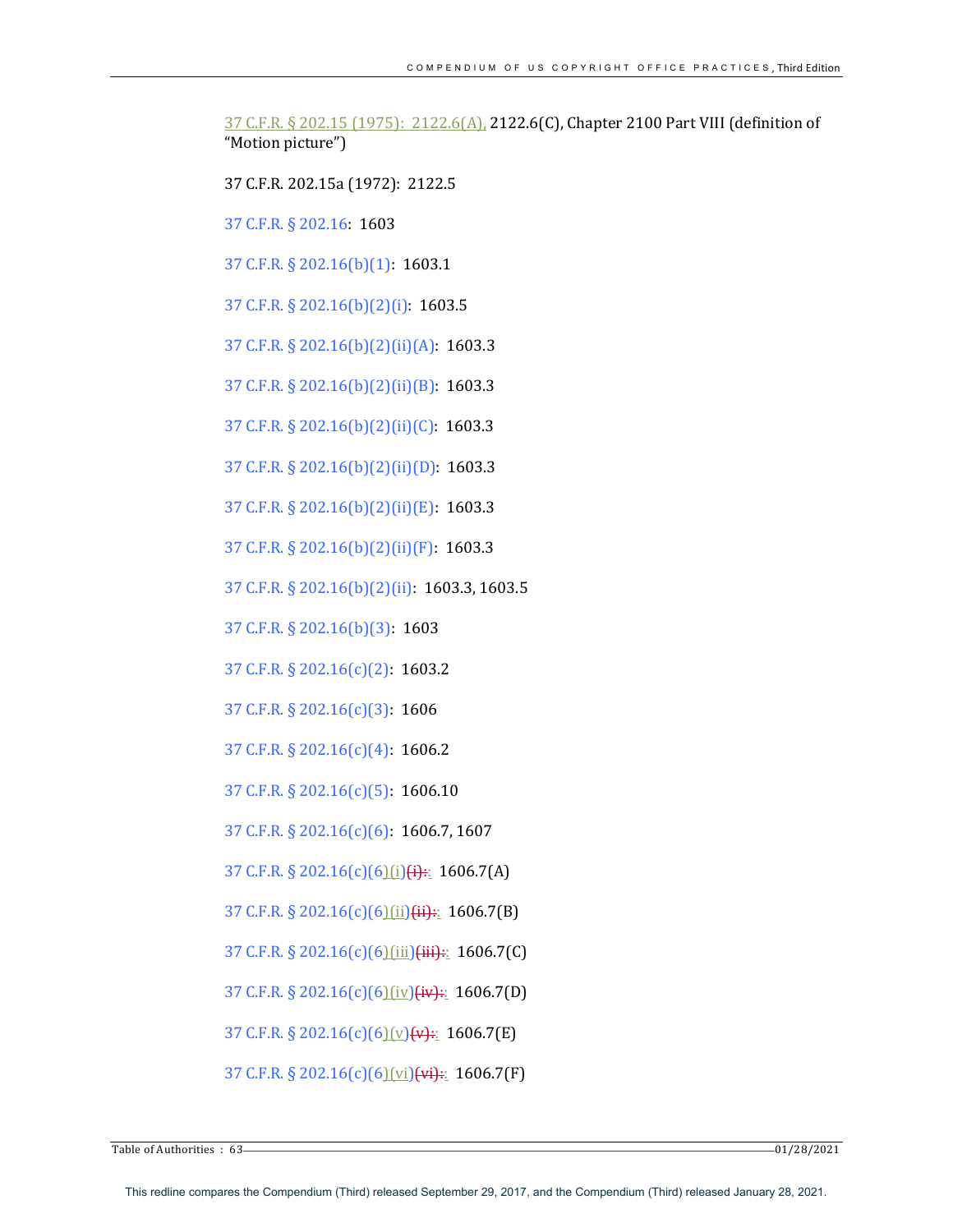37 C.F.R. § 202.15 (1975): 2122.6(A), 2122.6(C), Chapter 2100 Part VIII (definition of "Motion picture")

37 C.F.R. 202.15a (1972): 2122.5

37 C.F.R. § 202.16: 1603

37 C.F.R. § 202.16(b)(1): 1603.1

37 C.F.R. § 202.16(b)(2)(i): 1603.5

37 C.F.R. § 202.16(b)(2)(ii)(A): 1603.3

37 C.F.R. § 202.16(b)(2)(ii)(B): 1603.3

37 C.F.R. § 202.16(b)(2)(ii)(C): 1603.3

37 C.F.R. § 202.16(b)(2)(ii)(D): 1603.3

37 C.F.R. § 202.16(b)(2)(ii)(E): 1603.3

37 C.F.R. § 202.16(b)(2)(ii)(F): 1603.3

37 C.F.R. § 202.16(b)(2)(ii): 1603.3, 1603.5

37 C.F.R. § 202.16(b)(3): 1603

37 C.F.R. § 202.16(c)(2): 1603.2

37 C.F.R. § 202.16(c)(3): 1606

37 C.F.R. § 202.16(c)(4): 1606.2

37 C.F.R. § 202.16(c)(5): 1606.10

37 C.F.R. § 202.16(c)(6): 1606.7, 1607

37 C.F.R. § 202.16(c)(6)(i)~~(i)~~: 1606.7(A)

37 C.F.R. § 202.16(c)(6)(ii)~~(ii)~~: 1606.7(B)

37 C.F.R. § 202.16(c)(6)(iii)~~(iii)~~: 1606.7(C)

37 C.F.R. § 202.16(c)(6)(iv)~~(iv)~~: 1606.7(D)

37 C.F.R. § 202.16(c)(6)(v)~~(v)~~: 1606.7(E)

37 C.F.R. § 202.16(c)(6)(vi)~~(vi)~~: 1606.7(F)

This redline compares the Compendium (Third) released September 29, 2017, and the Compendium (Third) released January 28, 2021.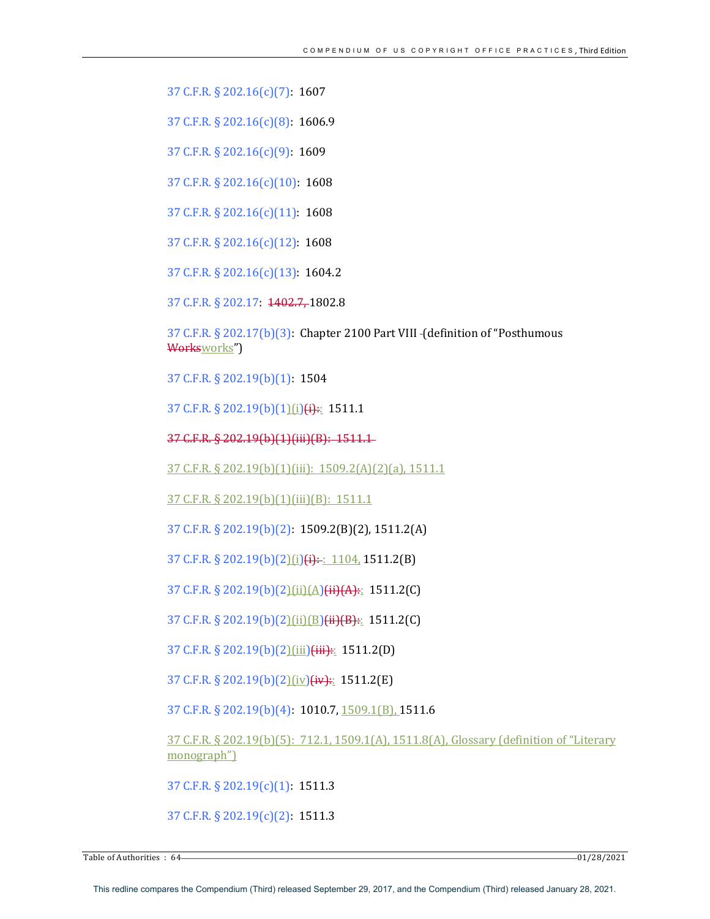37 C.F.R. § 202.16(c)(7): 1607

37 C.F.R. § 202.16(c)(8): 1606.9

37 C.F.R. § 202.16(c)(9): 1609

37 C.F.R. § 202.16(c)(10): 1608

37 C.F.R. § 202.16(c)(11): 1608

37 C.F.R. § 202.16(c)(12): 1608

37 C.F.R. § 202.16(c)(13): 1604.2

37 C.F.R. § 202.17: ~~1402.7,~~ 1802.8

37 C.F.R. § 202.17(b)(3): Chapter 2100 Part VIII (definition of "Posthumous ~~Works~~works")

37 C.F.R. § 202.19(b)(1): 1504

37 C.F.R. § 202.19(b)(1)(i)~~(i):~~: 1511.1

~~37 C.F.R. § 202.19(b)(1)(iii)(B): 1511.1~~

37 C.F.R. § 202.19(b)(1)(iii): 1509.2(A)(2)(a), 1511.1

37 C.F.R. § 202.19(b)(1)(iii)(B): 1511.1

37 C.F.R. § 202.19(b)(2): 1509.2(B)(2), 1511.2(A)

37 C.F.R. § 202.19(b)(2)(i)~~(i):~~: 1104, 1511.2(B)

37 C.F.R. § 202.19(b)(2)(ii)(A)~~(ii)(A):~~: 1511.2(C)

37 C.F.R. § 202.19(b)(2)(ii)(B)~~(ii)(B):~~: 1511.2(C)

37 C.F.R. § 202.19(b)(2)(iii)~~(iii):~~: 1511.2(D)

37 C.F.R. § 202.19(b)(2)(iv)~~(iv):~~: 1511.2(E)

37 C.F.R. § 202.19(b)(4): 1010.7, 1509.1(B), 1511.6

37 C.F.R. § 202.19(b)(5): 712.1, 1509.1(A), 1511.8(A), Glossary (definition of "Literary monograph")

37 C.F.R. § 202.19(c)(1): 1511.3

37 C.F.R. § 202.19(c)(2): 1511.3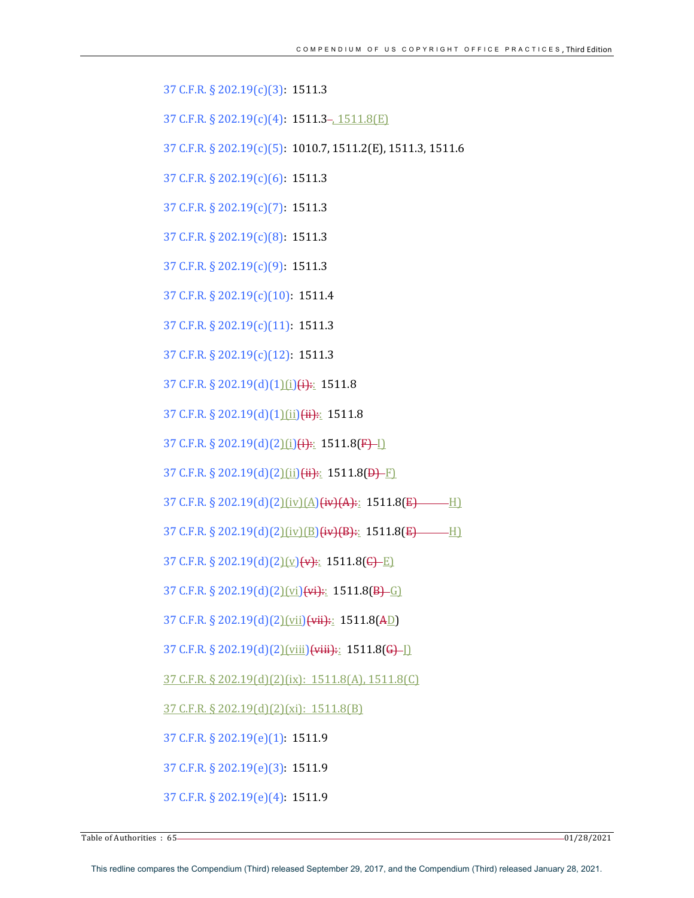37 C.F.R. § 202.19(c)(3): 1511.3

37 C.F.R. § 202.19(c)(4): 1511.3~~–~~, 1511.8(E)

37 C.F.R. § 202.19(c)(5): 1010.7, 1511.2(E), 1511.3, 1511.6

37 C.F.R. § 202.19(c)(6): 1511.3

37 C.F.R. § 202.19(c)(7): 1511.3

37 C.F.R. § 202.19(c)(8): 1511.3

37 C.F.R. § 202.19(c)(9): 1511.3

37 C.F.R. § 202.19(c)(10): 1511.4

37 C.F.R. § 202.19(c)(11): 1511.3

37 C.F.R. § 202.19(c)(12): 1511.3

37 C.F.R. § 202.19(d)(1)(i)~~(i):~~: 1511.8

37 C.F.R. § 202.19(d)(1)(ii)~~(ii):~~: 1511.8

37 C.F.R. § 202.19(d)(2)(i)~~(i):~~: 1511.8(~~F)~~ I)

37 C.F.R. § 202.19(d)(2)(ii)~~(ii):~~: 1511.8(~~D)~~ F)

37 C.F.R. § 202.19(d)(2)(iv)(A)~~(iv)(A):~~: 1511.8(~~E)~~ H)

37 C.F.R. § 202.19(d)(2)(iv)(B)~~(iv)(B):~~: 1511.8(~~E)~~ H)

37 C.F.R. § 202.19(d)(2)(v)~~(v):~~: 1511.8(~~C)~~ E)

37 C.F.R. § 202.19(d)(2)(vi)~~(vi):~~: 1511.8(~~B)~~ G)

37 C.F.R. § 202.19(d)(2)(vii)~~(vii):~~: 1511.8(~~A~~D)

37 C.F.R. § 202.19(d)(2)(viii)~~(viii):~~: 1511.8(~~G)~~ J)

37 C.F.R. § 202.19(d)(2)(ix): 1511.8(A), 1511.8(C)

37 C.F.R. § 202.19(d)(2)(xi): 1511.8(B)

37 C.F.R. § 202.19(e)(1): 1511.9

37 C.F.R. § 202.19(e)(3): 1511.9

37 C.F.R. § 202.19(e)(4): 1511.9

This redline compares the Compendium (Third) released September 29, 2017, and the Compendium (Third) released January 28, 2021.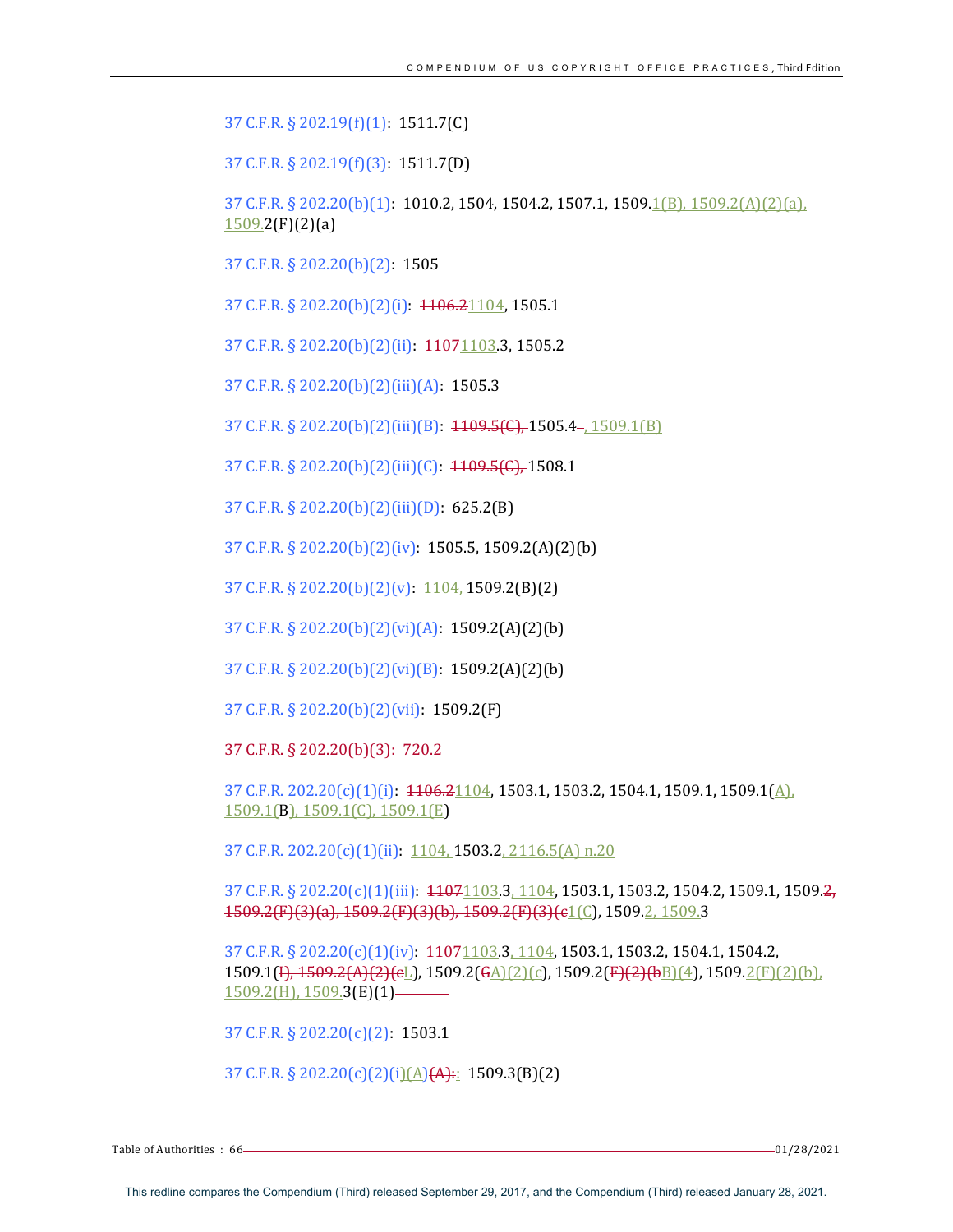37 C.F.R. § 202.19(f)(1): 1511.7(C)

37 C.F.R. § 202.19(f)(3): 1511.7(D)

37 C.F.R. § 202.20(b)(1): 1010.2, 1504, 1504.2, 1507.1, 1509.1(B), 1509.2(A)(2)(a), 1509.2(F)(2)(a)

37 C.F.R. § 202.20(b)(2): 1505

37 C.F.R. § 202.20(b)(2)(i): ~~1106.2~~1104, 1505.1

37 C.F.R. § 202.20(b)(2)(ii): ~~1107~~1103.3, 1505.2

37 C.F.R. § 202.20(b)(2)(iii)(A): 1505.3

37 C.F.R. § 202.20(b)(2)(iii)(B): ~~1109.5(C),~~ 1505.4, 1509.1(B)

37 C.F.R. § 202.20(b)(2)(iii)(C): ~~1109.5(C),~~ 1508.1

37 C.F.R. § 202.20(b)(2)(iii)(D): 625.2(B)

37 C.F.R. § 202.20(b)(2)(iv): 1505.5, 1509.2(A)(2)(b)

37 C.F.R. § 202.20(b)(2)(v): 1104, 1509.2(B)(2)

37 C.F.R. § 202.20(b)(2)(vi)(A): 1509.2(A)(2)(b)

37 C.F.R. § 202.20(b)(2)(vi)(B): 1509.2(A)(2)(b)

37 C.F.R. § 202.20(b)(2)(vii): 1509.2(F)

~~37 C.F.R. § 202.20(b)(3): 720.2~~

37 C.F.R. 202.20(c)(1)(i): ~~1106.2~~1104, 1503.1, 1503.2, 1504.1, 1509.1, 1509.1(A), 1509.1(B), 1509.1(C), 1509.1(E)

37 C.F.R. 202.20(c)(1)(ii): 1104, 1503.2, 2116.5(A) n.20

37 C.F.R. § 202.20(c)(1)(iii): ~~1107~~1103.3, 1104, 1503.1, 1503.2, 1504.2, 1509.1, 1509.~~2, 1509.2(F)(3)(a), 1509.2(F)(3)(b), 1509.2(F)(3)(c~~1(C), 1509.2, 1509.3

37 C.F.R. § 202.20(c)(1)(iv): ~~1107~~1103.3, 1104, 1503.1, 1503.2, 1504.1, 1504.2, 1509.1(~~I), 1509.2(A)(2)(c~~L), 1509.2(~~C~~A)(2)(c), 1509.2(~~F)(2)(b~~B)(4), 1509.2(F)(2)(b), 1509.2(H), 1509.3(E)(1)

37 C.F.R. § 202.20(c)(2): 1503.1

37 C.F.R. § 202.20(c)(2)(i)(A)~~(A):~~: 1509.3(B)(2)

This redline compares the Compendium (Third) released September 29, 2017, and the Compendium (Third) released January 28, 2021.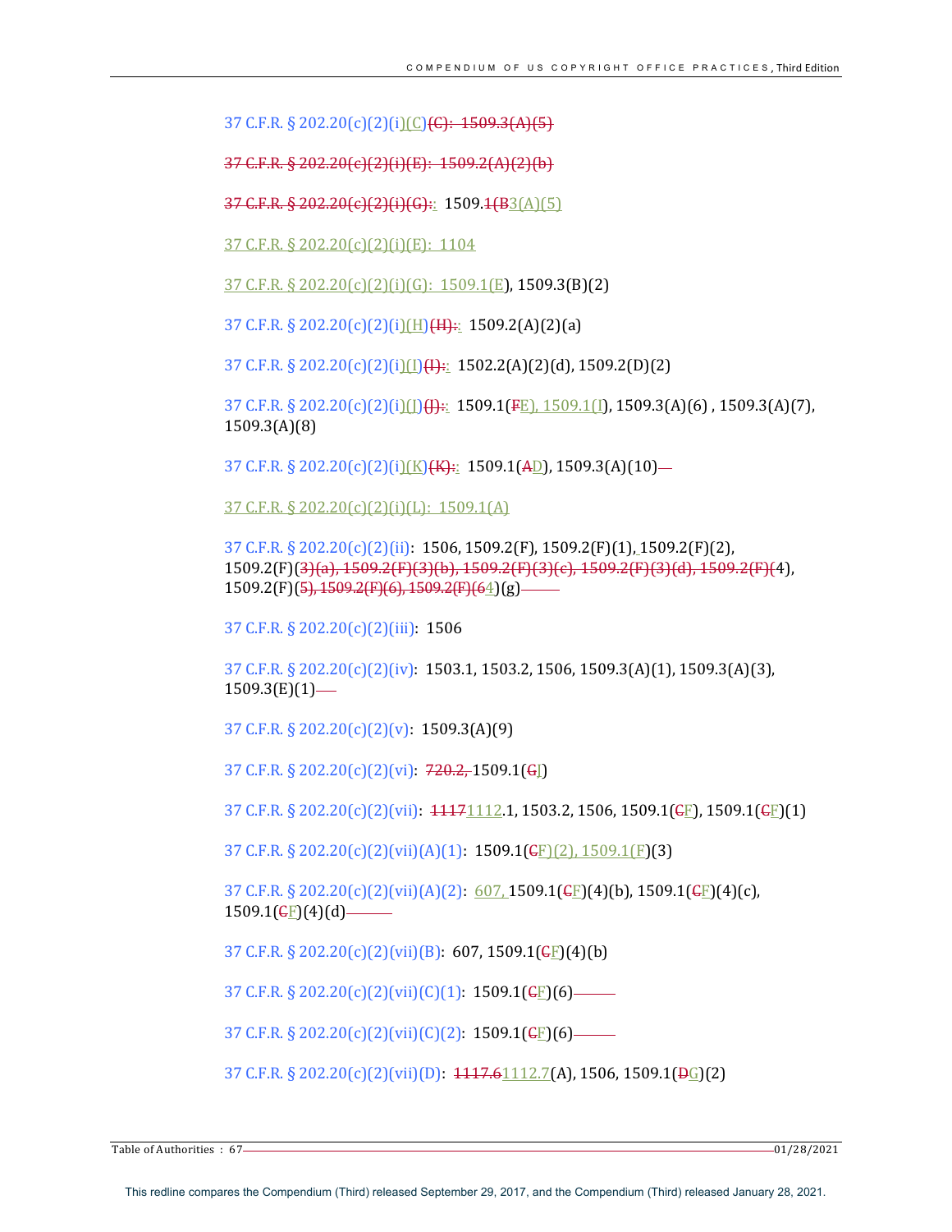37 C.F.R. § 202.20(c)(2)(i)(C)(C): 1509.3(A)(5)

37 C.F.R. § 202.20(c)(2)(i)(E): 1509.2(A)(2)(b)

37 C.F.R. § 202.20(c)(2)(i)(G):: 1509.1(B3(A)(5)

37 C.F.R. § 202.20(c)(2)(i)(E): 1104

37 C.F.R. § 202.20(c)(2)(i)(G): 1509.1(E), 1509.3(B)(2)

37 C.F.R. § 202.20(c)(2)(i)(H)(H):: 1509.2(A)(2)(a)

37 C.F.R. § 202.20(c)(2)(i)(I)(I):: 1502.2(A)(2)(d), 1509.2(D)(2)

37 C.F.R. § 202.20(c)(2)(i)(J)(J):: 1509.1(FE), 1509.1(I), 1509.3(A)(6) , 1509.3(A)(7), 1509.3(A)(8)

37 C.F.R. § 202.20(c)(2)(i)(K)(K):: 1509.1(AD), 1509.3(A)(10)

37 C.F.R. § 202.20(c)(2)(i)(L): 1509.1(A)

37 C.F.R. § 202.20(c)(2)(ii): 1506, 1509.2(F), 1509.2(F)(1), 1509.2(F)(2), 1509.2(F)(3)(a), 1509.2(F)(3)(b), 1509.2(F)(3)(c), 1509.2(F)(3)(d), 1509.2(F)(4), 1509.2(F)(5), 1509.2(F)(6), 1509.2(F)(64)(g)

37 C.F.R. § 202.20(c)(2)(iii): 1506

37 C.F.R. § 202.20(c)(2)(iv): 1503.1, 1503.2, 1506, 1509.3(A)(1), 1509.3(A)(3), 1509.3(E)(1)

37 C.F.R. § 202.20(c)(2)(v): 1509.3(A)(9)

37 C.F.R. § 202.20(c)(2)(vi): 720.2, 1509.1(GJ)

37 C.F.R. § 202.20(c)(2)(vii): 11171112.1, 1503.2, 1506, 1509.1(CF), 1509.1(CF)(1)

37 C.F.R. § 202.20(c)(2)(vii)(A)(1): 1509.1(CF)(2), 1509.1(F)(3)

37 C.F.R. § 202.20(c)(2)(vii)(A)(2): 607, 1509.1(CF)(4)(b), 1509.1(CF)(4)(c), 1509.1(CF)(4)(d)

37 C.F.R. § 202.20(c)(2)(vii)(B): 607, 1509.1(CF)(4)(b)

37 C.F.R. § 202.20(c)(2)(vii)(C)(1): 1509.1(CF)(6)

37 C.F.R. § 202.20(c)(2)(vii)(C)(2): 1509.1(CF)(6)

37 C.F.R. § 202.20(c)(2)(vii)(D): 1117.61112.7(A), 1506, 1509.1(DG)(2)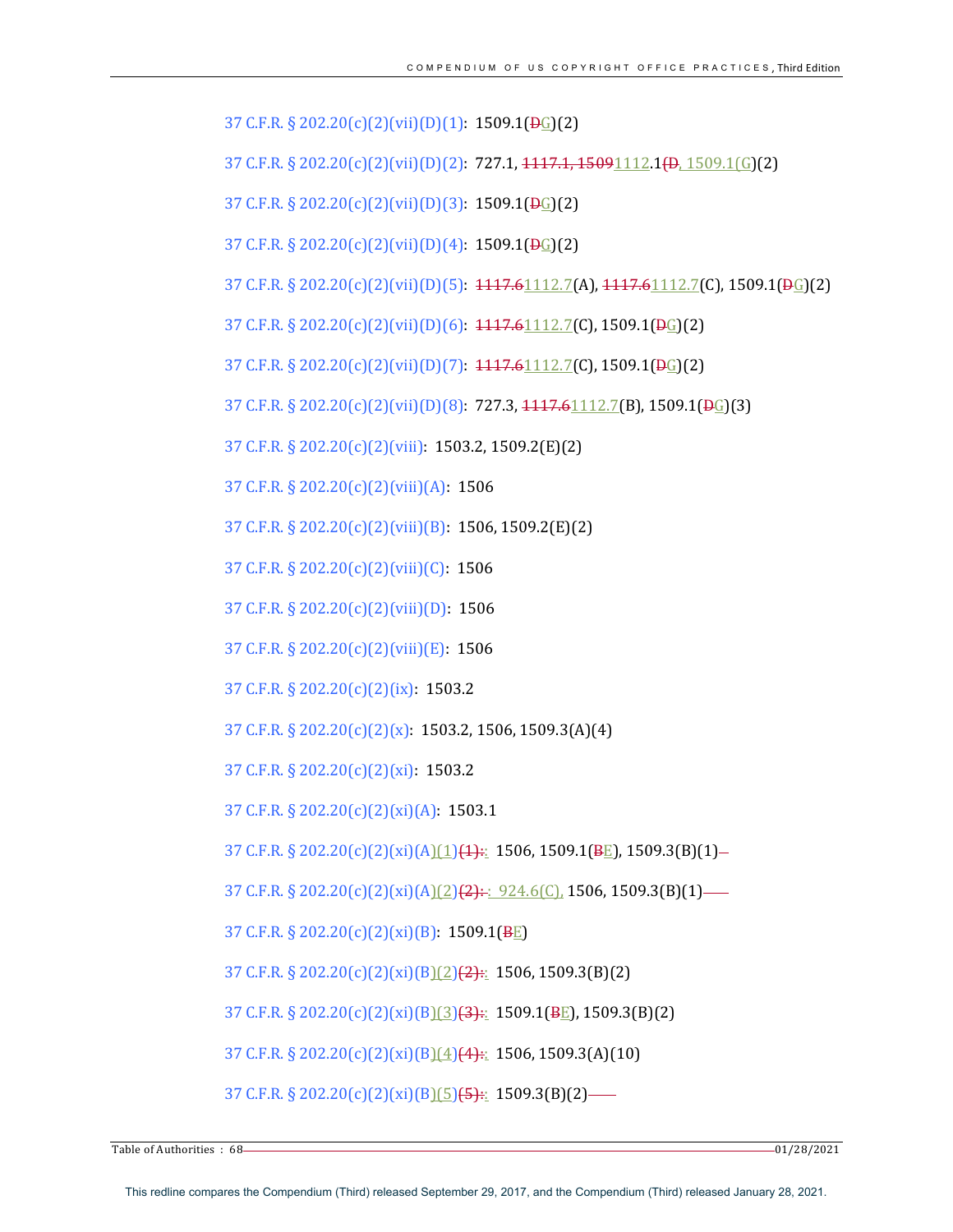37 C.F.R. § 202.20(c)(2)(vii)(D)(1): 1509.1(~~D~~G)(2)

37 C.F.R. § 202.20(c)(2)(vii)(D)(2): 727.1, ~~1117.1, 1509~~1112.1~~(D~~, 1509.1(G)(2)

37 C.F.R. § 202.20(c)(2)(vii)(D)(3): 1509.1(~~D~~G)(2)

37 C.F.R. § 202.20(c)(2)(vii)(D)(4): 1509.1(~~D~~G)(2)

37 C.F.R. § 202.20(c)(2)(vii)(D)(5): ~~1117.6~~1112.7(A), ~~1117.6~~1112.7(C), 1509.1(~~D~~G)(2)

37 C.F.R. § 202.20(c)(2)(vii)(D)(6): ~~1117.6~~1112.7(C), 1509.1(~~D~~G)(2)

37 C.F.R. § 202.20(c)(2)(vii)(D)(7): ~~1117.6~~1112.7(C), 1509.1(~~D~~G)(2)

37 C.F.R. § 202.20(c)(2)(vii)(D)(8): 727.3, ~~1117.6~~1112.7(B), 1509.1(~~D~~G)(3)

37 C.F.R. § 202.20(c)(2)(viii): 1503.2, 1509.2(E)(2)

37 C.F.R. § 202.20(c)(2)(viii)(A): 1506

37 C.F.R. § 202.20(c)(2)(viii)(B): 1506, 1509.2(E)(2)

37 C.F.R. § 202.20(c)(2)(viii)(C): 1506

37 C.F.R. § 202.20(c)(2)(viii)(D): 1506

37 C.F.R. § 202.20(c)(2)(viii)(E): 1506

37 C.F.R. § 202.20(c)(2)(ix): 1503.2

37 C.F.R. § 202.20(c)(2)(x): 1503.2, 1506, 1509.3(A)(4)

37 C.F.R. § 202.20(c)(2)(xi): 1503.2

37 C.F.R. § 202.20(c)(2)(xi)(A): 1503.1

37 C.F.R. § 202.20(c)(2)(xi)(A)(1)~~(1):~~: 1506, 1509.1(~~B~~E), 1509.3(B)(1)

37 C.F.R. § 202.20(c)(2)(xi)(A)(2)~~(2):~~: 924.6(C), 1506, 1509.3(B)(1)

37 C.F.R. § 202.20(c)(2)(xi)(B): 1509.1(~~B~~E)

37 C.F.R. § 202.20(c)(2)(xi)(B)(2)~~(2):~~: 1506, 1509.3(B)(2)

37 C.F.R. § 202.20(c)(2)(xi)(B)(3)~~(3):~~: 1509.1(~~B~~E), 1509.3(B)(2)

37 C.F.R. § 202.20(c)(2)(xi)(B)(4)~~(4):~~: 1506, 1509.3(A)(10)

37 C.F.R. § 202.20(c)(2)(xi)(B)(5)~~(5):~~: 1509.3(B)(2)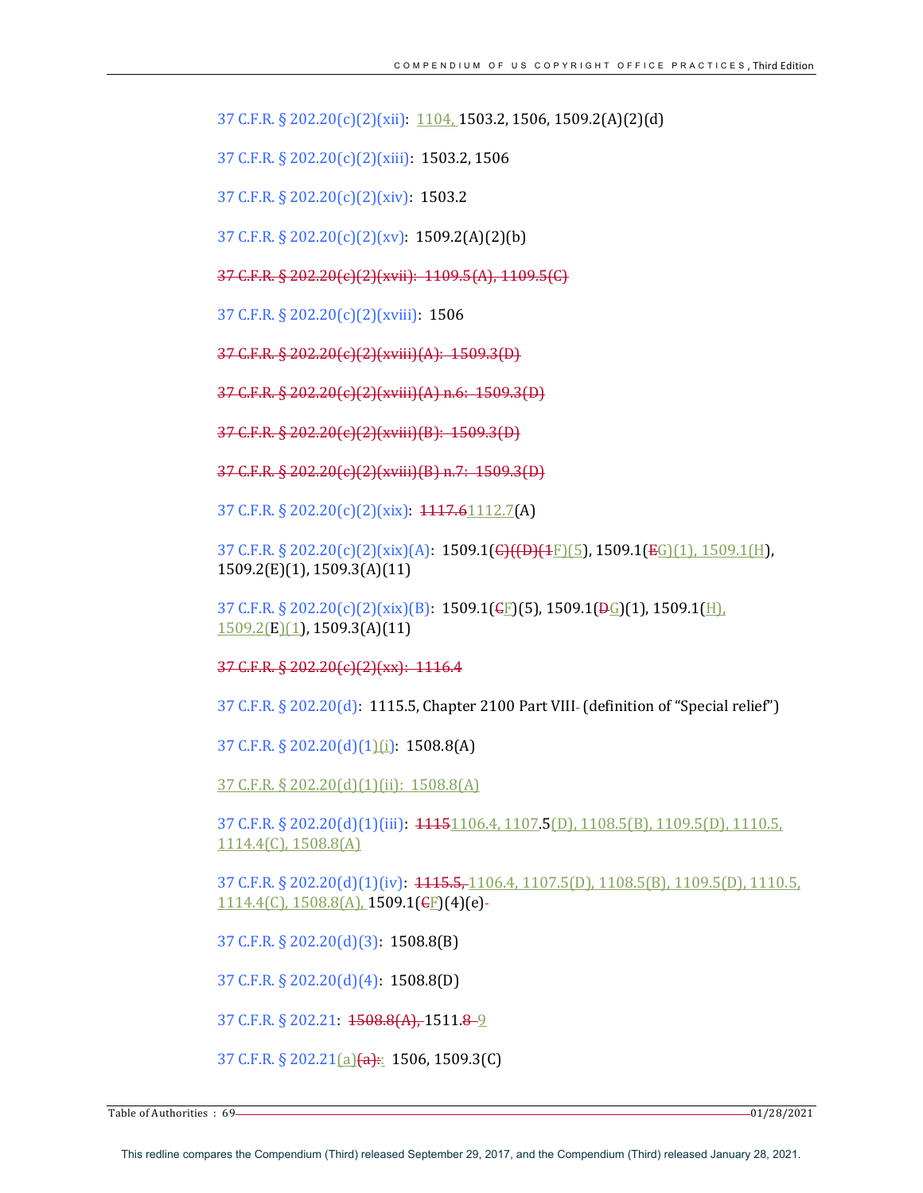37 C.F.R. § 202.20(c)(2)(xii): 1104, 1503.2, 1506, 1509.2(A)(2)(d)

37 C.F.R. § 202.20(c)(2)(xiii): 1503.2, 1506

37 C.F.R. § 202.20(c)(2)(xiv): 1503.2

37 C.F.R. § 202.20(c)(2)(xv): 1509.2(A)(2)(b)

~~37 C.F.R. § 202.20(c)(2)(xvii): 1109.5(A), 1109.5(C)~~

37 C.F.R. § 202.20(c)(2)(xviii): 1506

~~37 C.F.R. § 202.20(c)(2)(xviii)(A): 1509.3(D)~~

~~37 C.F.R. § 202.20(c)(2)(xviii)(A) n.6: 1509.3(D)~~

~~37 C.F.R. § 202.20(c)(2)(xviii)(B): 1509.3(D)~~

~~37 C.F.R. § 202.20(c)(2)(xviii)(B) n.7: 1509.3(D)~~

37 C.F.R. § 202.20(c)(2)(xix): ~~1117.6~~1112.7(A)

37 C.F.R. § 202.20(c)(2)(xix)(A): 1509.1(~~C)((D)(1~~F)(5), 1509.1(~~E~~G)(1), 1509.1(H), 1509.2(E)(1), 1509.3(A)(11)

37 C.F.R. § 202.20(c)(2)(xix)(B): 1509.1(~~C~~F)(5), 1509.1(~~D~~G)(1), 1509.1(H), 1509.2(E)(1), 1509.3(A)(11)

~~37 C.F.R. § 202.20(c)(2)(xx): 1116.4~~

37 C.F.R. § 202.20(d): 1115.5, Chapter 2100 Part VIII~~-~~ (definition of "Special relief")

37 C.F.R. § 202.20(d)(1)(i): 1508.8(A)

37 C.F.R. § 202.20(d)(1)(ii): 1508.8(A)

37 C.F.R. § 202.20(d)(1)(iii): ~~1115~~1106.4, 1107.5(D), 1108.5(B), 1109.5(D), 1110.5, 1114.4(C), 1508.8(A)

37 C.F.R. § 202.20(d)(1)(iv): ~~1115.5,~~ 1106.4, 1107.5(D), 1108.5(B), 1109.5(D), 1110.5, 1114.4(C), 1508.8(A), 1509.1(~~C~~F)(4)(e)~~-~~

37 C.F.R. § 202.20(d)(3): 1508.8(B)

37 C.F.R. § 202.20(d)(4): 1508.8(D)

37 C.F.R. § 202.21: ~~1508.8(A),~~ 1511.~~8~~ 9

37 C.F.R. § 202.21(a)~~(a):~~: 1506, 1509.3(C)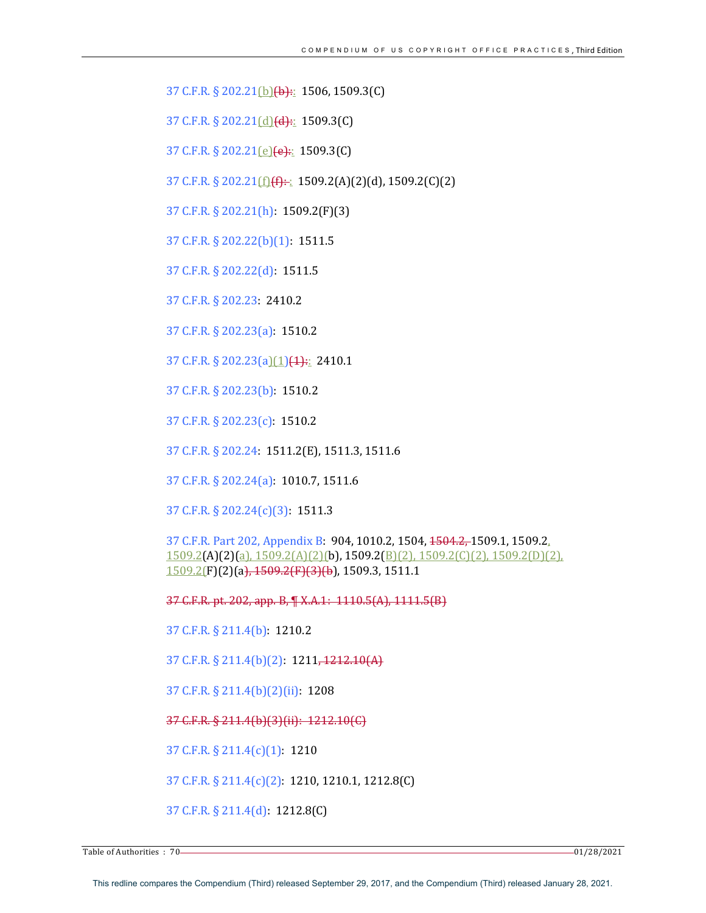37 C.F.R. § 202.21(b)~~(b):~~: 1506, 1509.3(C)

37 C.F.R. § 202.21(d)~~(d):~~: 1509.3(C)

37 C.F.R. § 202.21(e)~~(e):~~: 1509.3(C)

37 C.F.R. § 202.21(f)~~(f): ~~: 1509.2(A)(2)(d), 1509.2(C)(2)

37 C.F.R. § 202.21(h): 1509.2(F)(3)

37 C.F.R. § 202.22(b)(1): 1511.5

37 C.F.R. § 202.22(d): 1511.5

37 C.F.R. § 202.23: 2410.2

37 C.F.R. § 202.23(a): 1510.2

37 C.F.R. § 202.23(a)(1)~~(1):~~: 2410.1

37 C.F.R. § 202.23(b): 1510.2

37 C.F.R. § 202.23(c): 1510.2

37 C.F.R. § 202.24: 1511.2(E), 1511.3, 1511.6

37 C.F.R. § 202.24(a): 1010.7, 1511.6

37 C.F.R. § 202.24(c)(3): 1511.3

37 C.F.R. Part 202, Appendix B: 904, 1010.2, 1504, ~~1504.2,~~ 1509.1, 1509.2, 1509.2(A)(2)(a), 1509.2(A)(2)(b), 1509.2(B)(2), 1509.2(C)(2), 1509.2(D)(2), 1509.2(F)(2)(a~~), 1509.2(F)(3)(b~~), 1509.3, 1511.1

~~37 C.F.R. pt. 202, app. B, ¶ X.A.1: 1110.5(A), 1111.5(B)~~

37 C.F.R. § 211.4(b): 1210.2

37 C.F.R. § 211.4(b)(2): 1211~~, 1212.10(A)~~

37 C.F.R. § 211.4(b)(2)(ii): 1208

~~37 C.F.R. § 211.4(b)(3)(ii): 1212.10(C)~~

37 C.F.R. § 211.4(c)(1): 1210

37 C.F.R. § 211.4(c)(2): 1210, 1210.1, 1212.8(C)

37 C.F.R. § 211.4(d): 1212.8(C)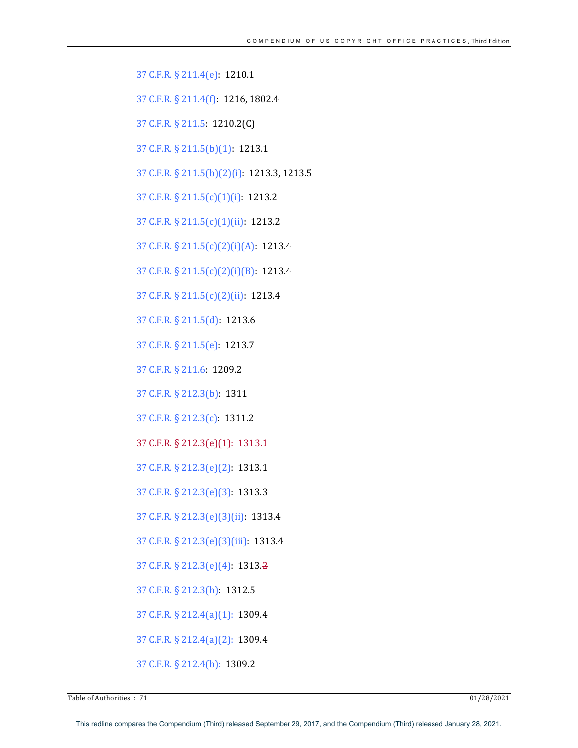37 C.F.R. § 211.4(e): 1210.1

37 C.F.R. § 211.4(f): 1216, 1802.4

37 C.F.R. § 211.5: 1210.2(C)

37 C.F.R. § 211.5(b)(1): 1213.1

37 C.F.R. § 211.5(b)(2)(i): 1213.3, 1213.5

37 C.F.R. § 211.5(c)(1)(i): 1213.2

37 C.F.R. § 211.5(c)(1)(ii): 1213.2

37 C.F.R. § 211.5(c)(2)(i)(A): 1213.4

37 C.F.R. § 211.5(c)(2)(i)(B): 1213.4

37 C.F.R. § 211.5(c)(2)(ii): 1213.4

37 C.F.R. § 211.5(d): 1213.6

37 C.F.R. § 211.5(e): 1213.7

37 C.F.R. § 211.6: 1209.2

37 C.F.R. § 212.3(b): 1311

37 C.F.R. § 212.3(c): 1311.2

~~37 C.F.R. § 212.3(e)(1): 1313.1~~

37 C.F.R. § 212.3(e)(2): 1313.1

37 C.F.R. § 212.3(e)(3): 1313.3

37 C.F.R. § 212.3(e)(3)(ii): 1313.4

37 C.F.R. § 212.3(e)(3)(iii): 1313.4

37 C.F.R. § 212.3(e)(4): 1313.~~2~~

37 C.F.R. § 212.3(h): 1312.5

37 C.F.R. § 212.4(a)(1): 1309.4

37 C.F.R. § 212.4(a)(2): 1309.4

37 C.F.R. § 212.4(b): 1309.2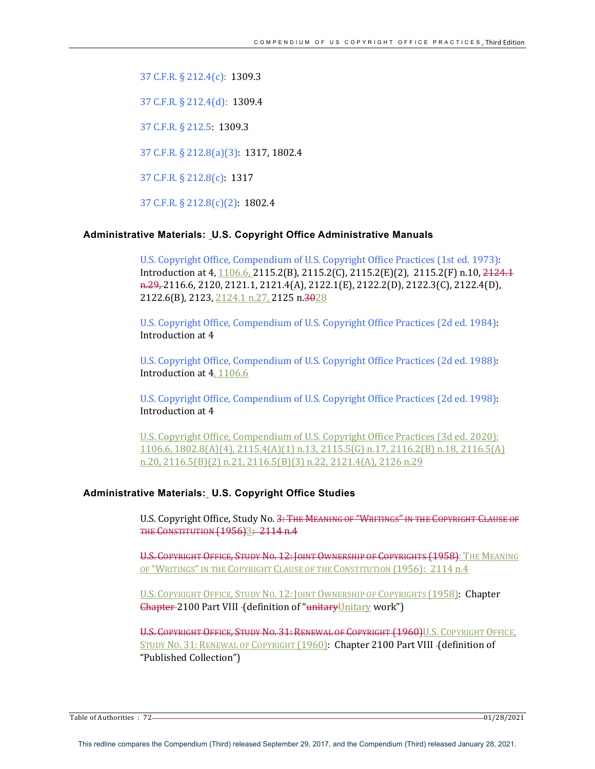37 C.F.R. § 212.4(c): 1309.3

37 C.F.R. § 212.4(d): 1309.4

37 C.F.R. § 212.5: 1309.3

37 C.F.R. § 212.8(a)(3): 1317, 1802.4

37 C.F.R. § 212.8(c): 1317

37 C.F.R. § 212.8(c)(2): 1802.4

### Administrative Materials: U.S. Copyright Office Administrative Manuals

U.S. Copyright Office, Compendium of U.S. Copyright Office Practices (1st ed. 1973): Introduction at 4, 1106.6, 2115.2(B), 2115.2(C), 2115.2(E)(2), 2115.2(F) n.10, ~~2124.1 n.29,~~ 2116.6, 2120, 2121.1, 2121.4(A), 2122.1(E), 2122.2(D), 2122.3(C), 2122.4(D), 2122.6(B), 2123, 2124.1 n.27, 2125 n.~~30~~28

U.S. Copyright Office, Compendium of U.S. Copyright Office Practices (2d ed. 1984): Introduction at 4

U.S. Copyright Office, Compendium of U.S. Copyright Office Practices (2d ed. 1988): Introduction at 4, 1106.6

U.S. Copyright Office, Compendium of U.S. Copyright Office Practices (2d ed. 1998): Introduction at 4

U.S. Copyright Office, Compendium of U.S. Copyright Office Practices (3d ed. 2020): 1106.6, 1802.8(A)(4), 2115.4(A)(1) n.13, 2115.5(G) n.17, 2116.2(B) n.18, 2116.5(A) n.20, 2116.5(B)(2) n.21, 2116.5(B)(3) n.22, 2121.4(A), 2126 n.29

### Administrative Materials: U.S. Copyright Office Studies

U.S. Copyright Office, Study No. ~~3: The Meaning of "Writings" in the Copyright Clause of the Constitution (1956)~~3~~: 2114 n.4~~

~~U.S. Copyright Office, Study No. 12: Joint Ownership of Copyrights (1958)~~: The Meaning of "Writings" in the Copyright Clause of the Constitution (1956): 2114 n.4

U.S. Copyright Office, Study No. 12: Joint Ownership of Copyrights (1958): Chapter ~~Chapter~~ 2100 Part VIII (definition of "~~unitary~~Unitary work")

~~U.S. Copyright Office, Study No. 31: Renewal of Copyright (1960)~~U.S. Copyright Office, Study No. 31: Renewal of Copyright (1960): Chapter 2100 Part VIII (definition of "Published Collection")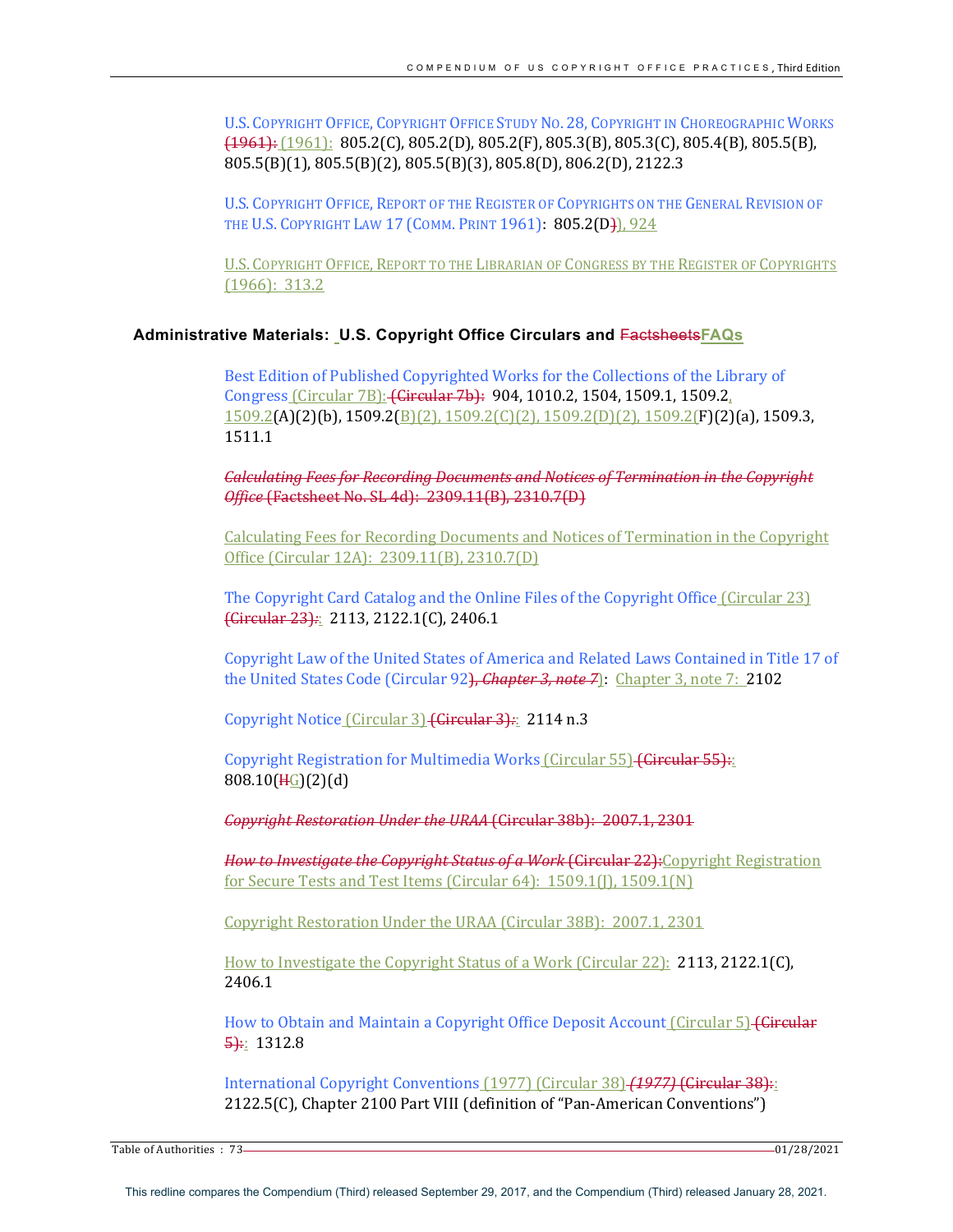U.S. COPYRIGHT OFFICE, COPYRIGHT OFFICE STUDY NO. 28, COPYRIGHT IN CHOREOGRAPHIC WORKS (1961): (1961): 805.2(C), 805.2(D), 805.2(F), 805.3(B), 805.3(C), 805.4(B), 805.5(B), 805.5(B)(1), 805.5(B)(2), 805.5(B)(3), 805.8(D), 806.2(D), 2122.3

U.S. COPYRIGHT OFFICE, REPORT OF THE REGISTER OF COPYRIGHTS ON THE GENERAL REVISION OF THE U.S. COPYRIGHT LAW 17 (COMM. PRINT 1961): 805.2(D)), 924

U.S. COPYRIGHT OFFICE, REPORT TO THE LIBRARIAN OF CONGRESS BY THE REGISTER OF COPYRIGHTS (1966): 313.2

## Administrative Materials: U.S. Copyright Office Circulars and FactsheetsFAQs

Best Edition of Published Copyrighted Works for the Collections of the Library of Congress (Circular 7B): (Circular 7b): 904, 1010.2, 1504, 1509.1, 1509.2, 1509.2(A)(2)(b), 1509.2(B)(2), 1509.2(C)(2), 1509.2(D)(2), 1509.2(F)(2)(a), 1509.3, 1511.1

*Calculating Fees for Recording Documents and Notices of Termination in the Copyright Office* (Factsheet No. SL 4d): 2309.11(B), 2310.7(D)

Calculating Fees for Recording Documents and Notices of Termination in the Copyright Office (Circular 12A): 2309.11(B), 2310.7(D)

The Copyright Card Catalog and the Online Files of the Copyright Office (Circular 23) (Circular 23):: 2113, 2122.1(C), 2406.1

Copyright Law of the United States of America and Related Laws Contained in Title 17 of the United States Code (Circular 92), *Chapter 3, note 7*): Chapter 3, note 7: 2102

Copyright Notice (Circular 3) (Circular 3):: 2114 n.3

Copyright Registration for Multimedia Works (Circular 55) (Circular 55):: 808.10(HG)(2)(d)

*Copyright Restoration Under the URAA* (Circular 38b): 2007.1, 2301

*How to Investigate the Copyright Status of a Work* (Circular 22):Copyright Registration for Secure Tests and Test Items (Circular 64): 1509.1(J), 1509.1(N)

Copyright Restoration Under the URAA (Circular 38B): 2007.1, 2301

How to Investigate the Copyright Status of a Work (Circular 22): 2113, 2122.1(C), 2406.1

How to Obtain and Maintain a Copyright Office Deposit Account (Circular 5) (Circular 5):: 1312.8

International Copyright Conventions (1977) (Circular 38) *(1977)* (Circular 38):: 2122.5(C), Chapter 2100 Part VIII (definition of "Pan-American Conventions")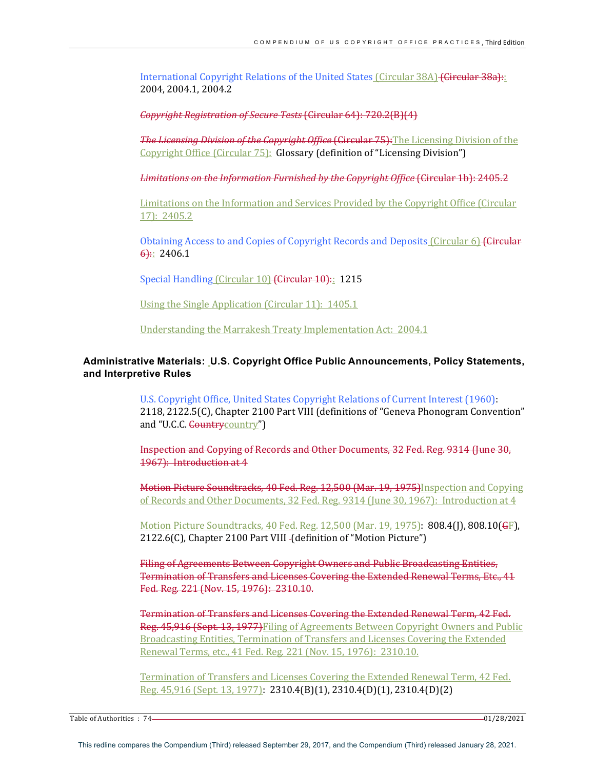International Copyright Relations of the United States (Circular 38A) (Circular 38a):: 2004, 2004.1, 2004.2

*Copyright Registration of Secure Tests* (Circular 64): 720.2(B)(4)

*The Licensing Division of the Copyright Office* (Circular 75):The Licensing Division of the Copyright Office (Circular 75): Glossary (definition of "Licensing Division")

*Limitations on the Information Furnished by the Copyright Office* (Circular 1b): 2405.2

Limitations on the Information and Services Provided by the Copyright Office (Circular 17): 2405.2

Obtaining Access to and Copies of Copyright Records and Deposits (Circular 6) (Circular 6):: 2406.1

Special Handling (Circular 10) (Circular 10):: 1215

Using the Single Application (Circular 11): 1405.1

Understanding the Marrakesh Treaty Implementation Act: 2004.1

## Administrative Materials: U.S. Copyright Office Public Announcements, Policy Statements, and Interpretive Rules

U.S. Copyright Office, United States Copyright Relations of Current Interest (1960): 2118, 2122.5(C), Chapter 2100 Part VIII (definitions of "Geneva Phonogram Convention" and "U.C.C. Countrycountry")

Inspection and Copying of Records and Other Documents, 32 Fed. Reg. 9314 (June 30, 1967): Introduction at 4

Motion Picture Soundtracks, 40 Fed. Reg. 12,500 (Mar. 19, 1975)Inspection and Copying of Records and Other Documents, 32 Fed. Reg. 9314 (June 30, 1967): Introduction at 4

Motion Picture Soundtracks, 40 Fed. Reg. 12,500 (Mar. 19, 1975): 808.4(J), 808.10(GF), 2122.6(C), Chapter 2100 Part VIII (definition of "Motion Picture")

Filing of Agreements Between Copyright Owners and Public Broadcasting Entities, Termination of Transfers and Licenses Covering the Extended Renewal Terms, Etc., 41 Fed. Reg. 221 (Nov. 15, 1976): 2310.10.

Termination of Transfers and Licenses Covering the Extended Renewal Term, 42 Fed. Reg. 45,916 (Sept. 13, 1977)Filing of Agreements Between Copyright Owners and Public Broadcasting Entities, Termination of Transfers and Licenses Covering the Extended Renewal Terms, etc., 41 Fed. Reg. 221 (Nov. 15, 1976): 2310.10.

Termination of Transfers and Licenses Covering the Extended Renewal Term, 42 Fed. Reg. 45,916 (Sept. 13, 1977): 2310.4(B)(1), 2310.4(D)(1), 2310.4(D)(2)

This redline compares the Compendium (Third) released September 29, 2017, and the Compendium (Third) released January 28, 2021.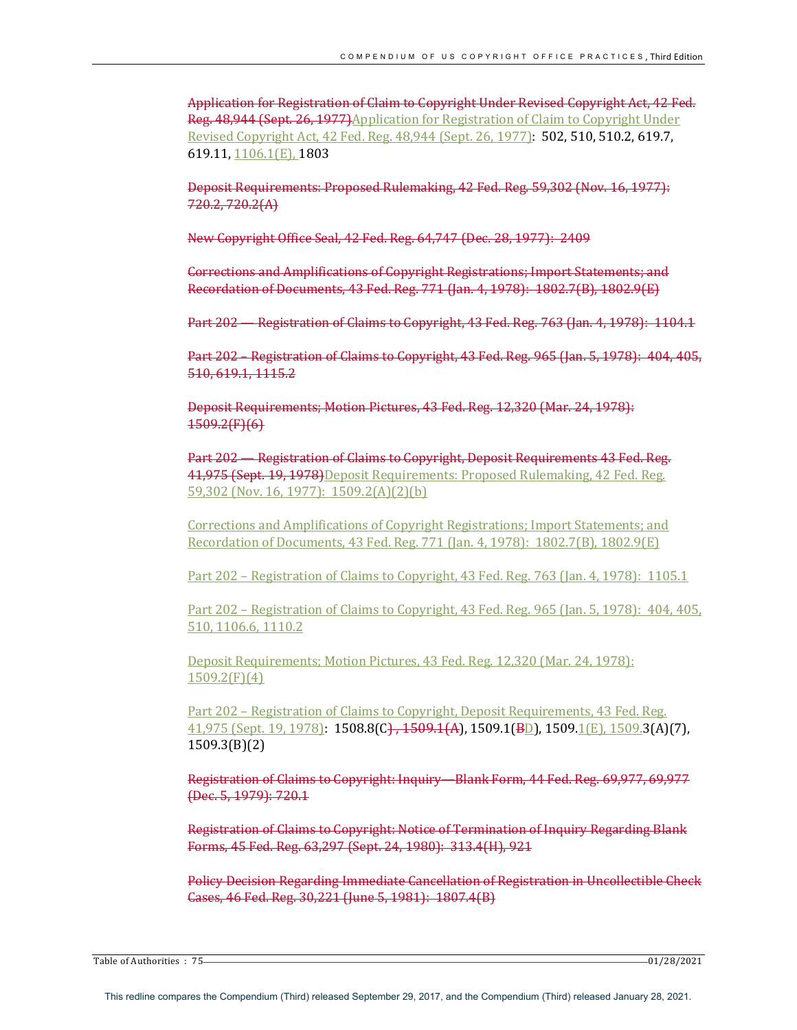~~Application for Registration of Claim to Copyright Under Revised Copyright Act, 42 Fed. Reg. 48,944 (Sept. 26, 1977)~~Application for Registration of Claim to Copyright Under Revised Copyright Act, 42 Fed. Reg. 48,944 (Sept. 26, 1977): 502, 510, 510.2, 619.7, 619.11, 1106.1(E), 1803

~~Deposit Requirements: Proposed Rulemaking, 42 Fed. Reg. 59,302 (Nov. 16, 1977): 720.2, 720.2(A)~~

~~New Copyright Office Seal, 42 Fed. Reg. 64,747 (Dec. 28, 1977): 2409~~

~~Corrections and Amplifications of Copyright Registrations; Import Statements; and Recordation of Documents, 43 Fed. Reg. 771 (Jan. 4, 1978): 1802.7(B), 1802.9(E)~~

~~Part 202 — Registration of Claims to Copyright, 43 Fed. Reg. 763 (Jan. 4, 1978): 1104.1~~

~~Part 202 – Registration of Claims to Copyright, 43 Fed. Reg. 965 (Jan. 5, 1978): 404, 405, 510, 619.1, 1115.2~~

~~Deposit Requirements; Motion Pictures, 43 Fed. Reg. 12,320 (Mar. 24, 1978): 1509.2(F)(6)~~

~~Part 202 — Registration of Claims to Copyright, Deposit Requirements 43 Fed. Reg. 41,975 (Sept. 19, 1978)~~Deposit Requirements: Proposed Rulemaking, 42 Fed. Reg. 59,302 (Nov. 16, 1977): 1509.2(A)(2)(b)

Corrections and Amplifications of Copyright Registrations; Import Statements; and Recordation of Documents, 43 Fed. Reg. 771 (Jan. 4, 1978): 1802.7(B), 1802.9(E)

Part 202 – Registration of Claims to Copyright, 43 Fed. Reg. 763 (Jan. 4, 1978): 1105.1

Part 202 – Registration of Claims to Copyright, 43 Fed. Reg. 965 (Jan. 5, 1978): 404, 405, 510, 1106.6, 1110.2

Deposit Requirements; Motion Pictures, 43 Fed. Reg. 12,320 (Mar. 24, 1978): 1509.2(F)(4)

Part 202 – Registration of Claims to Copyright, Deposit Requirements, 43 Fed. Reg. 41,975 (Sept. 19, 1978): 1508.8(C~~), 1509.1(A~~), 1509.1(~~B~~D), 1509.1(E), 1509.3(A)(7), 1509.3(B)(2)

~~Registration of Claims to Copyright: Inquiry—Blank Form, 44 Fed. Reg. 69,977, 69,977 (Dec. 5, 1979): 720.1~~

~~Registration of Claims to Copyright: Notice of Termination of Inquiry Regarding Blank Forms, 45 Fed. Reg. 63,297 (Sept. 24, 1980): 313.4(H), 921~~

~~Policy Decision Regarding Immediate Cancellation of Registration in Uncollectible Check Cases, 46 Fed. Reg. 30,221 (June 5, 1981): 1807.4(B)~~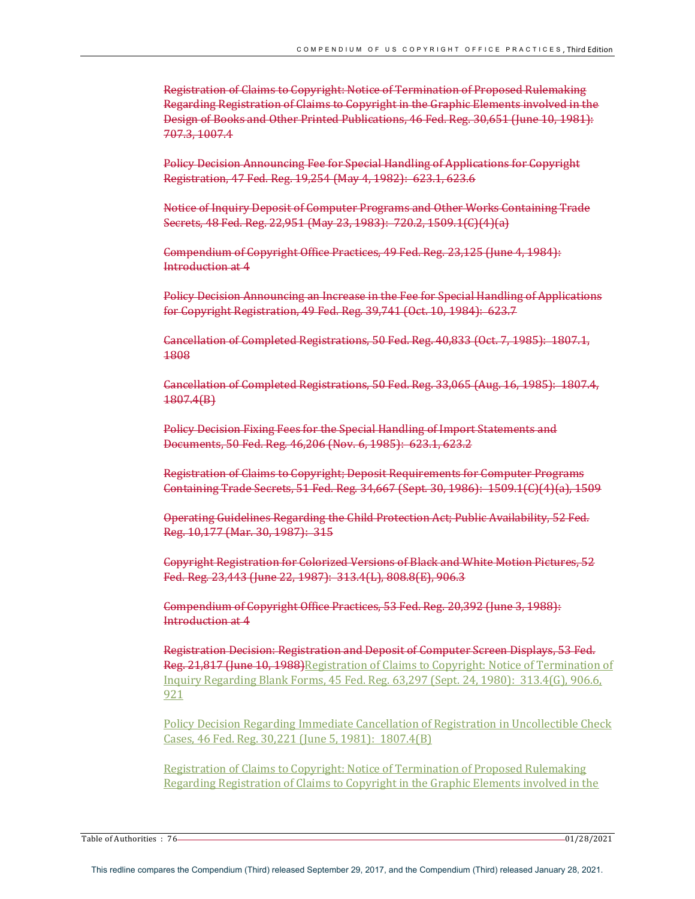~~Registration of Claims to Copyright: Notice of Termination of Proposed Rulemaking Regarding Registration of Claims to Copyright in the Graphic Elements involved in the Design of Books and Other Printed Publications, 46 Fed. Reg. 30,651 (June 10, 1981): 707.3, 1007.4~~

~~Policy Decision Announcing Fee for Special Handling of Applications for Copyright Registration, 47 Fed. Reg. 19,254 (May 4, 1982): 623.1, 623.6~~

~~Notice of Inquiry Deposit of Computer Programs and Other Works Containing Trade Secrets, 48 Fed. Reg. 22,951 (May 23, 1983): 720.2, 1509.1(C)(4)(a)~~

~~Compendium of Copyright Office Practices, 49 Fed. Reg. 23,125 (June 4, 1984): Introduction at 4~~

~~Policy Decision Announcing an Increase in the Fee for Special Handling of Applications for Copyright Registration, 49 Fed. Reg. 39,741 (Oct. 10, 1984): 623.7~~

~~Cancellation of Completed Registrations, 50 Fed. Reg. 40,833 (Oct. 7, 1985): 1807.1, 1808~~

~~Cancellation of Completed Registrations, 50 Fed. Reg. 33,065 (Aug. 16, 1985): 1807.4, 1807.4(B)~~

~~Policy Decision Fixing Fees for the Special Handling of Import Statements and Documents, 50 Fed. Reg. 46,206 (Nov. 6, 1985): 623.1, 623.2~~

~~Registration of Claims to Copyright; Deposit Requirements for Computer Programs Containing Trade Secrets, 51 Fed. Reg. 34,667 (Sept. 30, 1986): 1509.1(C)(4)(a), 1509~~

~~Operating Guidelines Regarding the Child Protection Act; Public Availability, 52 Fed. Reg. 10,177 (Mar. 30, 1987): 315~~

~~Copyright Registration for Colorized Versions of Black and White Motion Pictures, 52 Fed. Reg. 23,443 (June 22, 1987): 313.4(L), 808.8(E), 906.3~~

~~Compendium of Copyright Office Practices, 53 Fed. Reg. 20,392 (June 3, 1988): Introduction at 4~~

~~Registration Decision: Registration and Deposit of Computer Screen Displays, 53 Fed. Reg. 21,817 (June 10, 1988)~~Registration of Claims to Copyright: Notice of Termination of Inquiry Regarding Blank Forms, 45 Fed. Reg. 63,297 (Sept. 24, 1980): 313.4(G), 906.6, 921

Policy Decision Regarding Immediate Cancellation of Registration in Uncollectible Check Cases, 46 Fed. Reg. 30,221 (June 5, 1981): 1807.4(B)

Registration of Claims to Copyright: Notice of Termination of Proposed Rulemaking Regarding Registration of Claims to Copyright in the Graphic Elements involved in the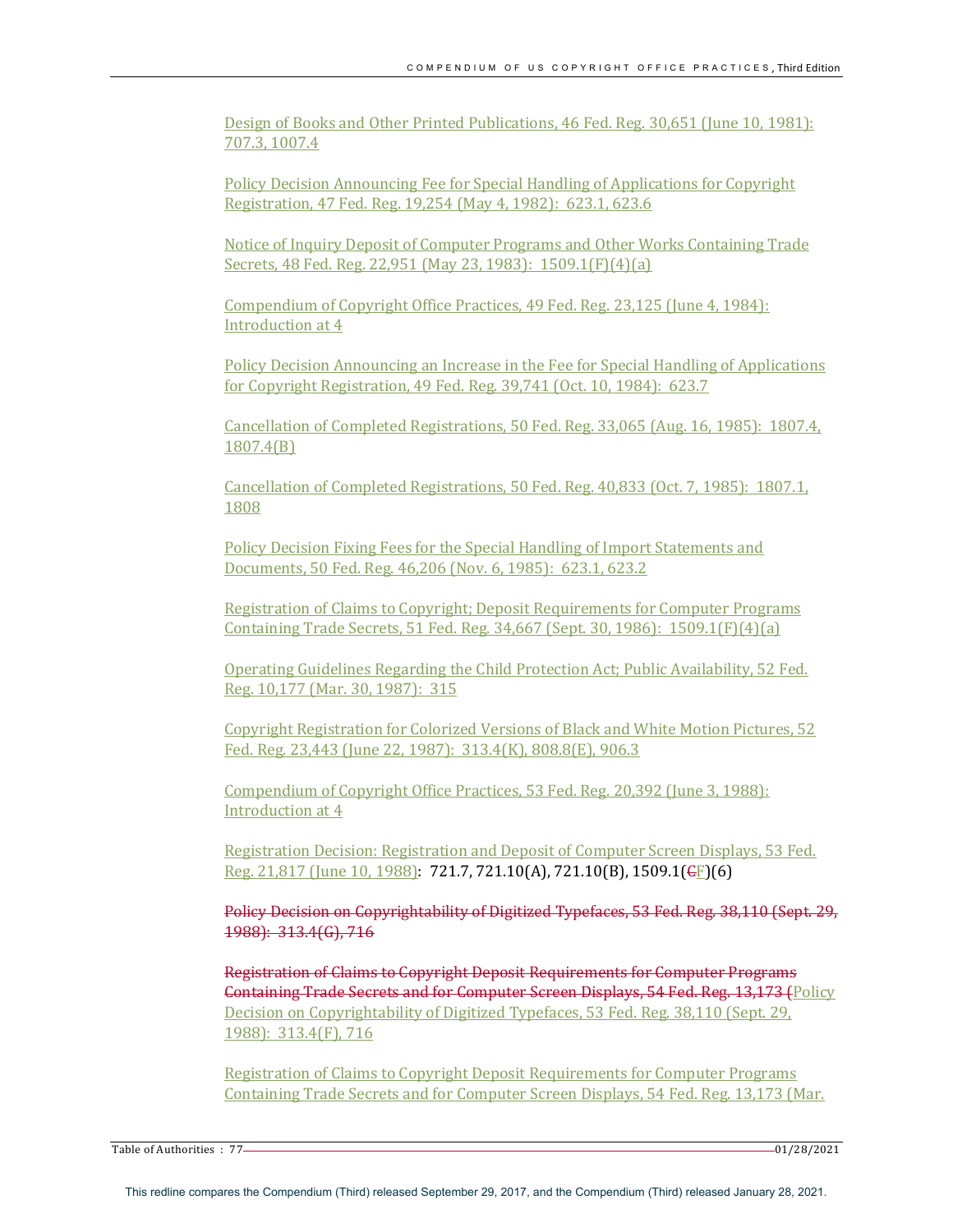Design of Books and Other Printed Publications, 46 Fed. Reg. 30,651 (June 10, 1981): 707.3, 1007.4

Policy Decision Announcing Fee for Special Handling of Applications for Copyright Registration, 47 Fed. Reg. 19,254 (May 4, 1982): 623.1, 623.6

Notice of Inquiry Deposit of Computer Programs and Other Works Containing Trade Secrets, 48 Fed. Reg. 22,951 (May 23, 1983): 1509.1(F)(4)(a)

Compendium of Copyright Office Practices, 49 Fed. Reg. 23,125 (June 4, 1984): Introduction at 4

Policy Decision Announcing an Increase in the Fee for Special Handling of Applications for Copyright Registration, 49 Fed. Reg. 39,741 (Oct. 10, 1984): 623.7

Cancellation of Completed Registrations, 50 Fed. Reg. 33,065 (Aug. 16, 1985): 1807.4, 1807.4(B)

Cancellation of Completed Registrations, 50 Fed. Reg. 40,833 (Oct. 7, 1985): 1807.1, 1808

Policy Decision Fixing Fees for the Special Handling of Import Statements and Documents, 50 Fed. Reg. 46,206 (Nov. 6, 1985): 623.1, 623.2

Registration of Claims to Copyright; Deposit Requirements for Computer Programs Containing Trade Secrets, 51 Fed. Reg. 34,667 (Sept. 30, 1986): 1509.1(F)(4)(a)

Operating Guidelines Regarding the Child Protection Act; Public Availability, 52 Fed. Reg. 10,177 (Mar. 30, 1987): 315

Copyright Registration for Colorized Versions of Black and White Motion Pictures, 52 Fed. Reg. 23,443 (June 22, 1987): 313.4(K), 808.8(E), 906.3

Compendium of Copyright Office Practices, 53 Fed. Reg. 20,392 (June 3, 1988): Introduction at 4

Registration Decision: Registration and Deposit of Computer Screen Displays, 53 Fed. Reg. 21,817 (June 10, 1988): 721.7, 721.10(A), 721.10(B), 1509.1(~~C~~F)(6)

~~Policy Decision on Copyrightability of Digitized Typefaces, 53 Fed. Reg. 38,110 (Sept. 29, 1988): 313.4(G), 716~~

~~Registration of Claims to Copyright Deposit Requirements for Computer Programs Containing Trade Secrets and for Computer Screen Displays, 54 Fed. Reg. 13,173 (~~Policy Decision on Copyrightability of Digitized Typefaces, 53 Fed. Reg. 38,110 (Sept. 29, 1988): 313.4(F), 716

Registration of Claims to Copyright Deposit Requirements for Computer Programs Containing Trade Secrets and for Computer Screen Displays, 54 Fed. Reg. 13,173 (Mar.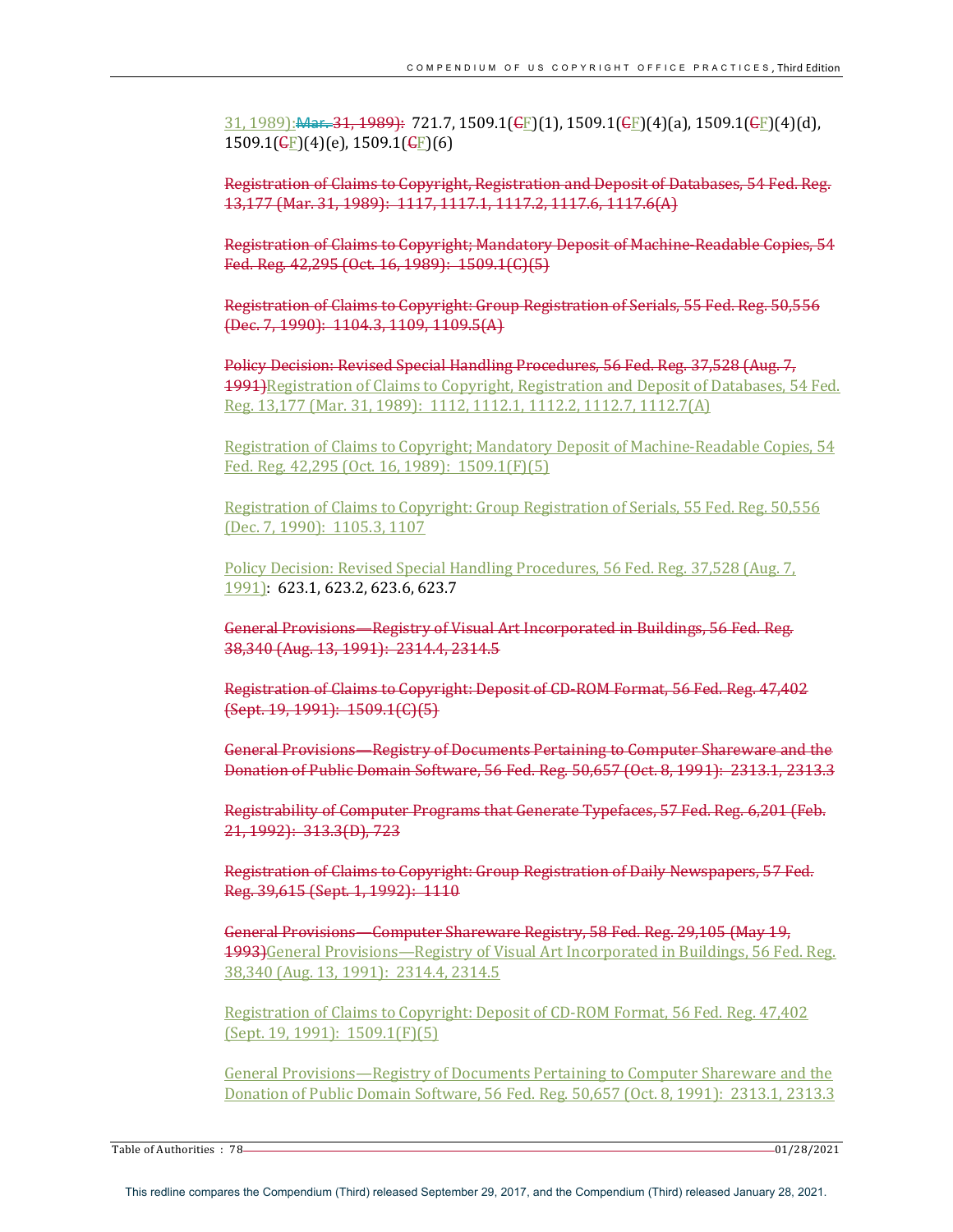31, 1989):~~Mar. 31, 1989):~~ 721.7, 1509.1(~~C~~F)(1), 1509.1(~~C~~F)(4)(a), 1509.1(~~C~~F)(4)(d), 1509.1(~~C~~F)(4)(e), 1509.1(~~C~~F)(6)

~~Registration of Claims to Copyright, Registration and Deposit of Databases, 54 Fed. Reg. 13,177 (Mar. 31, 1989): 1117, 1117.1, 1117.2, 1117.6, 1117.6(A)~~

~~Registration of Claims to Copyright; Mandatory Deposit of Machine-Readable Copies, 54 Fed. Reg. 42,295 (Oct. 16, 1989): 1509.1(C)(5)~~

~~Registration of Claims to Copyright: Group Registration of Serials, 55 Fed. Reg. 50,556 (Dec. 7, 1990): 1104.3, 1109, 1109.5(A)~~

~~Policy Decision: Revised Special Handling Procedures, 56 Fed. Reg. 37,528 (Aug. 7, 1991)~~Registration of Claims to Copyright, Registration and Deposit of Databases, 54 Fed. Reg. 13,177 (Mar. 31, 1989): 1112, 1112.1, 1112.2, 1112.7, 1112.7(A)

Registration of Claims to Copyright; Mandatory Deposit of Machine-Readable Copies, 54 Fed. Reg. 42,295 (Oct. 16, 1989): 1509.1(F)(5)

Registration of Claims to Copyright: Group Registration of Serials, 55 Fed. Reg. 50,556 (Dec. 7, 1990): 1105.3, 1107

Policy Decision: Revised Special Handling Procedures, 56 Fed. Reg. 37,528 (Aug. 7, 1991): 623.1, 623.2, 623.6, 623.7

~~General Provisions—Registry of Visual Art Incorporated in Buildings, 56 Fed. Reg. 38,340 (Aug. 13, 1991): 2314.4, 2314.5~~

~~Registration of Claims to Copyright: Deposit of CD-ROM Format, 56 Fed. Reg. 47,402 (Sept. 19, 1991): 1509.1(C)(5)~~

~~General Provisions—Registry of Documents Pertaining to Computer Shareware and the Donation of Public Domain Software, 56 Fed. Reg. 50,657 (Oct. 8, 1991): 2313.1, 2313.3~~

~~Registrability of Computer Programs that Generate Typefaces, 57 Fed. Reg. 6,201 (Feb. 21, 1992): 313.3(D), 723~~

~~Registration of Claims to Copyright: Group Registration of Daily Newspapers, 57 Fed. Reg. 39,615 (Sept. 1, 1992): 1110~~

~~General Provisions—Computer Shareware Registry, 58 Fed. Reg. 29,105 (May 19, 1993)~~General Provisions—Registry of Visual Art Incorporated in Buildings, 56 Fed. Reg. 38,340 (Aug. 13, 1991): 2314.4, 2314.5

Registration of Claims to Copyright: Deposit of CD-ROM Format, 56 Fed. Reg. 47,402 (Sept. 19, 1991): 1509.1(F)(5)

General Provisions—Registry of Documents Pertaining to Computer Shareware and the Donation of Public Domain Software, 56 Fed. Reg. 50,657 (Oct. 8, 1991): 2313.1, 2313.3

This redline compares the Compendium (Third) released September 29, 2017, and the Compendium (Third) released January 28, 2021.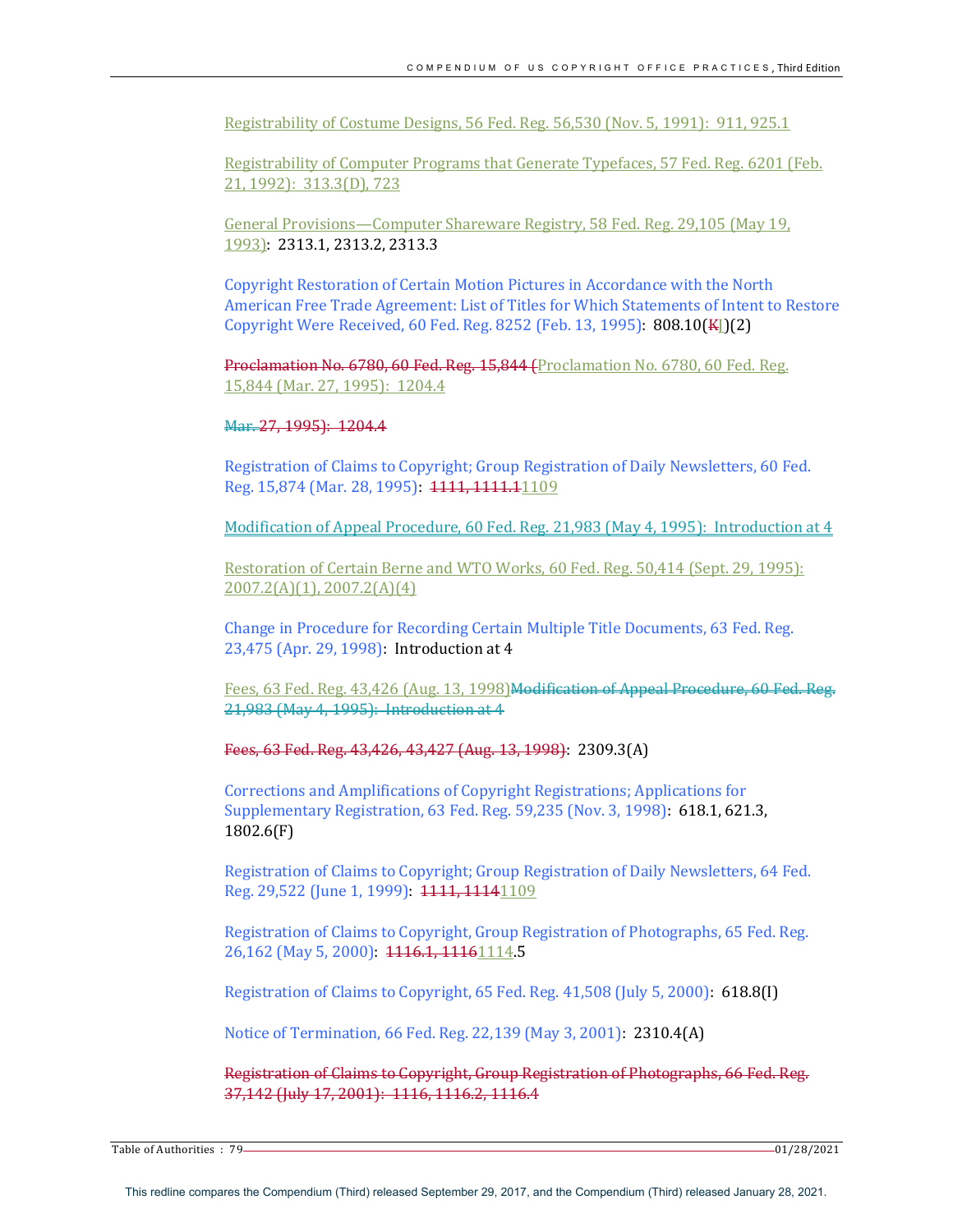Registrability of Costume Designs, 56 Fed. Reg. 56,530 (Nov. 5, 1991): 911, 925.1

Registrability of Computer Programs that Generate Typefaces, 57 Fed. Reg. 6201 (Feb. 21, 1992): 313.3(D), 723

General Provisions—Computer Shareware Registry, 58 Fed. Reg. 29,105 (May 19, 1993): 2313.1, 2313.2, 2313.3

Copyright Restoration of Certain Motion Pictures in Accordance with the North American Free Trade Agreement: List of Titles for Which Statements of Intent to Restore Copyright Were Received, 60 Fed. Reg. 8252 (Feb. 13, 1995): 808.10(KJ)(2)

Proclamation No. 6780, 60 Fed. Reg. 15,844 (Proclamation No. 6780, 60 Fed. Reg. 15,844 (Mar. 27, 1995): 1204.4

Mar. 27, 1995): 1204.4

Registration of Claims to Copyright; Group Registration of Daily Newsletters, 60 Fed. Reg. 15,874 (Mar. 28, 1995): 1111, 1111.11109

Modification of Appeal Procedure, 60 Fed. Reg. 21,983 (May 4, 1995): Introduction at 4

Restoration of Certain Berne and WTO Works, 60 Fed. Reg. 50,414 (Sept. 29, 1995): 2007.2(A)(1), 2007.2(A)(4)

Change in Procedure for Recording Certain Multiple Title Documents, 63 Fed. Reg. 23,475 (Apr. 29, 1998): Introduction at 4

Fees, 63 Fed. Reg. 43,426 (Aug. 13, 1998)Modification of Appeal Procedure, 60 Fed. Reg. 21,983 (May 4, 1995): Introduction at 4

Fees, 63 Fed. Reg. 43,426, 43,427 (Aug. 13, 1998): 2309.3(A)

Corrections and Amplifications of Copyright Registrations; Applications for Supplementary Registration, 63 Fed. Reg. 59,235 (Nov. 3, 1998): 618.1, 621.3, 1802.6(F)

Registration of Claims to Copyright; Group Registration of Daily Newsletters, 64 Fed. Reg. 29,522 (June 1, 1999): 1111, 11141109

Registration of Claims to Copyright, Group Registration of Photographs, 65 Fed. Reg. 26,162 (May 5, 2000): 1116.1, 11161114.5

Registration of Claims to Copyright, 65 Fed. Reg. 41,508 (July 5, 2000): 618.8(I)

Notice of Termination, 66 Fed. Reg. 22,139 (May 3, 2001): 2310.4(A)

Registration of Claims to Copyright, Group Registration of Photographs, 66 Fed. Reg. 37,142 (July 17, 2001): 1116, 1116.2, 1116.4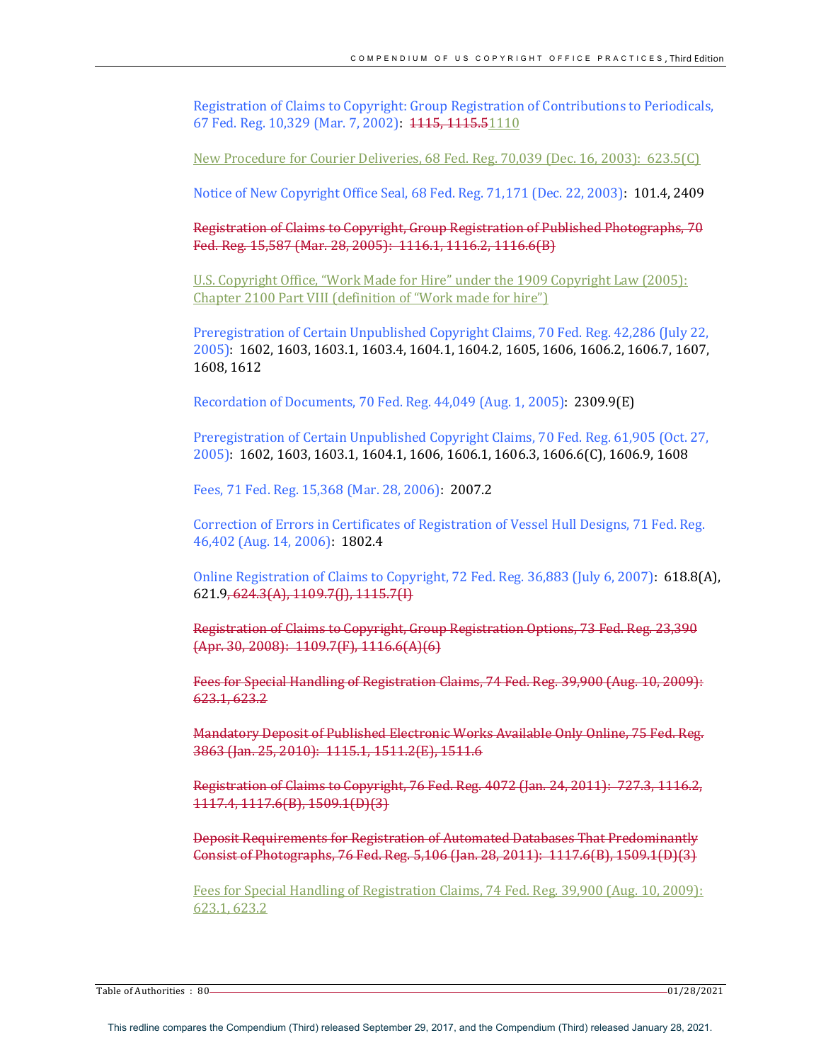Registration of Claims to Copyright: Group Registration of Contributions to Periodicals, 67 Fed. Reg. 10,329 (Mar. 7, 2002): ~~1115, 1115.5~~1110

New Procedure for Courier Deliveries, 68 Fed. Reg. 70,039 (Dec. 16, 2003): 623.5(C)

Notice of New Copyright Office Seal, 68 Fed. Reg. 71,171 (Dec. 22, 2003): 101.4, 2409

~~Registration of Claims to Copyright, Group Registration of Published Photographs, 70 Fed. Reg. 15,587 (Mar. 28, 2005): 1116.1, 1116.2, 1116.6(B)~~

U.S. Copyright Office, "Work Made for Hire" under the 1909 Copyright Law (2005): Chapter 2100 Part VIII (definition of "Work made for hire")

Preregistration of Certain Unpublished Copyright Claims, 70 Fed. Reg. 42,286 (July 22, 2005): 1602, 1603, 1603.1, 1603.4, 1604.1, 1604.2, 1605, 1606, 1606.2, 1606.7, 1607, 1608, 1612

Recordation of Documents, 70 Fed. Reg. 44,049 (Aug. 1, 2005): 2309.9(E)

Preregistration of Certain Unpublished Copyright Claims, 70 Fed. Reg. 61,905 (Oct. 27, 2005): 1602, 1603, 1603.1, 1604.1, 1606, 1606.1, 1606.3, 1606.6(C), 1606.9, 1608

Fees, 71 Fed. Reg. 15,368 (Mar. 28, 2006): 2007.2

Correction of Errors in Certificates of Registration of Vessel Hull Designs, 71 Fed. Reg. 46,402 (Aug. 14, 2006): 1802.4

Online Registration of Claims to Copyright, 72 Fed. Reg. 36,883 (July 6, 2007): 618.8(A), 621.9~~, 624.3(A), 1109.7(J), 1115.7(I)~~

~~Registration of Claims to Copyright, Group Registration Options, 73 Fed. Reg. 23,390 (Apr. 30, 2008): 1109.7(F), 1116.6(A)(6)~~

~~Fees for Special Handling of Registration Claims, 74 Fed. Reg. 39,900 (Aug. 10, 2009): 623.1, 623.2~~

~~Mandatory Deposit of Published Electronic Works Available Only Online, 75 Fed. Reg. 3863 (Jan. 25, 2010): 1115.1, 1511.2(E), 1511.6~~

~~Registration of Claims to Copyright, 76 Fed. Reg. 4072 (Jan. 24, 2011): 727.3, 1116.2, 1117.4, 1117.6(B), 1509.1(D)(3)~~

~~Deposit Requirements for Registration of Automated Databases That Predominantly Consist of Photographs, 76 Fed. Reg. 5,106 (Jan. 28, 2011): 1117.6(B), 1509.1(D)(3)~~

Fees for Special Handling of Registration Claims, 74 Fed. Reg. 39,900 (Aug. 10, 2009): 623.1, 623.2

This redline compares the Compendium (Third) released September 29, 2017, and the Compendium (Third) released January 28, 2021.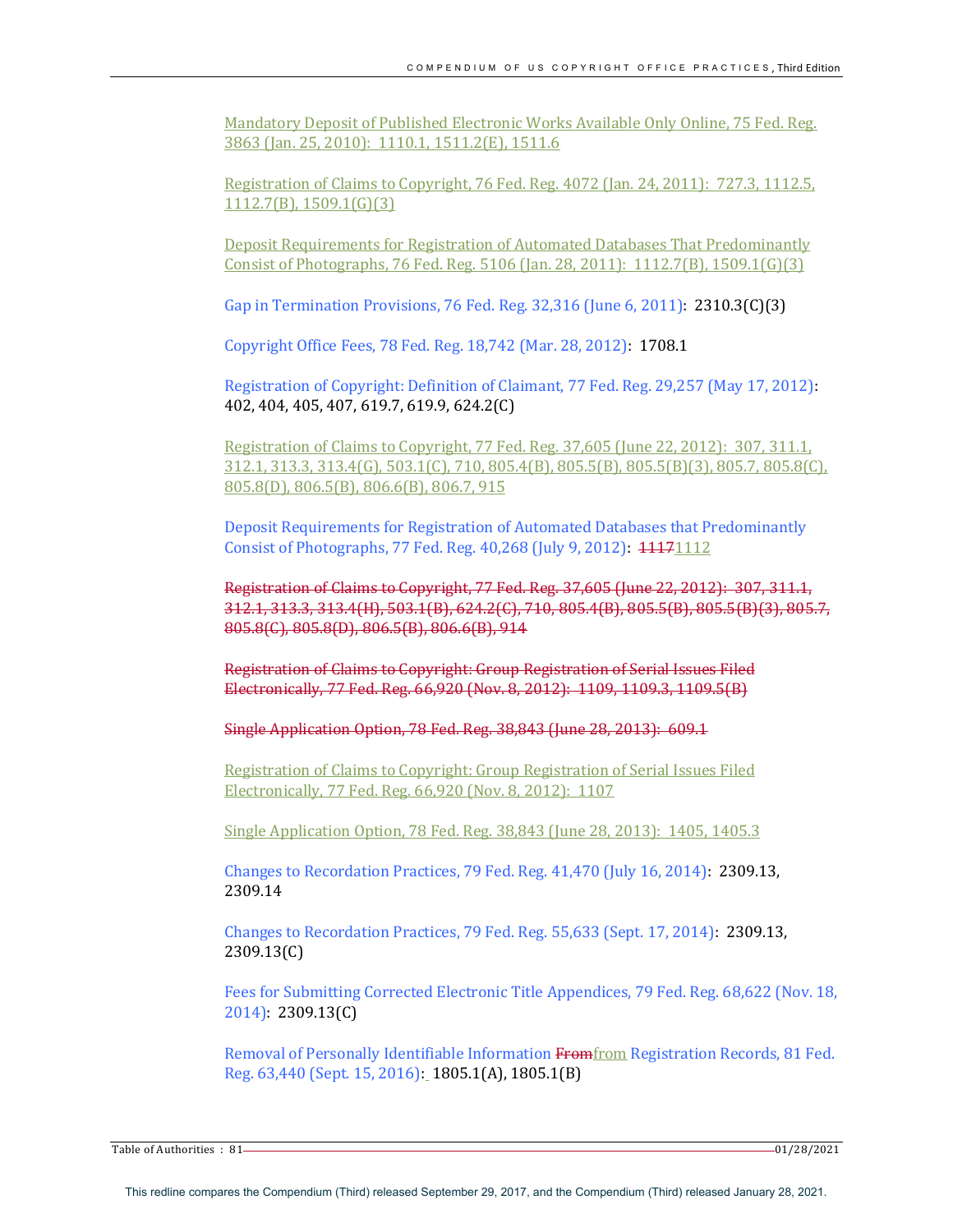Mandatory Deposit of Published Electronic Works Available Only Online, 75 Fed. Reg. 3863 (Jan. 25, 2010): 1110.1, 1511.2(E), 1511.6

Registration of Claims to Copyright, 76 Fed. Reg. 4072 (Jan. 24, 2011): 727.3, 1112.5, 1112.7(B), 1509.1(G)(3)

Deposit Requirements for Registration of Automated Databases That Predominantly Consist of Photographs, 76 Fed. Reg. 5106 (Jan. 28, 2011): 1112.7(B), 1509.1(G)(3)

Gap in Termination Provisions, 76 Fed. Reg. 32,316 (June 6, 2011): 2310.3(C)(3)

Copyright Office Fees, 78 Fed. Reg. 18,742 (Mar. 28, 2012): 1708.1

Registration of Copyright: Definition of Claimant, 77 Fed. Reg. 29,257 (May 17, 2012): 402, 404, 405, 407, 619.7, 619.9, 624.2(C)

Registration of Claims to Copyright, 77 Fed. Reg. 37,605 (June 22, 2012): 307, 311.1, 312.1, 313.3, 313.4(G), 503.1(C), 710, 805.4(B), 805.5(B), 805.5(B)(3), 805.7, 805.8(C), 805.8(D), 806.5(B), 806.6(B), 806.7, 915

Deposit Requirements for Registration of Automated Databases that Predominantly Consist of Photographs, 77 Fed. Reg. 40,268 (July 9, 2012): ~~1117~~1112

~~Registration of Claims to Copyright, 77 Fed. Reg. 37,605 (June 22, 2012): 307, 311.1, 312.1, 313.3, 313.4(H), 503.1(B), 624.2(C), 710, 805.4(B), 805.5(B), 805.5(B)(3), 805.7, 805.8(C), 805.8(D), 806.5(B), 806.6(B), 914~~

~~Registration of Claims to Copyright: Group Registration of Serial Issues Filed Electronically, 77 Fed. Reg. 66,920 (Nov. 8, 2012): 1109, 1109.3, 1109.5(B)~~

~~Single Application Option, 78 Fed. Reg. 38,843 (June 28, 2013): 609.1~~

Registration of Claims to Copyright: Group Registration of Serial Issues Filed Electronically, 77 Fed. Reg. 66,920 (Nov. 8, 2012): 1107

Single Application Option, 78 Fed. Reg. 38,843 (June 28, 2013): 1405, 1405.3

Changes to Recordation Practices, 79 Fed. Reg. 41,470 (July 16, 2014): 2309.13, 2309.14

Changes to Recordation Practices, 79 Fed. Reg. 55,633 (Sept. 17, 2014): 2309.13, 2309.13(C)

Fees for Submitting Corrected Electronic Title Appendices, 79 Fed. Reg. 68,622 (Nov. 18, 2014): 2309.13(C)

Removal of Personally Identifiable Information ~~From~~from Registration Records, 81 Fed. Reg. 63,440 (Sept. 15, 2016): 1805.1(A), 1805.1(B)

This redline compares the Compendium (Third) released September 29, 2017, and the Compendium (Third) released January 28, 2021.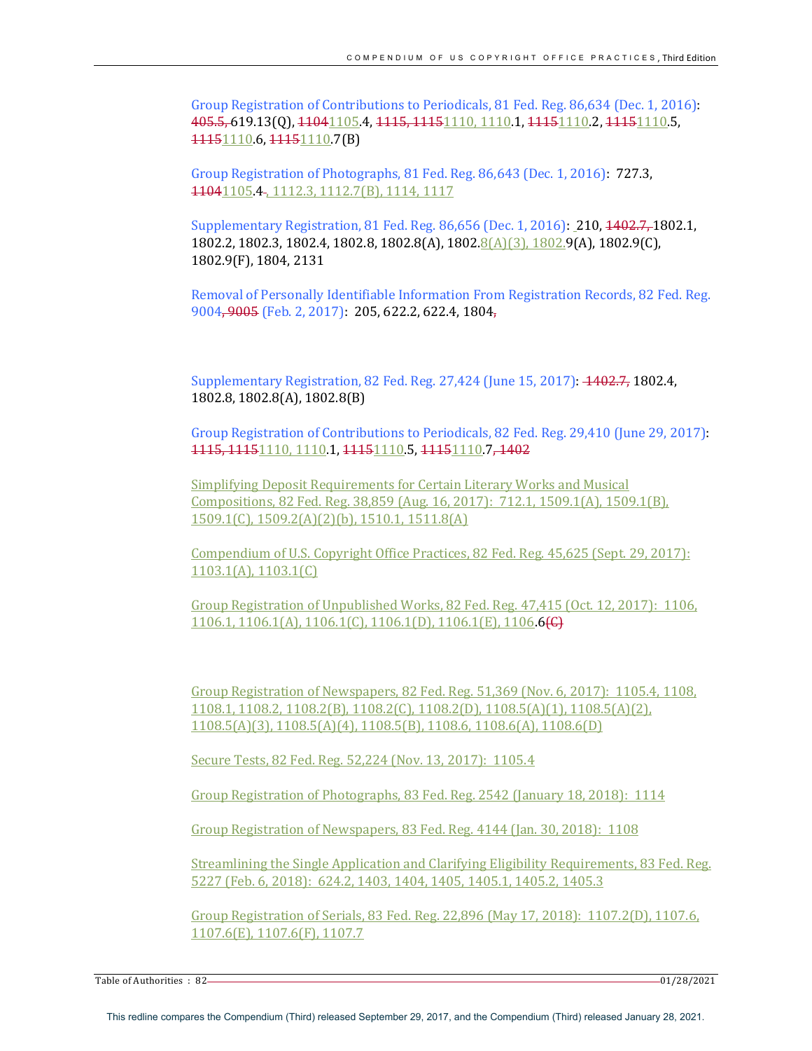Group Registration of Contributions to Periodicals, 81 Fed. Reg. 86,634 (Dec. 1, 2016): ~~405.5,~~ 619.13(Q), ~~1104~~1105.4, ~~1115, 1115~~1110, 1110.1, ~~1115~~1110.2, ~~1115~~1110.5, ~~1115~~1110.6, ~~1115~~1110.7(B)

Group Registration of Photographs, 81 Fed. Reg. 86,643 (Dec. 1, 2016): 727.3, ~~1104~~1105.4, 1112.3, 1112.7(B), 1114, 1117

Supplementary Registration, 81 Fed. Reg. 86,656 (Dec. 1, 2016): 210, ~~1402.7,~~ 1802.1, 1802.2, 1802.3, 1802.4, 1802.8, 1802.8(A), 1802.8(A)(3), 1802.9(A), 1802.9(C), 1802.9(F), 1804, 2131

Removal of Personally Identifiable Information From Registration Records, 82 Fed. Reg. 9004~~, 9005~~ (Feb. 2, 2017): 205, 622.2, 622.4, 1804~~,~~

Supplementary Registration, 82 Fed. Reg. 27,424 (June 15, 2017): ~~1402.7,~~ 1802.4, 1802.8, 1802.8(A), 1802.8(B)

Group Registration of Contributions to Periodicals, 82 Fed. Reg. 29,410 (June 29, 2017): ~~1115, 1115~~1110, 1110.1, ~~1115~~1110.5, ~~1115~~1110.7~~, 1402~~

Simplifying Deposit Requirements for Certain Literary Works and Musical Compositions, 82 Fed. Reg. 38,859 (Aug. 16, 2017): 712.1, 1509.1(A), 1509.1(B), 1509.1(C), 1509.2(A)(2)(b), 1510.1, 1511.8(A)

Compendium of U.S. Copyright Office Practices, 82 Fed. Reg. 45,625 (Sept. 29, 2017): 1103.1(A), 1103.1(C)

Group Registration of Unpublished Works, 82 Fed. Reg. 47,415 (Oct. 12, 2017): 1106, 1106.1, 1106.1(A), 1106.1(C), 1106.1(D), 1106.1(E), 1106.6~~(C)~~

Group Registration of Newspapers, 82 Fed. Reg. 51,369 (Nov. 6, 2017): 1105.4, 1108, 1108.1, 1108.2, 1108.2(B), 1108.2(C), 1108.2(D), 1108.5(A)(1), 1108.5(A)(2), 1108.5(A)(3), 1108.5(A)(4), 1108.5(B), 1108.6, 1108.6(A), 1108.6(D)

Secure Tests, 82 Fed. Reg. 52,224 (Nov. 13, 2017): 1105.4

Group Registration of Photographs, 83 Fed. Reg. 2542 (January 18, 2018): 1114

Group Registration of Newspapers, 83 Fed. Reg. 4144 (Jan. 30, 2018): 1108

Streamlining the Single Application and Clarifying Eligibility Requirements, 83 Fed. Reg. 5227 (Feb. 6, 2018): 624.2, 1403, 1404, 1405, 1405.1, 1405.2, 1405.3

Group Registration of Serials, 83 Fed. Reg. 22,896 (May 17, 2018): 1107.2(D), 1107.6, 1107.6(E), 1107.6(F), 1107.7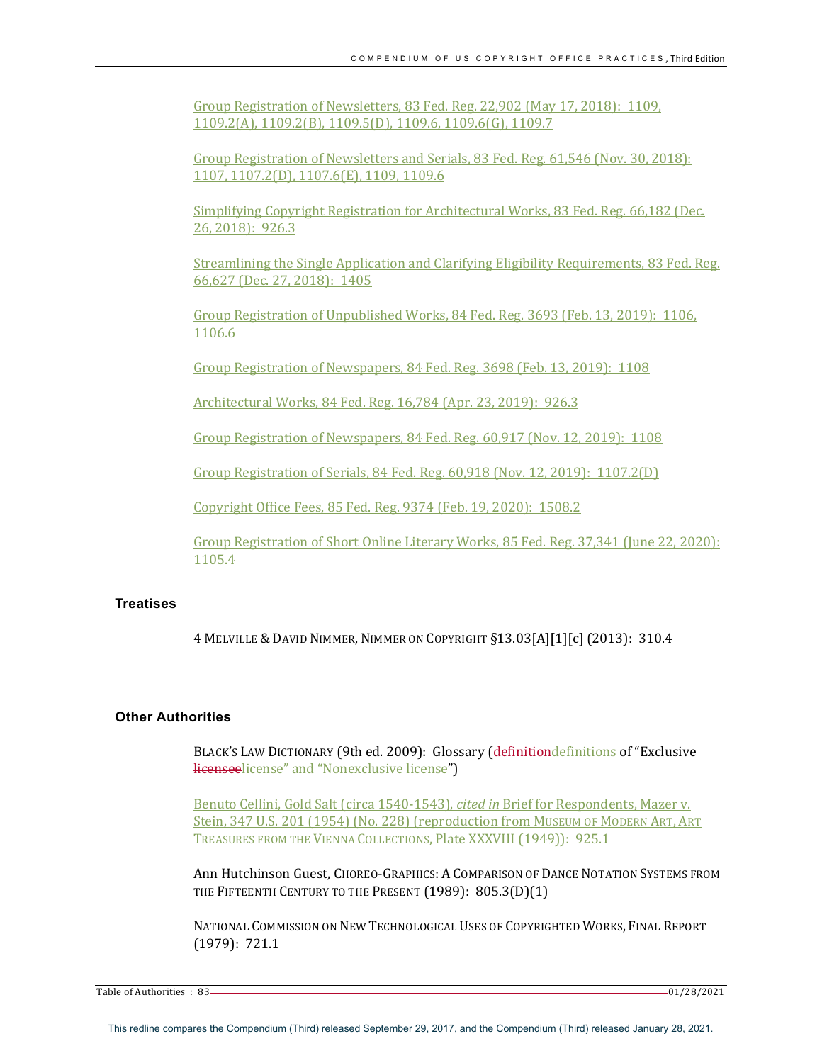Group Registration of Newsletters, 83 Fed. Reg. 22,902 (May 17, 2018): 1109, 1109.2(A), 1109.2(B), 1109.5(D), 1109.6, 1109.6(G), 1109.7

Group Registration of Newsletters and Serials, 83 Fed. Reg. 61,546 (Nov. 30, 2018): 1107, 1107.2(D), 1107.6(E), 1109, 1109.6

Simplifying Copyright Registration for Architectural Works, 83 Fed. Reg. 66,182 (Dec. 26, 2018): 926.3

Streamlining the Single Application and Clarifying Eligibility Requirements, 83 Fed. Reg. 66,627 (Dec. 27, 2018): 1405

Group Registration of Unpublished Works, 84 Fed. Reg. 3693 (Feb. 13, 2019): 1106, 1106.6

Group Registration of Newspapers, 84 Fed. Reg. 3698 (Feb. 13, 2019): 1108

Architectural Works, 84 Fed. Reg. 16,784 (Apr. 23, 2019): 926.3

Group Registration of Newspapers, 84 Fed. Reg. 60,917 (Nov. 12, 2019): 1108

Group Registration of Serials, 84 Fed. Reg. 60,918 (Nov. 12, 2019): 1107.2(D)

Copyright Office Fees, 85 Fed. Reg. 9374 (Feb. 19, 2020): 1508.2

Group Registration of Short Online Literary Works, 85 Fed. Reg. 37,341 (June 22, 2020): 1105.4

## Treatises

4 MELVILLE & DAVID NIMMER, NIMMER ON COPYRIGHT §13.03[A][1][c] (2013): 310.4

## Other Authorities

BLACK'S LAW DICTIONARY (9th ed. 2009): Glossary (~~definition~~definitions of "Exclusive ~~licensee~~license" and "Nonexclusive license")

Benuto Cellini, Gold Salt (circa 1540-1543), *cited in* Brief for Respondents, Mazer v. Stein, 347 U.S. 201 (1954) (No. 228) (reproduction from MUSEUM OF MODERN ART, ART TREASURES FROM THE VIENNA COLLECTIONS, Plate XXXVIII (1949)): 925.1

Ann Hutchinson Guest, CHOREO-GRAPHICS: A COMPARISON OF DANCE NOTATION SYSTEMS FROM THE FIFTEENTH CENTURY TO THE PRESENT (1989): 805.3(D)(1)

NATIONAL COMMISSION ON NEW TECHNOLOGICAL USES OF COPYRIGHTED WORKS, FINAL REPORT (1979): 721.1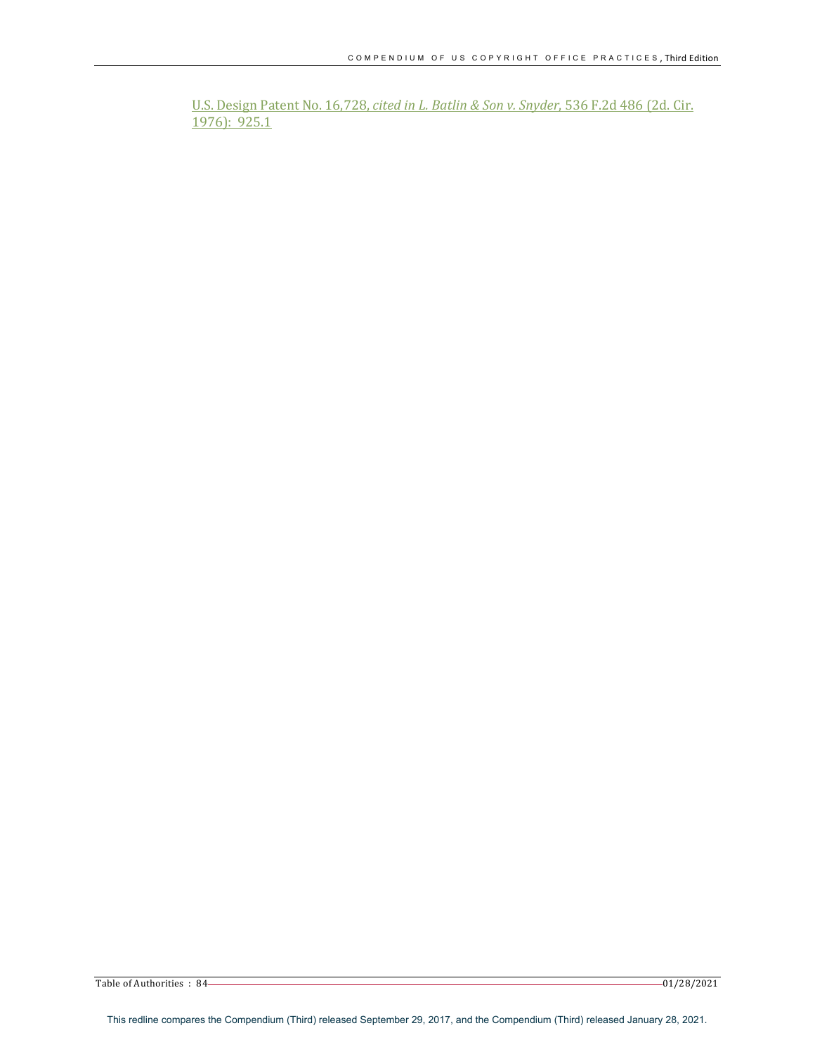U.S. Design Patent No. 16,728, *cited in L. Batlin & Son v. Snyder*, 536 F.2d 486 (2d. Cir. 1976): 925.1

This redline compares the Compendium (Third) released September 29, 2017, and the Compendium (Third) released January 28, 2021.